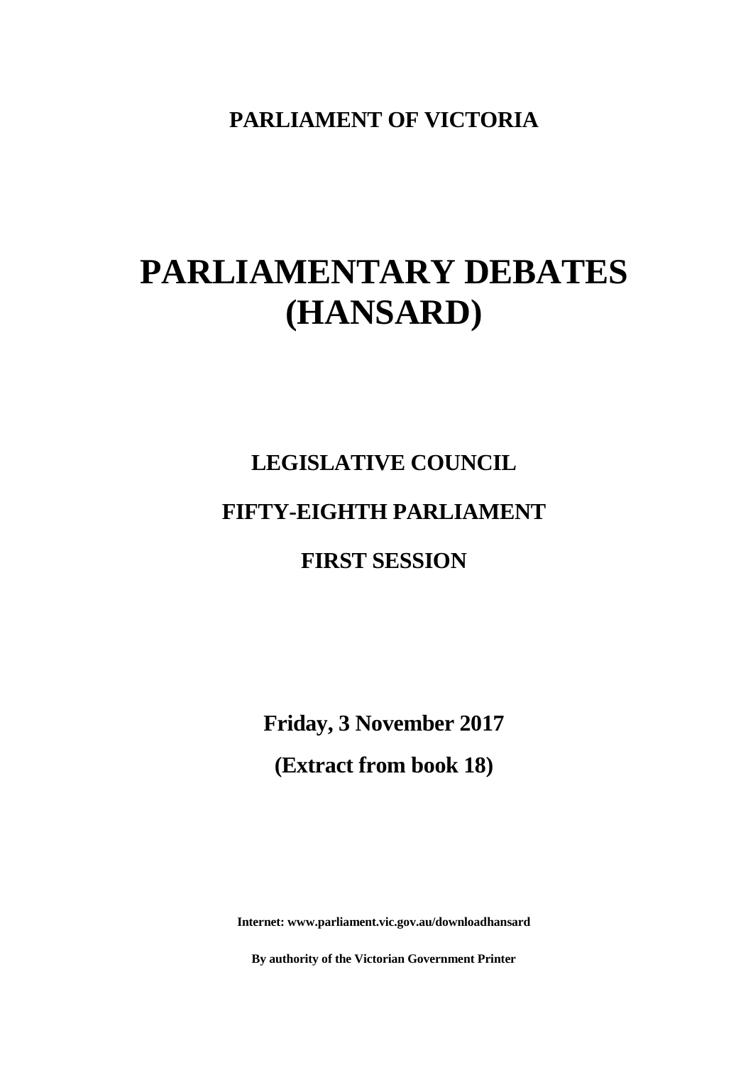**PARLIAMENT OF VICTORIA**

# PARLIAMENTARY DEBATES (HANSARD)

## LEGISLATIVE COUNCIL

## FIFTY-EIGHTH PARLIAMENT

## FIRST SESSION

**Friday, 3 November 2017**

**(Extract from book 18)**

**Internet: www.parliament.vic.gov.au/downloadhansard**

**By authority of the Victorian Government Printer**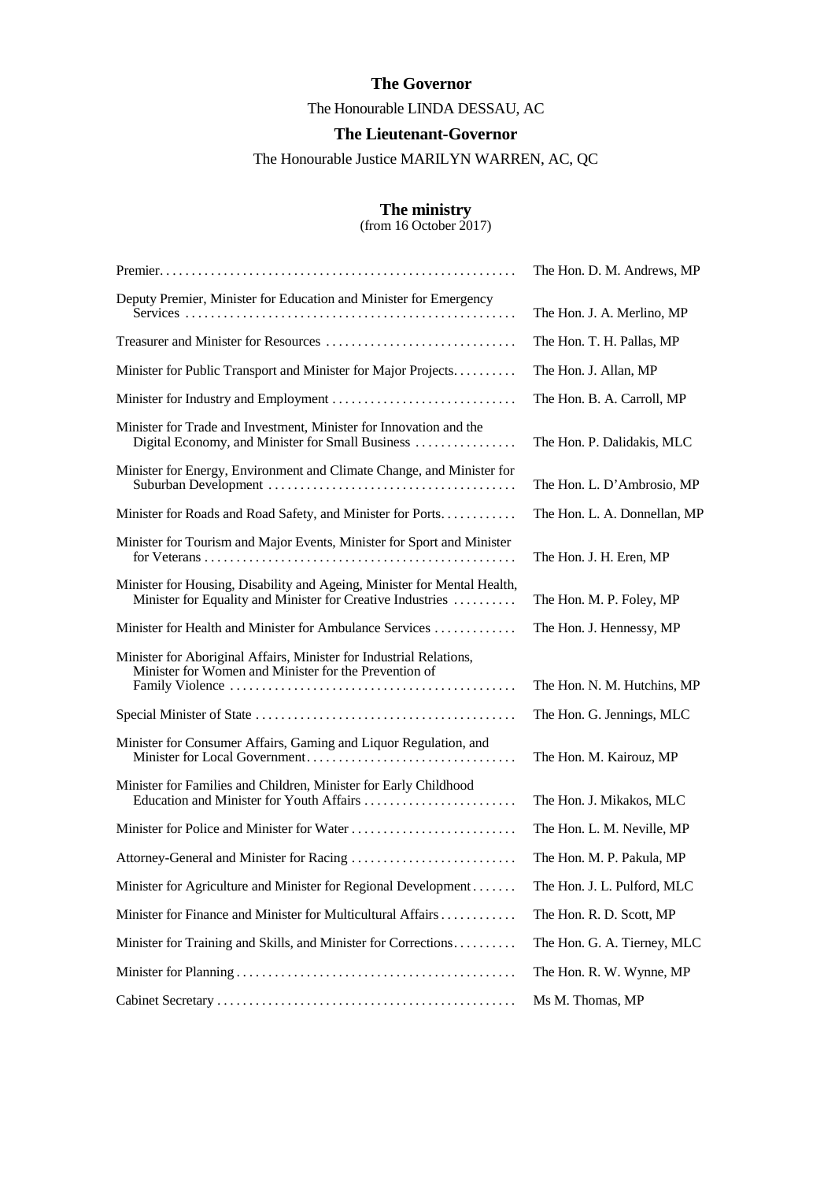## The Governor

The Honourable LINDA DESSAU, AC

## The Lieutenant-Governor

The Honourable Justice MARILYN WARREN, AC, QC

## The ministry

(from 16 October 2017)

| | |
|---|---|
| Premier | The Hon. D. M. Andrews, MP |
| Deputy Premier, Minister for Education and Minister for Emergency Services | The Hon. J. A. Merlino, MP |
| Treasurer and Minister for Resources | The Hon. T. H. Pallas, MP |
| Minister for Public Transport and Minister for Major Projects | The Hon. J. Allan, MP |
| Minister for Industry and Employment | The Hon. B. A. Carroll, MP |
| Minister for Trade and Investment, Minister for Innovation and the Digital Economy, and Minister for Small Business | The Hon. P. Dalidakis, MLC |
| Minister for Energy, Environment and Climate Change, and Minister for Suburban Development | The Hon. L. D'Ambrosio, MP |
| Minister for Roads and Road Safety, and Minister for Ports | The Hon. L. A. Donnellan, MP |
| Minister for Tourism and Major Events, Minister for Sport and Minister for Veterans | The Hon. J. H. Eren, MP |
| Minister for Housing, Disability and Ageing, Minister for Mental Health, Minister for Equality and Minister for Creative Industries | The Hon. M. P. Foley, MP |
| Minister for Health and Minister for Ambulance Services | The Hon. J. Hennessy, MP |
| Minister for Aboriginal Affairs, Minister for Industrial Relations, Minister for Women and Minister for the Prevention of Family Violence | The Hon. N. M. Hutchins, MP |
| Special Minister of State | The Hon. G. Jennings, MLC |
| Minister for Consumer Affairs, Gaming and Liquor Regulation, and Minister for Local Government | The Hon. M. Kairouz, MP |
| Minister for Families and Children, Minister for Early Childhood Education and Minister for Youth Affairs | The Hon. J. Mikakos, MLC |
| Minister for Police and Minister for Water | The Hon. L. M. Neville, MP |
| Attorney-General and Minister for Racing | The Hon. M. P. Pakula, MP |
| Minister for Agriculture and Minister for Regional Development | The Hon. J. L. Pulford, MLC |
| Minister for Finance and Minister for Multicultural Affairs | The Hon. R. D. Scott, MP |
| Minister for Training and Skills, and Minister for Corrections | The Hon. G. A. Tierney, MLC |
| Minister for Planning | The Hon. R. W. Wynne, MP |
| Cabinet Secretary | Ms M. Thomas, MP |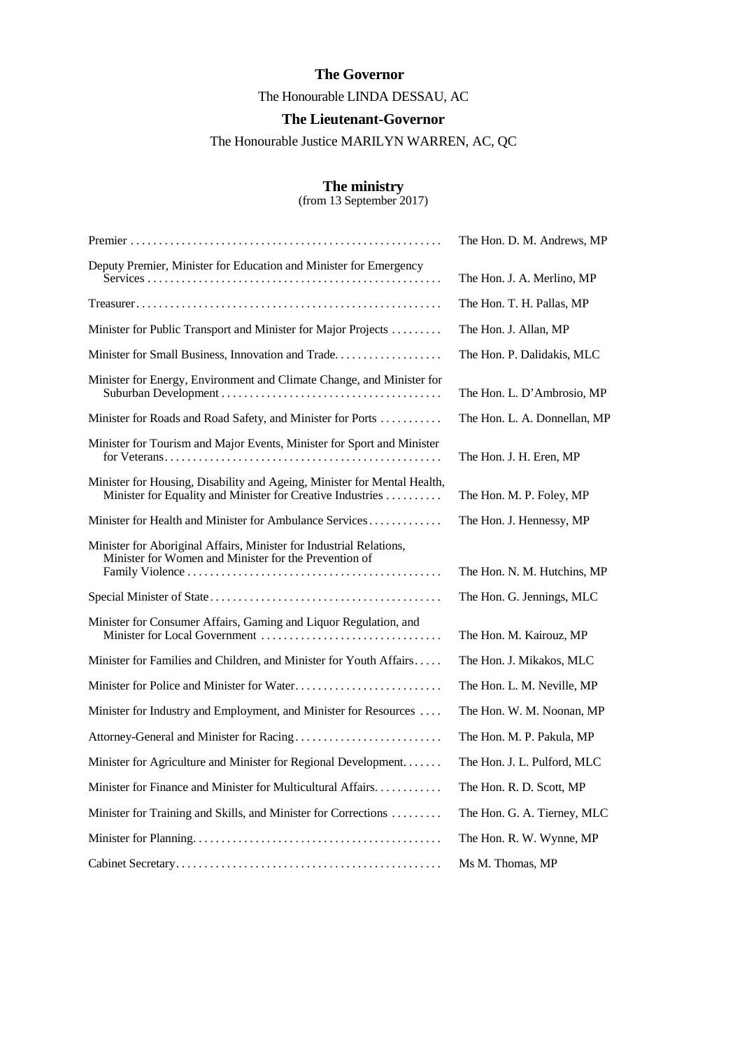**The Governor**

The Honourable LINDA DESSAU, AC

**The Lieutenant-Governor**

The Honourable Justice MARILYN WARREN, AC, QC

**The ministry**

(from 13 September 2017)

| | |
|---|---|
| Premier | The Hon. D. M. Andrews, MP |
| Deputy Premier, Minister for Education and Minister for Emergency Services | The Hon. J. A. Merlino, MP |
| Treasurer | The Hon. T. H. Pallas, MP |
| Minister for Public Transport and Minister for Major Projects | The Hon. J. Allan, MP |
| Minister for Small Business, Innovation and Trade | The Hon. P. Dalidakis, MLC |
| Minister for Energy, Environment and Climate Change, and Minister for Suburban Development | The Hon. L. D'Ambrosio, MP |
| Minister for Roads and Road Safety, and Minister for Ports | The Hon. L. A. Donnellan, MP |
| Minister for Tourism and Major Events, Minister for Sport and Minister for Veterans | The Hon. J. H. Eren, MP |
| Minister for Housing, Disability and Ageing, Minister for Mental Health, Minister for Equality and Minister for Creative Industries | The Hon. M. P. Foley, MP |
| Minister for Health and Minister for Ambulance Services | The Hon. J. Hennessy, MP |
| Minister for Aboriginal Affairs, Minister for Industrial Relations, Minister for Women and Minister for the Prevention of Family Violence | The Hon. N. M. Hutchins, MP |
| Special Minister of State | The Hon. G. Jennings, MLC |
| Minister for Consumer Affairs, Gaming and Liquor Regulation, and Minister for Local Government | The Hon. M. Kairouz, MP |
| Minister for Families and Children, and Minister for Youth Affairs | The Hon. J. Mikakos, MLC |
| Minister for Police and Minister for Water | The Hon. L. M. Neville, MP |
| Minister for Industry and Employment, and Minister for Resources | The Hon. W. M. Noonan, MP |
| Attorney-General and Minister for Racing | The Hon. M. P. Pakula, MP |
| Minister for Agriculture and Minister for Regional Development | The Hon. J. L. Pulford, MLC |
| Minister for Finance and Minister for Multicultural Affairs | The Hon. R. D. Scott, MP |
| Minister for Training and Skills, and Minister for Corrections | The Hon. G. A. Tierney, MLC |
| Minister for Planning | The Hon. R. W. Wynne, MP |
| Cabinet Secretary | Ms M. Thomas, MP |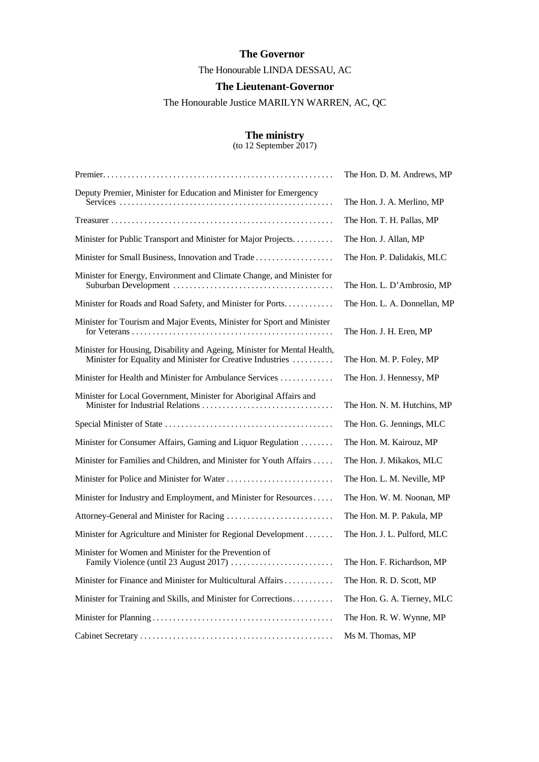## The Governor

The Honourable LINDA DESSAU, AC

## The Lieutenant-Governor

The Honourable Justice MARILYN WARREN, AC, QC

## The ministry

(to 12 September 2017)

| | |
|---|---|
| Premier | The Hon. D. M. Andrews, MP |
| Deputy Premier, Minister for Education and Minister for Emergency Services | The Hon. J. A. Merlino, MP |
| Treasurer | The Hon. T. H. Pallas, MP |
| Minister for Public Transport and Minister for Major Projects | The Hon. J. Allan, MP |
| Minister for Small Business, Innovation and Trade | The Hon. P. Dalidakis, MLC |
| Minister for Energy, Environment and Climate Change, and Minister for Suburban Development | The Hon. L. D'Ambrosio, MP |
| Minister for Roads and Road Safety, and Minister for Ports | The Hon. L. A. Donnellan, MP |
| Minister for Tourism and Major Events, Minister for Sport and Minister for Veterans | The Hon. J. H. Eren, MP |
| Minister for Housing, Disability and Ageing, Minister for Mental Health, Minister for Equality and Minister for Creative Industries | The Hon. M. P. Foley, MP |
| Minister for Health and Minister for Ambulance Services | The Hon. J. Hennessy, MP |
| Minister for Local Government, Minister for Aboriginal Affairs and Minister for Industrial Relations | The Hon. N. M. Hutchins, MP |
| Special Minister of State | The Hon. G. Jennings, MLC |
| Minister for Consumer Affairs, Gaming and Liquor Regulation | The Hon. M. Kairouz, MP |
| Minister for Families and Children, and Minister for Youth Affairs | The Hon. J. Mikakos, MLC |
| Minister for Police and Minister for Water | The Hon. L. M. Neville, MP |
| Minister for Industry and Employment, and Minister for Resources | The Hon. W. M. Noonan, MP |
| Attorney-General and Minister for Racing | The Hon. M. P. Pakula, MP |
| Minister for Agriculture and Minister for Regional Development | The Hon. J. L. Pulford, MLC |
| Minister for Women and Minister for the Prevention of Family Violence (until 23 August 2017) | The Hon. F. Richardson, MP |
| Minister for Finance and Minister for Multicultural Affairs | The Hon. R. D. Scott, MP |
| Minister for Training and Skills, and Minister for Corrections | The Hon. G. A. Tierney, MLC |
| Minister for Planning | The Hon. R. W. Wynne, MP |
| Cabinet Secretary | Ms M. Thomas, MP |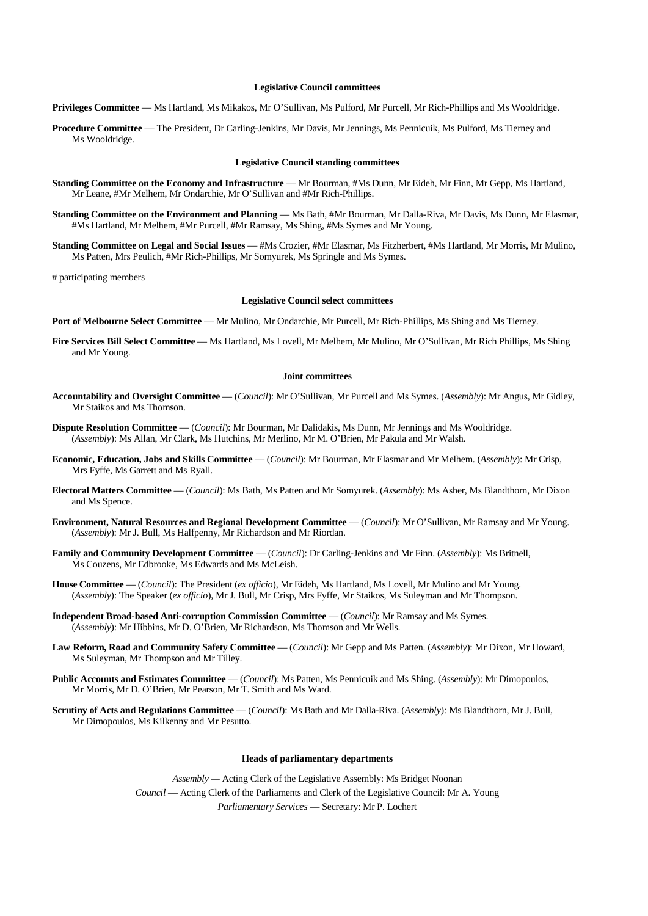## Legislative Council committees

**Privileges Committee** — Ms Hartland, Ms Mikakos, Mr O'Sullivan, Ms Pulford, Mr Purcell, Mr Rich-Phillips and Ms Wooldridge.

**Procedure Committee** — The President, Dr Carling-Jenkins, Mr Davis, Mr Jennings, Ms Pennicuik, Ms Pulford, Ms Tierney and Ms Wooldridge.

## Legislative Council standing committees

**Standing Committee on the Economy and Infrastructure** — Mr Bourman, #Ms Dunn, Mr Eideh, Mr Finn, Mr Gepp, Ms Hartland, Mr Leane, #Mr Melhem, Mr Ondarchie, Mr O'Sullivan and #Mr Rich-Phillips.

**Standing Committee on the Environment and Planning** — Ms Bath, #Mr Bourman, Mr Dalla-Riva, Mr Davis, Ms Dunn, Mr Elasmar, #Ms Hartland, Mr Melhem, #Mr Purcell, #Mr Ramsay, Ms Shing, #Ms Symes and Mr Young.

**Standing Committee on Legal and Social Issues** — #Ms Crozier, #Mr Elasmar, Ms Fitzherbert, #Ms Hartland, Mr Morris, Mr Mulino, Ms Patten, Mrs Peulich, #Mr Rich-Phillips, Mr Somyurek, Ms Springle and Ms Symes.

# participating members

## Legislative Council select committees

**Port of Melbourne Select Committee** — Mr Mulino, Mr Ondarchie, Mr Purcell, Mr Rich-Phillips, Ms Shing and Ms Tierney.

**Fire Services Bill Select Committee** — Ms Hartland, Ms Lovell, Mr Melhem, Mr Mulino, Mr O'Sullivan, Mr Rich Phillips, Ms Shing and Mr Young.

## Joint committees

**Accountability and Oversight Committee** — (*Council*): Mr O'Sullivan, Mr Purcell and Ms Symes. (*Assembly*): Mr Angus, Mr Gidley, Mr Staikos and Ms Thomson.

**Dispute Resolution Committee** — (*Council*): Mr Bourman, Mr Dalidakis, Ms Dunn, Mr Jennings and Ms Wooldridge. (*Assembly*): Ms Allan, Mr Clark, Ms Hutchins, Mr Merlino, Mr M. O'Brien, Mr Pakula and Mr Walsh.

**Economic, Education, Jobs and Skills Committee** — (*Council*): Mr Bourman, Mr Elasmar and Mr Melhem. (*Assembly*): Mr Crisp, Mrs Fyffe, Ms Garrett and Ms Ryall.

**Electoral Matters Committee** — (*Council*): Ms Bath, Ms Patten and Mr Somyurek. (*Assembly*): Ms Asher, Ms Blandthorn, Mr Dixon and Ms Spence.

**Environment, Natural Resources and Regional Development Committee** — (*Council*): Mr O'Sullivan, Mr Ramsay and Mr Young. (*Assembly*): Mr J. Bull, Ms Halfpenny, Mr Richardson and Mr Riordan.

**Family and Community Development Committee** — (*Council*): Dr Carling-Jenkins and Mr Finn. (*Assembly*): Ms Britnell, Ms Couzens, Mr Edbrooke, Ms Edwards and Ms McLeish.

**House Committee** — (*Council*): The President (*ex officio*), Mr Eideh, Ms Hartland, Ms Lovell, Mr Mulino and Mr Young. (*Assembly*): The Speaker (*ex officio*), Mr J. Bull, Mr Crisp, Mrs Fyffe, Mr Staikos, Ms Suleyman and Mr Thompson.

**Independent Broad-based Anti-corruption Commission Committee** — (*Council*): Mr Ramsay and Ms Symes. (*Assembly*): Mr Hibbins, Mr D. O'Brien, Mr Richardson, Ms Thomson and Mr Wells.

**Law Reform, Road and Community Safety Committee** — (*Council*): Mr Gepp and Ms Patten. (*Assembly*): Mr Dixon, Mr Howard, Ms Suleyman, Mr Thompson and Mr Tilley.

**Public Accounts and Estimates Committee** — (*Council*): Ms Patten, Ms Pennicuik and Ms Shing. (*Assembly*): Mr Dimopoulos, Mr Morris, Mr D. O'Brien, Mr Pearson, Mr T. Smith and Ms Ward.

**Scrutiny of Acts and Regulations Committee** — (*Council*): Ms Bath and Mr Dalla-Riva. (*Assembly*): Ms Blandthorn, Mr J. Bull, Mr Dimopoulos, Ms Kilkenny and Mr Pesutto.

## Heads of parliamentary departments

*Assembly* — Acting Clerk of the Legislative Assembly: Ms Bridget Noonan

*Council* — Acting Clerk of the Parliaments and Clerk of the Legislative Council: Mr A. Young

*Parliamentary Services* — Secretary: Mr P. Lochert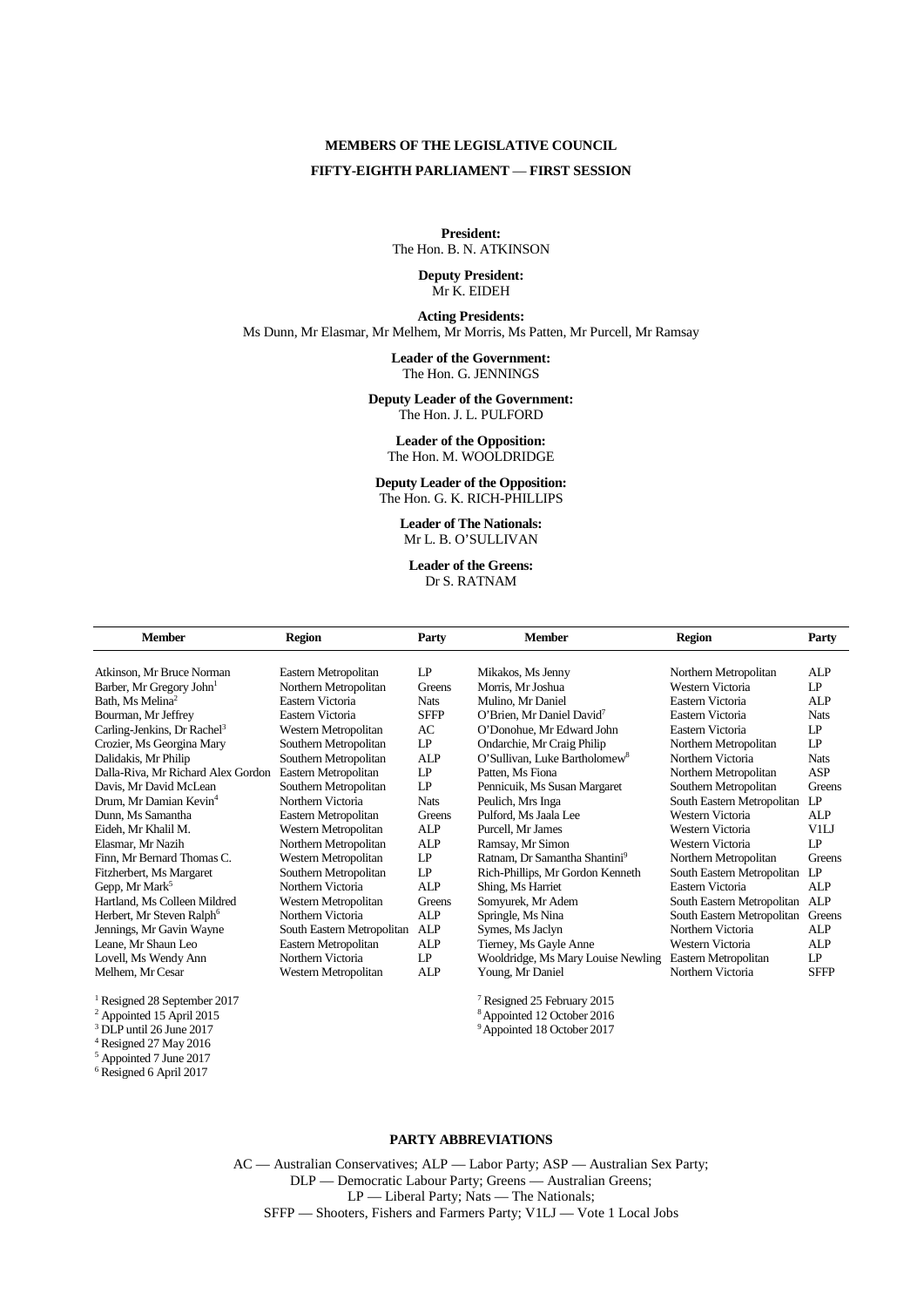## MEMBERS OF THE LEGISLATIVE COUNCIL

## FIFTY-EIGHTH PARLIAMENT — FIRST SESSION

**President:**
The Hon. B. N. ATKINSON

**Deputy President:**
Mr K. EIDEH

**Acting Presidents:**
Ms Dunn, Mr Elasmar, Mr Melhem, Mr Morris, Ms Patten, Mr Purcell, Mr Ramsay

**Leader of the Government:**
The Hon. G. JENNINGS

**Deputy Leader of the Government:**
The Hon. J. L. PULFORD

**Leader of the Opposition:**
The Hon. M. WOOLDRIDGE

**Deputy Leader of the Opposition:**
The Hon. G. K. RICH-PHILLIPS

**Leader of The Nationals:**
Mr L. B. O'SULLIVAN

**Leader of the Greens:**
Dr S. RATNAM

| Member | Region | Party | Member | Region | Party |
|---|---|---|---|---|---|
| Atkinson, Mr Bruce Norman | Eastern Metropolitan | LP | Mikakos, Ms Jenny | Northern Metropolitan | ALP |
| Barber, Mr Gregory John[1] | Northern Metropolitan | Greens | Morris, Mr Joshua | Western Victoria | LP |
| Bath, Ms Melina[2] | Eastern Victoria | Nats | Mulino, Mr Daniel | Eastern Victoria | ALP |
| Bourman, Mr Jeffrey | Eastern Victoria | SFFP | O'Brien, Mr Daniel David[7] | Eastern Victoria | Nats |
| Carling-Jenkins, Dr Rachel[3] | Western Metropolitan | AC | O'Donohue, Mr Edward John | Eastern Victoria | LP |
| Crozier, Ms Georgina Mary | Southern Metropolitan | LP | Ondarchie, Mr Craig Philip | Northern Metropolitan | LP |
| Dalidakis, Mr Philip | Southern Metropolitan | ALP | O'Sullivan, Luke Bartholomew[8] | Northern Victoria | Nats |
| Dalla-Riva, Mr Richard Alex Gordon | Eastern Metropolitan | LP | Patten, Ms Fiona | Northern Metropolitan | ASP |
| Davis, Mr David McLean | Southern Metropolitan | LP | Pennicuik, Ms Susan Margaret | Southern Metropolitan | Greens |
| Drum, Mr Damian Kevin[4] | Northern Victoria | Nats | Peulich, Mrs Inga | South Eastern Metropolitan | LP |
| Dunn, Ms Samantha | Eastern Metropolitan | Greens | Pulford, Ms Jaala Lee | Western Victoria | ALP |
| Eideh, Mr Khalil M. | Western Metropolitan | ALP | Purcell, Mr James | Western Victoria | V1LJ |
| Elasmar, Mr Nazih | Northern Metropolitan | ALP | Ramsay, Mr Simon | Western Victoria | LP |
| Finn, Mr Bernard Thomas C. | Western Metropolitan | LP | Ratnam, Dr Samantha Shantini[9] | Northern Metropolitan | Greens |
| Fitzherbert, Ms Margaret | Southern Metropolitan | LP | Rich-Phillips, Mr Gordon Kenneth | South Eastern Metropolitan | LP |
| Gepp, Mr Mark[5] | Northern Victoria | ALP | Shing, Ms Harriet | Eastern Victoria | ALP |
| Hartland, Ms Colleen Mildred | Western Metropolitan | Greens | Somyurek, Mr Adem | South Eastern Metropolitan | ALP |
| Herbert, Mr Steven Ralph[6] | Northern Victoria | ALP | Springle, Ms Nina | South Eastern Metropolitan | Greens |
| Jennings, Mr Gavin Wayne | South Eastern Metropolitan | ALP | Symes, Ms Jaclyn | Northern Victoria | ALP |
| Leane, Mr Shaun Leo | Eastern Metropolitan | ALP | Tierney, Ms Gayle Anne | Western Victoria | ALP |
| Lovell, Ms Wendy Ann | Northern Victoria | LP | Wooldridge, Ms Mary Louise Newling | Eastern Metropolitan | LP |
| Melhem, Mr Cesar | Western Metropolitan | ALP | Young, Mr Daniel | Northern Victoria | SFFP |

[1] Resigned 28 September 2017
[2] Appointed 15 April 2015
[3] DLP until 26 June 2017
[4] Resigned 27 May 2016
[5] Appointed 7 June 2017
[6] Resigned 6 April 2017
[7] Resigned 25 February 2015
[8] Appointed 12 October 2016
[9] Appointed 18 October 2017

**PARTY ABBREVIATIONS**

AC — Australian Conservatives; ALP — Labor Party; ASP — Australian Sex Party;
DLP — Democratic Labour Party; Greens — Australian Greens;
LP — Liberal Party; Nats — The Nationals;
SFFP — Shooters, Fishers and Farmers Party; V1LJ — Vote 1 Local Jobs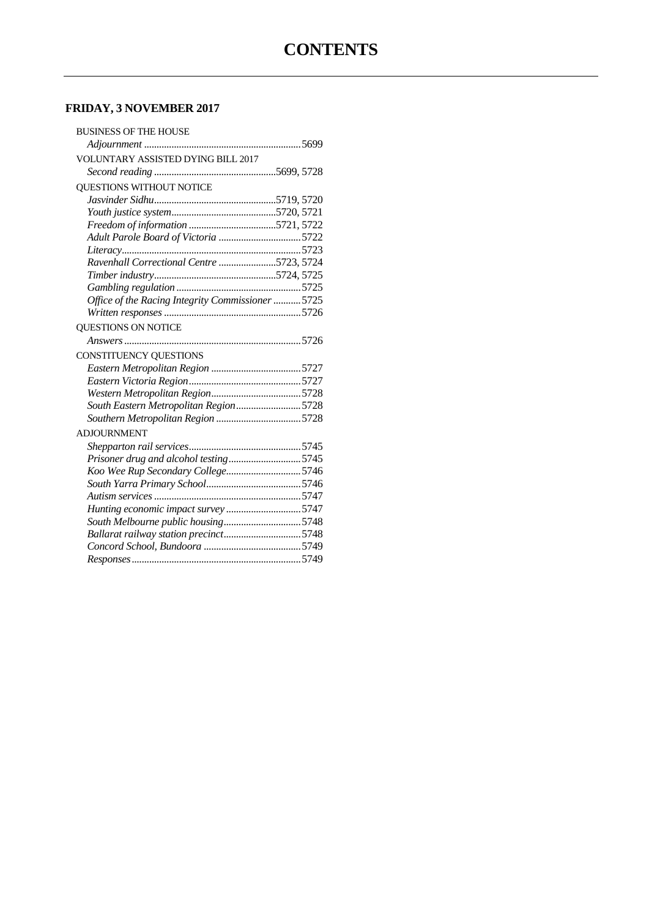# CONTENTS

## FRIDAY, 3 NOVEMBER 2017

BUSINESS OF THE HOUSE

*Adjournment* ............................................................. 5699

VOLUNTARY ASSISTED DYING BILL 2017

*Second reading* ............................................... 5699, 5728

QUESTIONS WITHOUT NOTICE

*Jasvinder Sidhu* ............................................... 5719, 5720

*Youth justice system* ......................................... 5720, 5721

*Freedom of information* .................................... 5721, 5722

*Adult Parole Board of Victoria* .............................. 5722

*Literacy* ..................................................................... 5723

*Ravenhall Correctional Centre* ......................... 5723, 5724

*Timber industry* ................................................ 5724, 5725

*Gambling regulation* ................................................ 5725

*Office of the Racing Integrity Commissioner* .......... 5725

*Written responses* ..................................................... 5726

QUESTIONS ON NOTICE

*Answers* ..................................................................... 5726

CONSTITUENCY QUESTIONS

*Eastern Metropolitan Region* ................................... 5727

*Eastern Victoria Region* ........................................... 5727

*Western Metropolitan Region* .................................. 5728

*South Eastern Metropolitan Region* ......................... 5728

*Southern Metropolitan Region* ................................. 5728

ADJOURNMENT

*Shepparton rail services* ........................................... 5745

*Prisoner drug and alcohol testing* ............................ 5745

*Koo Wee Rup Secondary College* ............................ 5746

*South Yarra Primary School* ..................................... 5746

*Autism services* ......................................................... 5747

*Hunting economic impact survey* ............................. 5747

*South Melbourne public housing* .............................. 5748

*Ballarat railway station precinct* .............................. 5748

*Concord School, Bundoora* ...................................... 5749

*Responses* .................................................................. 5749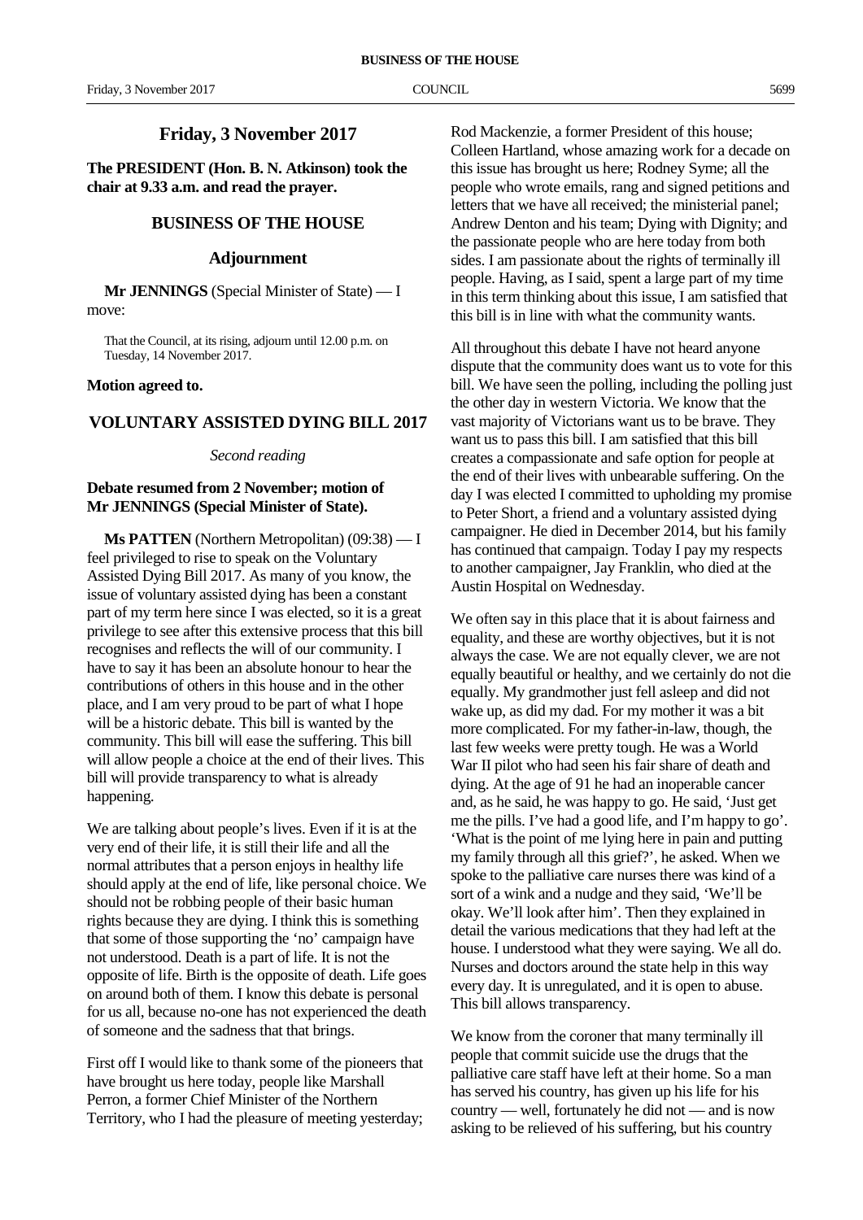## Friday, 3 November 2017

**The PRESIDENT (Hon. B. N. Atkinson) took the chair at 9.33 a.m. and read the prayer.**

## BUSINESS OF THE HOUSE

### Adjournment

**Mr JENNINGS** (Special Minister of State) — I move:

> That the Council, at its rising, adjourn until 12.00 p.m. on Tuesday, 14 November 2017.

**Motion agreed to.**

## VOLUNTARY ASSISTED DYING BILL 2017

*Second reading*

**Debate resumed from 2 November; motion of Mr JENNINGS (Special Minister of State).**

**Ms PATTEN** (Northern Metropolitan) (09:38) — I feel privileged to rise to speak on the Voluntary Assisted Dying Bill 2017. As many of you know, the issue of voluntary assisted dying has been a constant part of my term here since I was elected, so it is a great privilege to see after this extensive process that this bill recognises and reflects the will of our community. I have to say it has been an absolute honour to hear the contributions of others in this house and in the other place, and I am very proud to be part of what I hope will be a historic debate. This bill is wanted by the community. This bill will ease the suffering. This bill will allow people a choice at the end of their lives. This bill will provide transparency to what is already happening.

We are talking about people's lives. Even if it is at the very end of their life, it is still their life and all the normal attributes that a person enjoys in healthy life should apply at the end of life, like personal choice. We should not be robbing people of their basic human rights because they are dying. I think this is something that some of those supporting the 'no' campaign have not understood. Death is a part of life. It is not the opposite of life. Birth is the opposite of death. Life goes on around both of them. I know this debate is personal for us all, because no-one has not experienced the death of someone and the sadness that that brings.

First off I would like to thank some of the pioneers that have brought us here today, people like Marshall Perron, a former Chief Minister of the Northern Territory, who I had the pleasure of meeting yesterday; Rod Mackenzie, a former President of this house; Colleen Hartland, whose amazing work for a decade on this issue has brought us here; Rodney Syme; all the people who wrote emails, rang and signed petitions and letters that we have all received; the ministerial panel; Andrew Denton and his team; Dying with Dignity; and the passionate people who are here today from both sides. I am passionate about the rights of terminally ill people. Having, as I said, spent a large part of my time in this term thinking about this issue, I am satisfied that this bill is in line with what the community wants.

All throughout this debate I have not heard anyone dispute that the community does want us to vote for this bill. We have seen the polling, including the polling just the other day in western Victoria. We know that the vast majority of Victorians want us to be brave. They want us to pass this bill. I am satisfied that this bill creates a compassionate and safe option for people at the end of their lives with unbearable suffering. On the day I was elected I committed to upholding my promise to Peter Short, a friend and a voluntary assisted dying campaigner. He died in December 2014, but his family has continued that campaign. Today I pay my respects to another campaigner, Jay Franklin, who died at the Austin Hospital on Wednesday.

We often say in this place that it is about fairness and equality, and these are worthy objectives, but it is not always the case. We are not equally clever, we are not equally beautiful or healthy, and we certainly do not die equally. My grandmother just fell asleep and did not wake up, as did my dad. For my mother it was a bit more complicated. For my father-in-law, though, the last few weeks were pretty tough. He was a World War II pilot who had seen his fair share of death and dying. At the age of 91 he had an inoperable cancer and, as he said, he was happy to go. He said, 'Just get me the pills. I've had a good life, and I'm happy to go'. 'What is the point of me lying here in pain and putting my family through all this grief?', he asked. When we spoke to the palliative care nurses there was kind of a sort of a wink and a nudge and they said, 'We'll be okay. We'll look after him'. Then they explained in detail the various medications that they had left at the house. I understood what they were saying. We all do. Nurses and doctors around the state help in this way every day. It is unregulated, and it is open to abuse. This bill allows transparency.

We know from the coroner that many terminally ill people that commit suicide use the drugs that the palliative care staff have left at their home. So a man has served his country, has given up his life for his country — well, fortunately he did not — and is now asking to be relieved of his suffering, but his country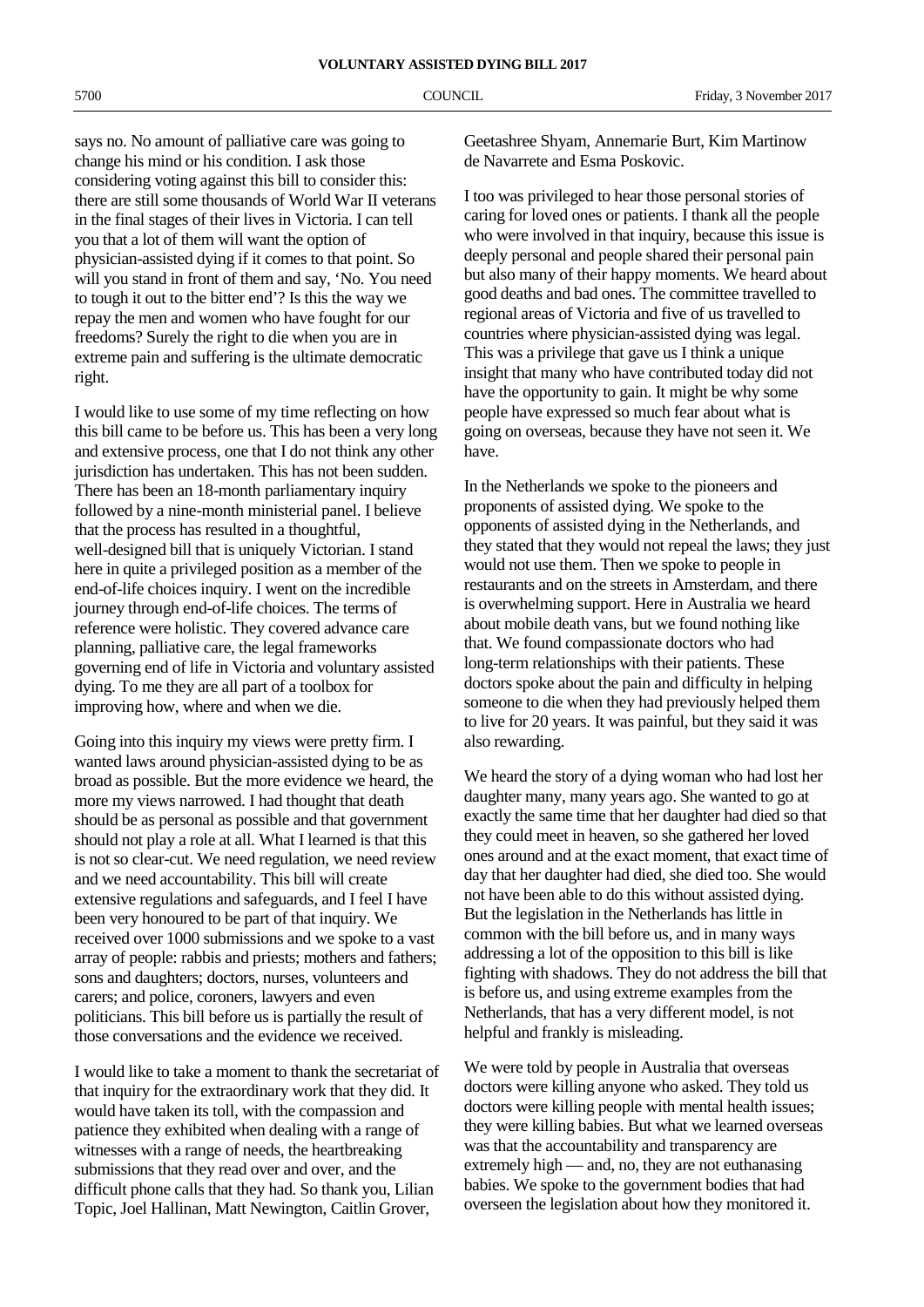says no. No amount of palliative care was going to change his mind or his condition. I ask those considering voting against this bill to consider this: there are still some thousands of World War II veterans in the final stages of their lives in Victoria. I can tell you that a lot of them will want the option of physician-assisted dying if it comes to that point. So will you stand in front of them and say, 'No. You need to tough it out to the bitter end'? Is this the way we repay the men and women who have fought for our freedoms? Surely the right to die when you are in extreme pain and suffering is the ultimate democratic right.

I would like to use some of my time reflecting on how this bill came to be before us. This has been a very long and extensive process, one that I do not think any other jurisdiction has undertaken. This has not been sudden. There has been an 18-month parliamentary inquiry followed by a nine-month ministerial panel. I believe that the process has resulted in a thoughtful, well-designed bill that is uniquely Victorian. I stand here in quite a privileged position as a member of the end-of-life choices inquiry. I went on the incredible journey through end-of-life choices. The terms of reference were holistic. They covered advance care planning, palliative care, the legal frameworks governing end of life in Victoria and voluntary assisted dying. To me they are all part of a toolbox for improving how, where and when we die.

Going into this inquiry my views were pretty firm. I wanted laws around physician-assisted dying to be as broad as possible. But the more evidence we heard, the more my views narrowed. I had thought that death should be as personal as possible and that government should not play a role at all. What I learned is that this is not so clear-cut. We need regulation, we need review and we need accountability. This bill will create extensive regulations and safeguards, and I feel I have been very honoured to be part of that inquiry. We received over 1000 submissions and we spoke to a vast array of people: rabbis and priests; mothers and fathers; sons and daughters; doctors, nurses, volunteers and carers; and police, coroners, lawyers and even politicians. This bill before us is partially the result of those conversations and the evidence we received.

I would like to take a moment to thank the secretariat of that inquiry for the extraordinary work that they did. It would have taken its toll, with the compassion and patience they exhibited when dealing with a range of witnesses with a range of needs, the heartbreaking submissions that they read over and over, and the difficult phone calls that they had. So thank you, Lilian Topic, Joel Hallinan, Matt Newington, Caitlin Grover, Geetashree Shyam, Annemarie Burt, Kim Martinow de Navarrete and Esma Poskovic.

I too was privileged to hear those personal stories of caring for loved ones or patients. I thank all the people who were involved in that inquiry, because this issue is deeply personal and people shared their personal pain but also many of their happy moments. We heard about good deaths and bad ones. The committee travelled to regional areas of Victoria and five of us travelled to countries where physician-assisted dying was legal. This was a privilege that gave us I think a unique insight that many who have contributed today did not have the opportunity to gain. It might be why some people have expressed so much fear about what is going on overseas, because they have not seen it. We have.

In the Netherlands we spoke to the pioneers and proponents of assisted dying. We spoke to the opponents of assisted dying in the Netherlands, and they stated that they would not repeal the laws; they just would not use them. Then we spoke to people in restaurants and on the streets in Amsterdam, and there is overwhelming support. Here in Australia we heard about mobile death vans, but we found nothing like that. We found compassionate doctors who had long-term relationships with their patients. These doctors spoke about the pain and difficulty in helping someone to die when they had previously helped them to live for 20 years. It was painful, but they said it was also rewarding.

We heard the story of a dying woman who had lost her daughter many, many years ago. She wanted to go at exactly the same time that her daughter had died so that they could meet in heaven, so she gathered her loved ones around and at the exact moment, that exact time of day that her daughter had died, she died too. She would not have been able to do this without assisted dying. But the legislation in the Netherlands has little in common with the bill before us, and in many ways addressing a lot of the opposition to this bill is like fighting with shadows. They do not address the bill that is before us, and using extreme examples from the Netherlands, that has a very different model, is not helpful and frankly is misleading.

We were told by people in Australia that overseas doctors were killing anyone who asked. They told us doctors were killing people with mental health issues; they were killing babies. But what we learned overseas was that the accountability and transparency are extremely high — and, no, they are not euthanasing babies. We spoke to the government bodies that had overseen the legislation about how they monitored it.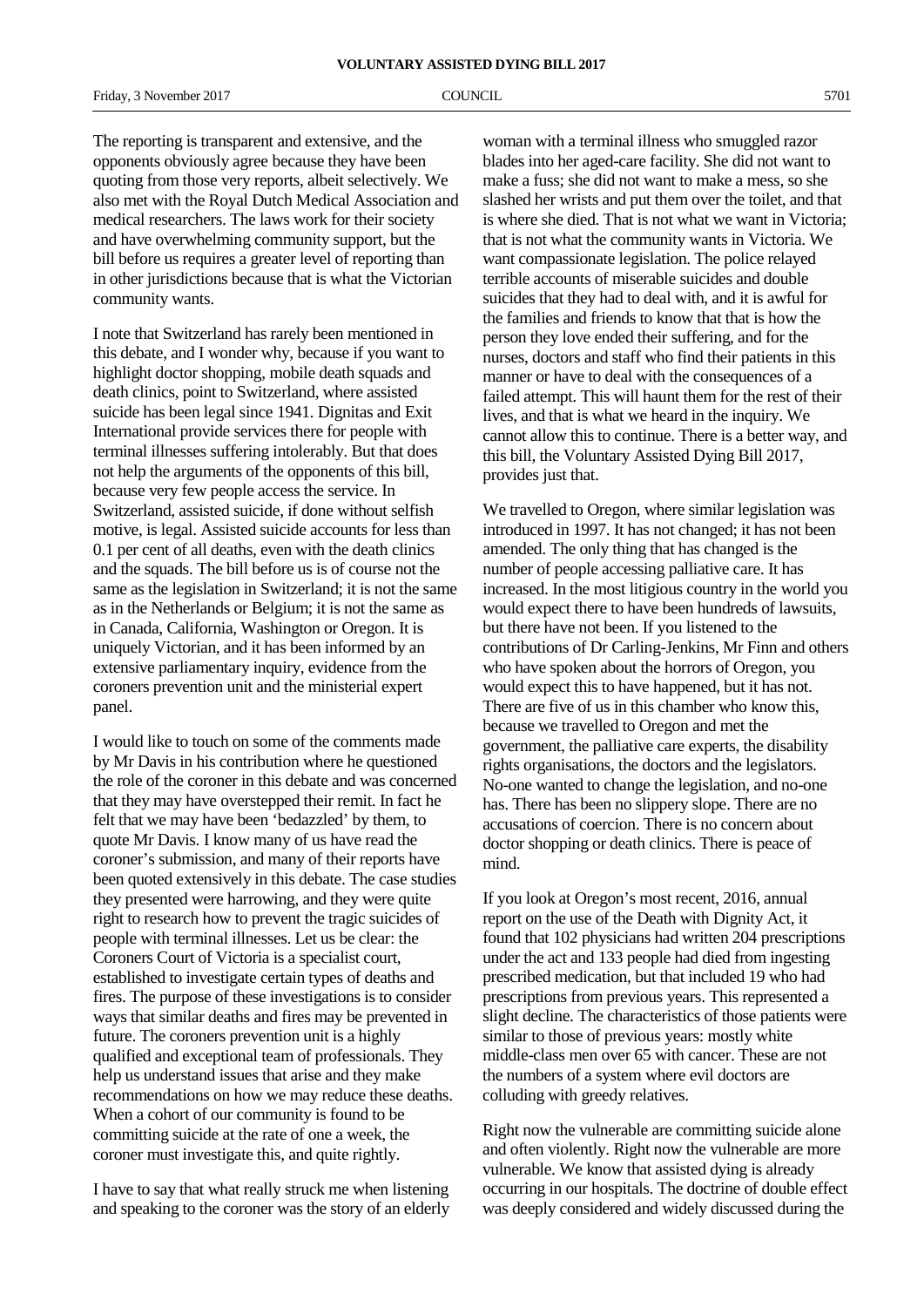The reporting is transparent and extensive, and the opponents obviously agree because they have been quoting from those very reports, albeit selectively. We also met with the Royal Dutch Medical Association and medical researchers. The laws work for their society and have overwhelming community support, but the bill before us requires a greater level of reporting than in other jurisdictions because that is what the Victorian community wants.

I note that Switzerland has rarely been mentioned in this debate, and I wonder why, because if you want to highlight doctor shopping, mobile death squads and death clinics, point to Switzerland, where assisted suicide has been legal since 1941. Dignitas and Exit International provide services there for people with terminal illnesses suffering intolerably. But that does not help the arguments of the opponents of this bill, because very few people access the service. In Switzerland, assisted suicide, if done without selfish motive, is legal. Assisted suicide accounts for less than 0.1 per cent of all deaths, even with the death clinics and the squads. The bill before us is of course not the same as the legislation in Switzerland; it is not the same as in the Netherlands or Belgium; it is not the same as in Canada, California, Washington or Oregon. It is uniquely Victorian, and it has been informed by an extensive parliamentary inquiry, evidence from the coroners prevention unit and the ministerial expert panel.

I would like to touch on some of the comments made by Mr Davis in his contribution where he questioned the role of the coroner in this debate and was concerned that they may have overstepped their remit. In fact he felt that we may have been 'bedazzled' by them, to quote Mr Davis. I know many of us have read the coroner's submission, and many of their reports have been quoted extensively in this debate. The case studies they presented were harrowing, and they were quite right to research how to prevent the tragic suicides of people with terminal illnesses. Let us be clear: the Coroners Court of Victoria is a specialist court, established to investigate certain types of deaths and fires. The purpose of these investigations is to consider ways that similar deaths and fires may be prevented in future. The coroners prevention unit is a highly qualified and exceptional team of professionals. They help us understand issues that arise and they make recommendations on how we may reduce these deaths. When a cohort of our community is found to be committing suicide at the rate of one a week, the coroner must investigate this, and quite rightly.

I have to say that what really struck me when listening and speaking to the coroner was the story of an elderly woman with a terminal illness who smuggled razor blades into her aged-care facility. She did not want to make a fuss; she did not want to make a mess, so she slashed her wrists and put them over the toilet, and that is where she died. That is not what we want in Victoria; that is not what the community wants in Victoria. We want compassionate legislation. The police relayed terrible accounts of miserable suicides and double suicides that they had to deal with, and it is awful for the families and friends to know that that is how the person they love ended their suffering, and for the nurses, doctors and staff who find their patients in this manner or have to deal with the consequences of a failed attempt. This will haunt them for the rest of their lives, and that is what we heard in the inquiry. We cannot allow this to continue. There is a better way, and this bill, the Voluntary Assisted Dying Bill 2017, provides just that.

We travelled to Oregon, where similar legislation was introduced in 1997. It has not changed; it has not been amended. The only thing that has changed is the number of people accessing palliative care. It has increased. In the most litigious country in the world you would expect there to have been hundreds of lawsuits, but there have not been. If you listened to the contributions of Dr Carling-Jenkins, Mr Finn and others who have spoken about the horrors of Oregon, you would expect this to have happened, but it has not. There are five of us in this chamber who know this, because we travelled to Oregon and met the government, the palliative care experts, the disability rights organisations, the doctors and the legislators. No-one wanted to change the legislation, and no-one has. There has been no slippery slope. There are no accusations of coercion. There is no concern about doctor shopping or death clinics. There is peace of mind.

If you look at Oregon's most recent, 2016, annual report on the use of the Death with Dignity Act, it found that 102 physicians had written 204 prescriptions under the act and 133 people had died from ingesting prescribed medication, but that included 19 who had prescriptions from previous years. This represented a slight decline. The characteristics of those patients were similar to those of previous years: mostly white middle-class men over 65 with cancer. These are not the numbers of a system where evil doctors are colluding with greedy relatives.

Right now the vulnerable are committing suicide alone and often violently. Right now the vulnerable are more vulnerable. We know that assisted dying is already occurring in our hospitals. The doctrine of double effect was deeply considered and widely discussed during the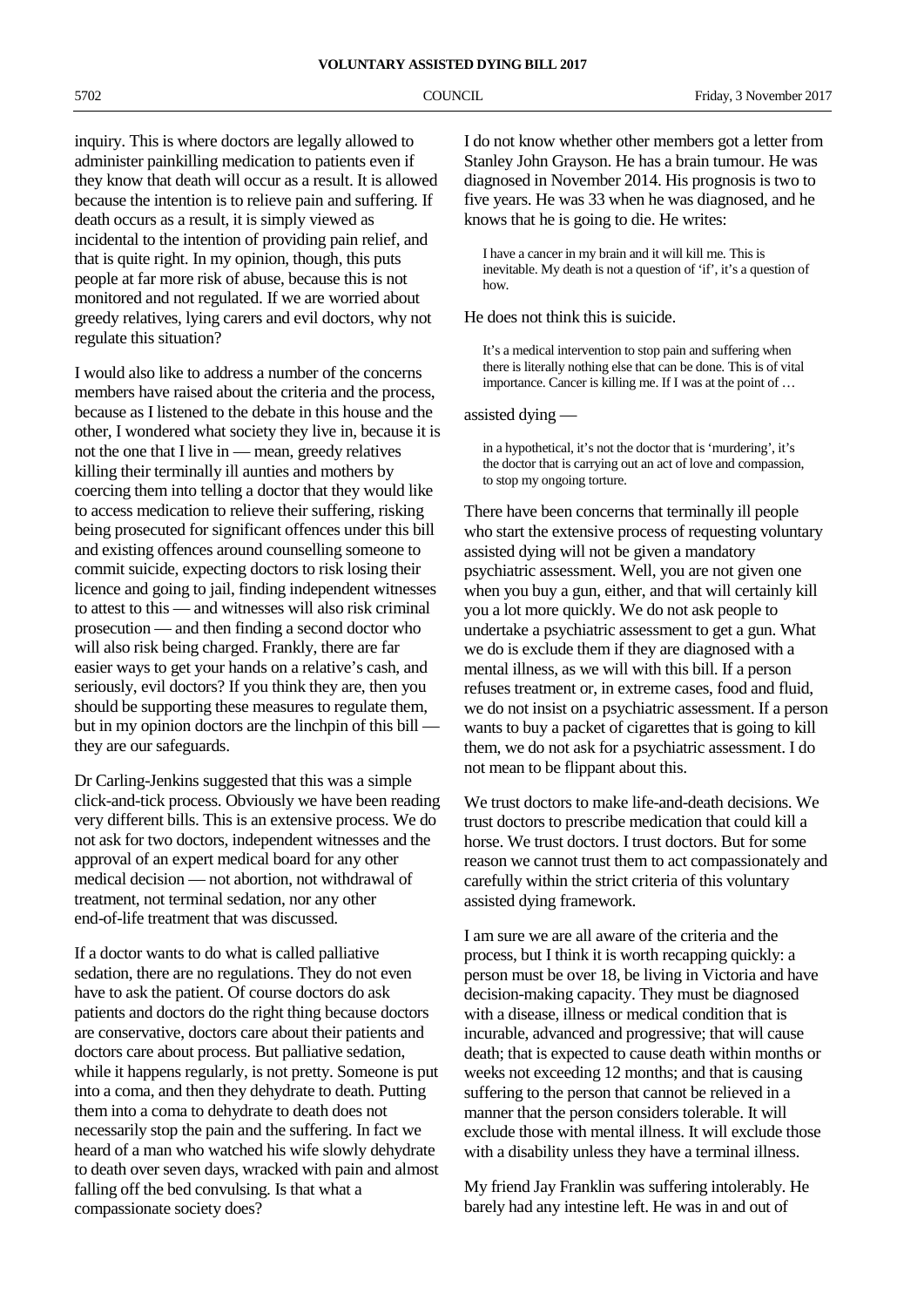inquiry. This is where doctors are legally allowed to administer painkilling medication to patients even if they know that death will occur as a result. It is allowed because the intention is to relieve pain and suffering. If death occurs as a result, it is simply viewed as incidental to the intention of providing pain relief, and that is quite right. In my opinion, though, this puts people at far more risk of abuse, because this is not monitored and not regulated. If we are worried about greedy relatives, lying carers and evil doctors, why not regulate this situation?

I would also like to address a number of the concerns members have raised about the criteria and the process, because as I listened to the debate in this house and the other, I wondered what society they live in, because it is not the one that I live in — mean, greedy relatives killing their terminally ill aunties and mothers by coercing them into telling a doctor that they would like to access medication to relieve their suffering, risking being prosecuted for significant offences under this bill and existing offences around counselling someone to commit suicide, expecting doctors to risk losing their licence and going to jail, finding independent witnesses to attest to this — and witnesses will also risk criminal prosecution — and then finding a second doctor who will also risk being charged. Frankly, there are far easier ways to get your hands on a relative's cash, and seriously, evil doctors? If you think they are, then you should be supporting these measures to regulate them, but in my opinion doctors are the linchpin of this bill — they are our safeguards.

Dr Carling-Jenkins suggested that this was a simple click-and-tick process. Obviously we have been reading very different bills. This is an extensive process. We do not ask for two doctors, independent witnesses and the approval of an expert medical board for any other medical decision — not abortion, not withdrawal of treatment, not terminal sedation, nor any other end-of-life treatment that was discussed.

If a doctor wants to do what is called palliative sedation, there are no regulations. They do not even have to ask the patient. Of course doctors do ask patients and doctors do the right thing because doctors are conservative, doctors care about their patients and doctors care about process. But palliative sedation, while it happens regularly, is not pretty. Someone is put into a coma, and then they dehydrate to death. Putting them into a coma to dehydrate to death does not necessarily stop the pain and the suffering. In fact we heard of a man who watched his wife slowly dehydrate to death over seven days, wracked with pain and almost falling off the bed convulsing. Is that what a compassionate society does?

I do not know whether other members got a letter from Stanley John Grayson. He has a brain tumour. He was diagnosed in November 2014. His prognosis is two to five years. He was 33 when he was diagnosed, and he knows that he is going to die. He writes:

> I have a cancer in my brain and it will kill me. This is inevitable. My death is not a question of 'if', it's a question of how.

He does not think this is suicide.

> It's a medical intervention to stop pain and suffering when there is literally nothing else that can be done. This is of vital importance. Cancer is killing me. If I was at the point of …

assisted dying —

> in a hypothetical, it's not the doctor that is 'murdering', it's the doctor that is carrying out an act of love and compassion, to stop my ongoing torture.

There have been concerns that terminally ill people who start the extensive process of requesting voluntary assisted dying will not be given a mandatory psychiatric assessment. Well, you are not given one when you buy a gun, either, and that will certainly kill you a lot more quickly. We do not ask people to undertake a psychiatric assessment to get a gun. What we do is exclude them if they are diagnosed with a mental illness, as we will with this bill. If a person refuses treatment or, in extreme cases, food and fluid, we do not insist on a psychiatric assessment. If a person wants to buy a packet of cigarettes that is going to kill them, we do not ask for a psychiatric assessment. I do not mean to be flippant about this.

We trust doctors to make life-and-death decisions. We trust doctors to prescribe medication that could kill a horse. We trust doctors. I trust doctors. But for some reason we cannot trust them to act compassionately and carefully within the strict criteria of this voluntary assisted dying framework.

I am sure we are all aware of the criteria and the process, but I think it is worth recapping quickly: a person must be over 18, be living in Victoria and have decision-making capacity. They must be diagnosed with a disease, illness or medical condition that is incurable, advanced and progressive; that will cause death; that is expected to cause death within months or weeks not exceeding 12 months; and that is causing suffering to the person that cannot be relieved in a manner that the person considers tolerable. It will exclude those with mental illness. It will exclude those with a disability unless they have a terminal illness.

My friend Jay Franklin was suffering intolerably. He barely had any intestine left. He was in and out of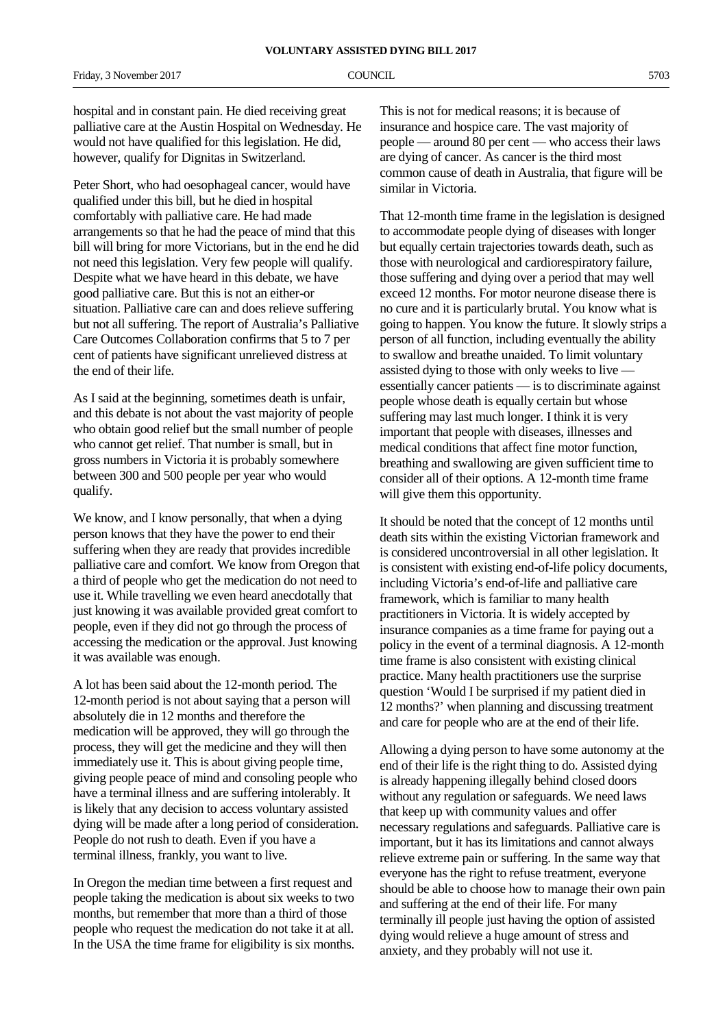hospital and in constant pain. He died receiving great palliative care at the Austin Hospital on Wednesday. He would not have qualified for this legislation. He did, however, qualify for Dignitas in Switzerland.

Peter Short, who had oesophageal cancer, would have qualified under this bill, but he died in hospital comfortably with palliative care. He had made arrangements so that he had the peace of mind that this bill will bring for more Victorians, but in the end he did not need this legislation. Very few people will qualify. Despite what we have heard in this debate, we have good palliative care. But this is not an either-or situation. Palliative care can and does relieve suffering but not all suffering. The report of Australia's Palliative Care Outcomes Collaboration confirms that 5 to 7 per cent of patients have significant unrelieved distress at the end of their life.

As I said at the beginning, sometimes death is unfair, and this debate is not about the vast majority of people who obtain good relief but the small number of people who cannot get relief. That number is small, but in gross numbers in Victoria it is probably somewhere between 300 and 500 people per year who would qualify.

We know, and I know personally, that when a dying person knows that they have the power to end their suffering when they are ready that provides incredible palliative care and comfort. We know from Oregon that a third of people who get the medication do not need to use it. While travelling we even heard anecdotally that just knowing it was available provided great comfort to people, even if they did not go through the process of accessing the medication or the approval. Just knowing it was available was enough.

A lot has been said about the 12-month period. The 12-month period is not about saying that a person will absolutely die in 12 months and therefore the medication will be approved, they will go through the process, they will get the medicine and they will then immediately use it. This is about giving people time, giving people peace of mind and consoling people who have a terminal illness and are suffering intolerably. It is likely that any decision to access voluntary assisted dying will be made after a long period of consideration. People do not rush to death. Even if you have a terminal illness, frankly, you want to live.

In Oregon the median time between a first request and people taking the medication is about six weeks to two months, but remember that more than a third of those people who request the medication do not take it at all. In the USA the time frame for eligibility is six months. This is not for medical reasons; it is because of insurance and hospice care. The vast majority of people — around 80 per cent — who access their laws are dying of cancer. As cancer is the third most common cause of death in Australia, that figure will be similar in Victoria.

That 12-month time frame in the legislation is designed to accommodate people dying of diseases with longer but equally certain trajectories towards death, such as those with neurological and cardiorespiratory failure, those suffering and dying over a period that may well exceed 12 months. For motor neurone disease there is no cure and it is particularly brutal. You know what is going to happen. You know the future. It slowly strips a person of all function, including eventually the ability to swallow and breathe unaided. To limit voluntary assisted dying to those with only weeks to live — essentially cancer patients — is to discriminate against people whose death is equally certain but whose suffering may last much longer. I think it is very important that people with diseases, illnesses and medical conditions that affect fine motor function, breathing and swallowing are given sufficient time to consider all of their options. A 12-month time frame will give them this opportunity.

It should be noted that the concept of 12 months until death sits within the existing Victorian framework and is considered uncontroversial in all other legislation. It is consistent with existing end-of-life policy documents, including Victoria's end-of-life and palliative care framework, which is familiar to many health practitioners in Victoria. It is widely accepted by insurance companies as a time frame for paying out a policy in the event of a terminal diagnosis. A 12-month time frame is also consistent with existing clinical practice. Many health practitioners use the surprise question 'Would I be surprised if my patient died in 12 months?' when planning and discussing treatment and care for people who are at the end of their life.

Allowing a dying person to have some autonomy at the end of their life is the right thing to do. Assisted dying is already happening illegally behind closed doors without any regulation or safeguards. We need laws that keep up with community values and offer necessary regulations and safeguards. Palliative care is important, but it has its limitations and cannot always relieve extreme pain or suffering. In the same way that everyone has the right to refuse treatment, everyone should be able to choose how to manage their own pain and suffering at the end of their life. For many terminally ill people just having the option of assisted dying would relieve a huge amount of stress and anxiety, and they probably will not use it.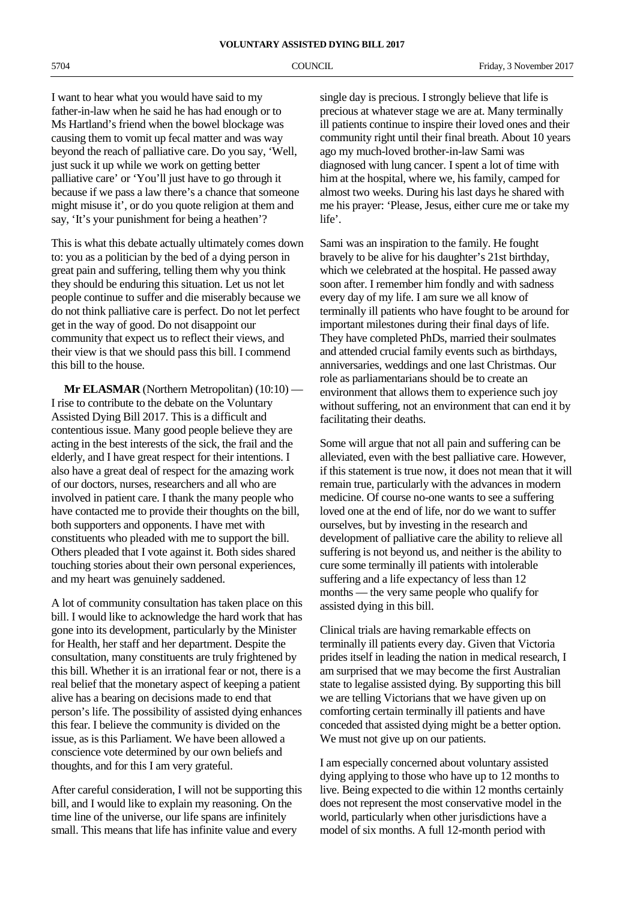I want to hear what you would have said to my father-in-law when he said he has had enough or to Ms Hartland's friend when the bowel blockage was causing them to vomit up fecal matter and was way beyond the reach of palliative care. Do you say, 'Well, just suck it up while we work on getting better palliative care' or 'You'll just have to go through it because if we pass a law there's a chance that someone might misuse it', or do you quote religion at them and say, 'It's your punishment for being a heathen'?

This is what this debate actually ultimately comes down to: you as a politician by the bed of a dying person in great pain and suffering, telling them why you think they should be enduring this situation. Let us not let people continue to suffer and die miserably because we do not think palliative care is perfect. Do not let perfect get in the way of good. Do not disappoint our community that expect us to reflect their views, and their view is that we should pass this bill. I commend this bill to the house.

**Mr ELASMAR** (Northern Metropolitan) (10:10) — I rise to contribute to the debate on the Voluntary Assisted Dying Bill 2017. This is a difficult and contentious issue. Many good people believe they are acting in the best interests of the sick, the frail and the elderly, and I have great respect for their intentions. I also have a great deal of respect for the amazing work of our doctors, nurses, researchers and all who are involved in patient care. I thank the many people who have contacted me to provide their thoughts on the bill, both supporters and opponents. I have met with constituents who pleaded with me to support the bill. Others pleaded that I vote against it. Both sides shared touching stories about their own personal experiences, and my heart was genuinely saddened.

A lot of community consultation has taken place on this bill. I would like to acknowledge the hard work that has gone into its development, particularly by the Minister for Health, her staff and her department. Despite the consultation, many constituents are truly frightened by this bill. Whether it is an irrational fear or not, there is a real belief that the monetary aspect of keeping a patient alive has a bearing on decisions made to end that person's life. The possibility of assisted dying enhances this fear. I believe the community is divided on the issue, as is this Parliament. We have been allowed a conscience vote determined by our own beliefs and thoughts, and for this I am very grateful.

After careful consideration, I will not be supporting this bill, and I would like to explain my reasoning. On the time line of the universe, our life spans are infinitely small. This means that life has infinite value and every single day is precious. I strongly believe that life is precious at whatever stage we are at. Many terminally ill patients continue to inspire their loved ones and their community right until their final breath. About 10 years ago my much-loved brother-in-law Sami was diagnosed with lung cancer. I spent a lot of time with him at the hospital, where we, his family, camped for almost two weeks. During his last days he shared with me his prayer: 'Please, Jesus, either cure me or take my life'.

Sami was an inspiration to the family. He fought bravely to be alive for his daughter's 21st birthday, which we celebrated at the hospital. He passed away soon after. I remember him fondly and with sadness every day of my life. I am sure we all know of terminally ill patients who have fought to be around for important milestones during their final days of life. They have completed PhDs, married their soulmates and attended crucial family events such as birthdays, anniversaries, weddings and one last Christmas. Our role as parliamentarians should be to create an environment that allows them to experience such joy without suffering, not an environment that can end it by facilitating their deaths.

Some will argue that not all pain and suffering can be alleviated, even with the best palliative care. However, if this statement is true now, it does not mean that it will remain true, particularly with the advances in modern medicine. Of course no-one wants to see a suffering loved one at the end of life, nor do we want to suffer ourselves, but by investing in the research and development of palliative care the ability to relieve all suffering is not beyond us, and neither is the ability to cure some terminally ill patients with intolerable suffering and a life expectancy of less than 12 months — the very same people who qualify for assisted dying in this bill.

Clinical trials are having remarkable effects on terminally ill patients every day. Given that Victoria prides itself in leading the nation in medical research, I am surprised that we may become the first Australian state to legalise assisted dying. By supporting this bill we are telling Victorians that we have given up on comforting certain terminally ill patients and have conceded that assisted dying might be a better option. We must not give up on our patients.

I am especially concerned about voluntary assisted dying applying to those who have up to 12 months to live. Being expected to die within 12 months certainly does not represent the most conservative model in the world, particularly when other jurisdictions have a model of six months. A full 12-month period with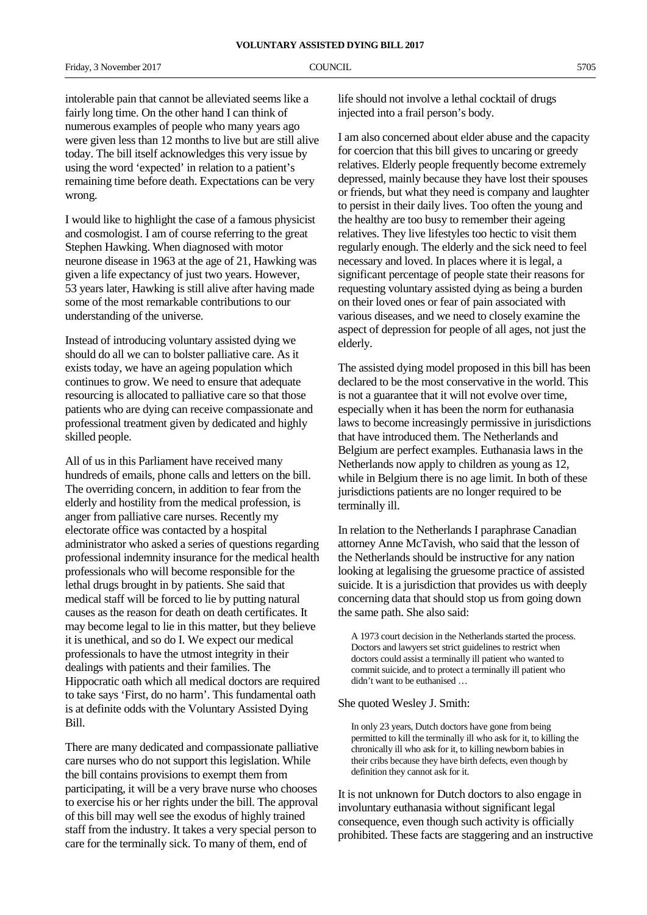intolerable pain that cannot be alleviated seems like a fairly long time. On the other hand I can think of numerous examples of people who many years ago were given less than 12 months to live but are still alive today. The bill itself acknowledges this very issue by using the word 'expected' in relation to a patient's remaining time before death. Expectations can be very wrong.

I would like to highlight the case of a famous physicist and cosmologist. I am of course referring to the great Stephen Hawking. When diagnosed with motor neurone disease in 1963 at the age of 21, Hawking was given a life expectancy of just two years. However, 53 years later, Hawking is still alive after having made some of the most remarkable contributions to our understanding of the universe.

Instead of introducing voluntary assisted dying we should do all we can to bolster palliative care. As it exists today, we have an ageing population which continues to grow. We need to ensure that adequate resourcing is allocated to palliative care so that those patients who are dying can receive compassionate and professional treatment given by dedicated and highly skilled people.

All of us in this Parliament have received many hundreds of emails, phone calls and letters on the bill. The overriding concern, in addition to fear from the elderly and hostility from the medical profession, is anger from palliative care nurses. Recently my electorate office was contacted by a hospital administrator who asked a series of questions regarding professional indemnity insurance for the medical health professionals who will become responsible for the lethal drugs brought in by patients. She said that medical staff will be forced to lie by putting natural causes as the reason for death on death certificates. It may become legal to lie in this matter, but they believe it is unethical, and so do I. We expect our medical professionals to have the utmost integrity in their dealings with patients and their families. The Hippocratic oath which all medical doctors are required to take says 'First, do no harm'. This fundamental oath is at definite odds with the Voluntary Assisted Dying Bill.

There are many dedicated and compassionate palliative care nurses who do not support this legislation. While the bill contains provisions to exempt them from participating, it will be a very brave nurse who chooses to exercise his or her rights under the bill. The approval of this bill may well see the exodus of highly trained staff from the industry. It takes a very special person to care for the terminally sick. To many of them, end of life should not involve a lethal cocktail of drugs injected into a frail person's body.

I am also concerned about elder abuse and the capacity for coercion that this bill gives to uncaring or greedy relatives. Elderly people frequently become extremely depressed, mainly because they have lost their spouses or friends, but what they need is company and laughter to persist in their daily lives. Too often the young and the healthy are too busy to remember their ageing relatives. They live lifestyles too hectic to visit them regularly enough. The elderly and the sick need to feel necessary and loved. In places where it is legal, a significant percentage of people state their reasons for requesting voluntary assisted dying as being a burden on their loved ones or fear of pain associated with various diseases, and we need to closely examine the aspect of depression for people of all ages, not just the elderly.

The assisted dying model proposed in this bill has been declared to be the most conservative in the world. This is not a guarantee that it will not evolve over time, especially when it has been the norm for euthanasia laws to become increasingly permissive in jurisdictions that have introduced them. The Netherlands and Belgium are perfect examples. Euthanasia laws in the Netherlands now apply to children as young as 12, while in Belgium there is no age limit. In both of these jurisdictions patients are no longer required to be terminally ill.

In relation to the Netherlands I paraphrase Canadian attorney Anne McTavish, who said that the lesson of the Netherlands should be instructive for any nation looking at legalising the gruesome practice of assisted suicide. It is a jurisdiction that provides us with deeply concerning data that should stop us from going down the same path. She also said:

> A 1973 court decision in the Netherlands started the process. Doctors and lawyers set strict guidelines to restrict when doctors could assist a terminally ill patient who wanted to commit suicide, and to protect a terminally ill patient who didn't want to be euthanised …

She quoted Wesley J. Smith:

> In only 23 years, Dutch doctors have gone from being permitted to kill the terminally ill who ask for it, to killing the chronically ill who ask for it, to killing newborn babies in their cribs because they have birth defects, even though by definition they cannot ask for it.

It is not unknown for Dutch doctors to also engage in involuntary euthanasia without significant legal consequence, even though such activity is officially prohibited. These facts are staggering and an instructive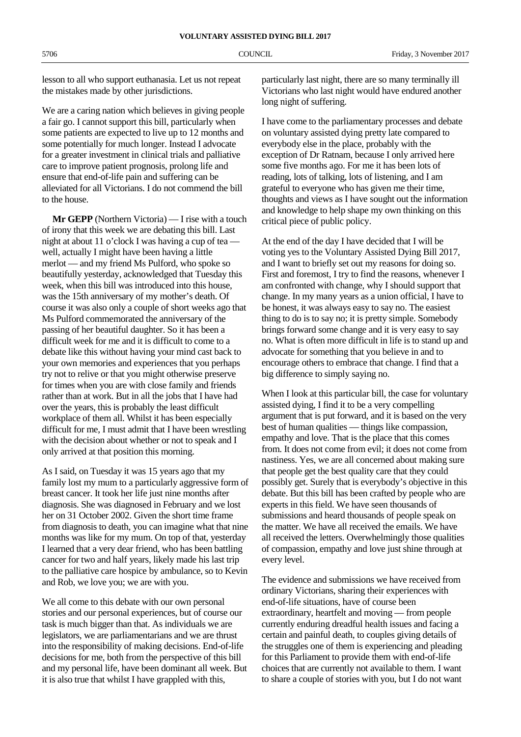lesson to all who support euthanasia. Let us not repeat the mistakes made by other jurisdictions.

We are a caring nation which believes in giving people a fair go. I cannot support this bill, particularly when some patients are expected to live up to 12 months and some potentially for much longer. Instead I advocate for a greater investment in clinical trials and palliative care to improve patient prognosis, prolong life and ensure that end-of-life pain and suffering can be alleviated for all Victorians. I do not commend the bill to the house.

**Mr GEPP** (Northern Victoria) — I rise with a touch of irony that this week we are debating this bill. Last night at about 11 o'clock I was having a cup of tea — well, actually I might have been having a little merlot — and my friend Ms Pulford, who spoke so beautifully yesterday, acknowledged that Tuesday this week, when this bill was introduced into this house, was the 15th anniversary of my mother's death. Of course it was also only a couple of short weeks ago that Ms Pulford commemorated the anniversary of the passing of her beautiful daughter. So it has been a difficult week for me and it is difficult to come to a debate like this without having your mind cast back to your own memories and experiences that you perhaps try not to relive or that you might otherwise preserve for times when you are with close family and friends rather than at work. But in all the jobs that I have had over the years, this is probably the least difficult workplace of them all. Whilst it has been especially difficult for me, I must admit that I have been wrestling with the decision about whether or not to speak and I only arrived at that position this morning.

As I said, on Tuesday it was 15 years ago that my family lost my mum to a particularly aggressive form of breast cancer. It took her life just nine months after diagnosis. She was diagnosed in February and we lost her on 31 October 2002. Given the short time frame from diagnosis to death, you can imagine what that nine months was like for my mum. On top of that, yesterday I learned that a very dear friend, who has been battling cancer for two and half years, likely made his last trip to the palliative care hospice by ambulance, so to Kevin and Rob, we love you; we are with you.

We all come to this debate with our own personal stories and our personal experiences, but of course our task is much bigger than that. As individuals we are legislators, we are parliamentarians and we are thrust into the responsibility of making decisions. End-of-life decisions for me, both from the perspective of this bill and my personal life, have been dominant all week. But it is also true that whilst I have grappled with this, particularly last night, there are so many terminally ill Victorians who last night would have endured another long night of suffering.

I have come to the parliamentary processes and debate on voluntary assisted dying pretty late compared to everybody else in the place, probably with the exception of Dr Ratnam, because I only arrived here some five months ago. For me it has been lots of reading, lots of talking, lots of listening, and I am grateful to everyone who has given me their time, thoughts and views as I have sought out the information and knowledge to help shape my own thinking on this critical piece of public policy.

At the end of the day I have decided that I will be voting yes to the Voluntary Assisted Dying Bill 2017, and I want to briefly set out my reasons for doing so. First and foremost, I try to find the reasons, whenever I am confronted with change, why I should support that change. In my many years as a union official, I have to be honest, it was always easy to say no. The easiest thing to do is to say no; it is pretty simple. Somebody brings forward some change and it is very easy to say no. What is often more difficult in life is to stand up and advocate for something that you believe in and to encourage others to embrace that change. I find that a big difference to simply saying no.

When I look at this particular bill, the case for voluntary assisted dying, I find it to be a very compelling argument that is put forward, and it is based on the very best of human qualities — things like compassion, empathy and love. That is the place that this comes from. It does not come from evil; it does not come from nastiness. Yes, we are all concerned about making sure that people get the best quality care that they could possibly get. Surely that is everybody's objective in this debate. But this bill has been crafted by people who are experts in this field. We have seen thousands of submissions and heard thousands of people speak on the matter. We have all received the emails. We have all received the letters. Overwhelmingly those qualities of compassion, empathy and love just shine through at every level.

The evidence and submissions we have received from ordinary Victorians, sharing their experiences with end-of-life situations, have of course been extraordinary, heartfelt and moving — from people currently enduring dreadful health issues and facing a certain and painful death, to couples giving details of the struggles one of them is experiencing and pleading for this Parliament to provide them with end-of-life choices that are currently not available to them. I want to share a couple of stories with you, but I do not want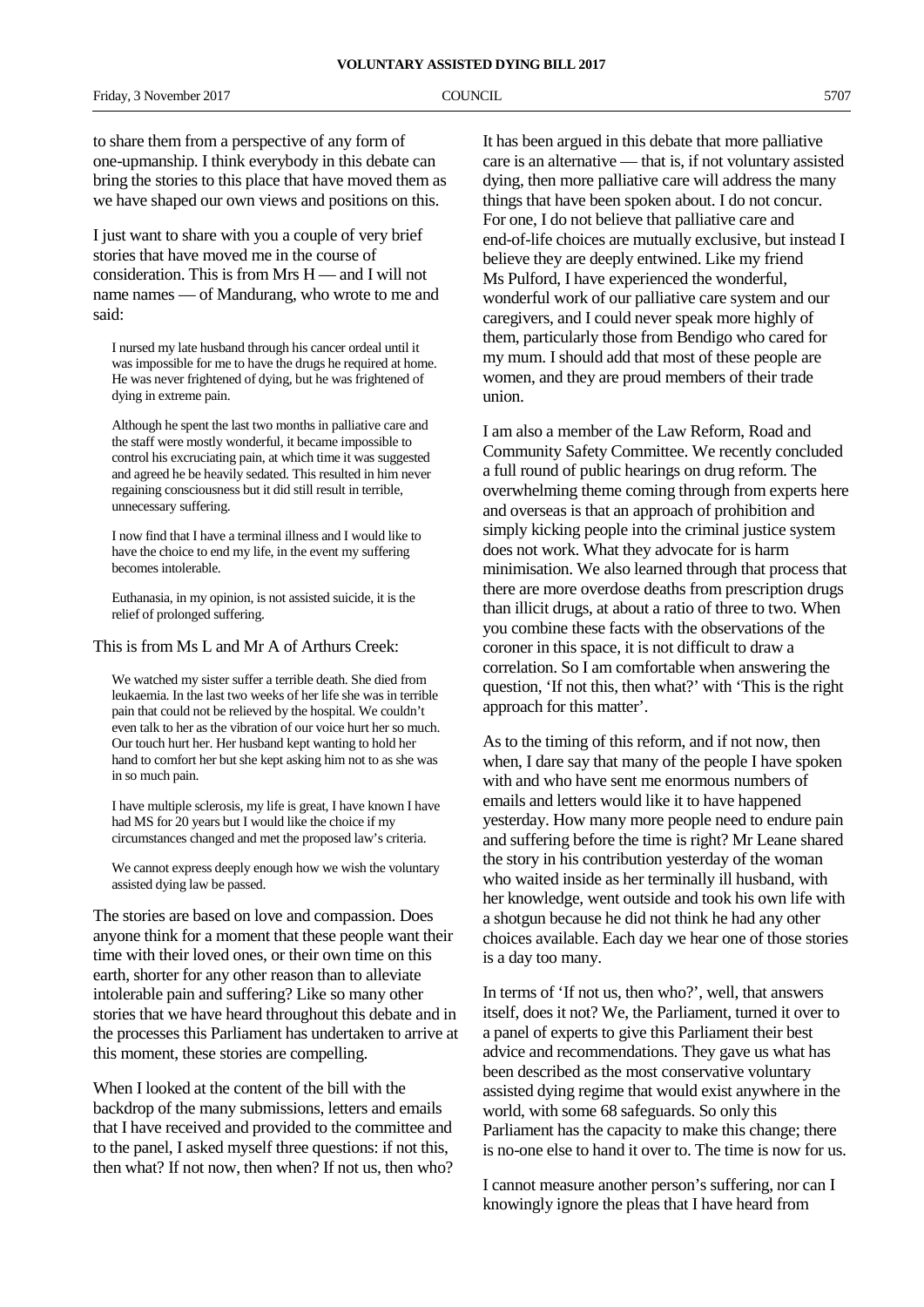to share them from a perspective of any form of one-upmanship. I think everybody in this debate can bring the stories to this place that have moved them as we have shaped our own views and positions on this.

I just want to share with you a couple of very brief stories that have moved me in the course of consideration. This is from Mrs H — and I will not name names — of Mandurang, who wrote to me and said:

> I nursed my late husband through his cancer ordeal until it was impossible for me to have the drugs he required at home. He was never frightened of dying, but he was frightened of dying in extreme pain.
>
> Although he spent the last two months in palliative care and the staff were mostly wonderful, it became impossible to control his excruciating pain, at which time it was suggested and agreed he be heavily sedated. This resulted in him never regaining consciousness but it did still result in terrible, unnecessary suffering.
>
> I now find that I have a terminal illness and I would like to have the choice to end my life, in the event my suffering becomes intolerable.
>
> Euthanasia, in my opinion, is not assisted suicide, it is the relief of prolonged suffering.

This is from Ms L and Mr A of Arthurs Creek:

> We watched my sister suffer a terrible death. She died from leukaemia. In the last two weeks of her life she was in terrible pain that could not be relieved by the hospital. We couldn't even talk to her as the vibration of our voice hurt her so much. Our touch hurt her. Her husband kept wanting to hold her hand to comfort her but she kept asking him not to as she was in so much pain.
>
> I have multiple sclerosis, my life is great, I have known I have had MS for 20 years but I would like the choice if my circumstances changed and met the proposed law's criteria.
>
> We cannot express deeply enough how we wish the voluntary assisted dying law be passed.

The stories are based on love and compassion. Does anyone think for a moment that these people want their time with their loved ones, or their own time on this earth, shorter for any other reason than to alleviate intolerable pain and suffering? Like so many other stories that we have heard throughout this debate and in the processes this Parliament has undertaken to arrive at this moment, these stories are compelling.

When I looked at the content of the bill with the backdrop of the many submissions, letters and emails that I have received and provided to the committee and to the panel, I asked myself three questions: if not this, then what? If not now, then when? If not us, then who?

It has been argued in this debate that more palliative care is an alternative — that is, if not voluntary assisted dying, then more palliative care will address the many things that have been spoken about. I do not concur. For one, I do not believe that palliative care and end-of-life choices are mutually exclusive, but instead I believe they are deeply entwined. Like my friend Ms Pulford, I have experienced the wonderful, wonderful work of our palliative care system and our caregivers, and I could never speak more highly of them, particularly those from Bendigo who cared for my mum. I should add that most of these people are women, and they are proud members of their trade union.

I am also a member of the Law Reform, Road and Community Safety Committee. We recently concluded a full round of public hearings on drug reform. The overwhelming theme coming through from experts here and overseas is that an approach of prohibition and simply kicking people into the criminal justice system does not work. What they advocate for is harm minimisation. We also learned through that process that there are more overdose deaths from prescription drugs than illicit drugs, at about a ratio of three to two. When you combine these facts with the observations of the coroner in this space, it is not difficult to draw a correlation. So I am comfortable when answering the question, 'If not this, then what?' with 'This is the right approach for this matter'.

As to the timing of this reform, and if not now, then when, I dare say that many of the people I have spoken with and who have sent me enormous numbers of emails and letters would like it to have happened yesterday. How many more people need to endure pain and suffering before the time is right? Mr Leane shared the story in his contribution yesterday of the woman who waited inside as her terminally ill husband, with her knowledge, went outside and took his own life with a shotgun because he did not think he had any other choices available. Each day we hear one of those stories is a day too many.

In terms of 'If not us, then who?', well, that answers itself, does it not? We, the Parliament, turned it over to a panel of experts to give this Parliament their best advice and recommendations. They gave us what has been described as the most conservative voluntary assisted dying regime that would exist anywhere in the world, with some 68 safeguards. So only this Parliament has the capacity to make this change; there is no-one else to hand it over to. The time is now for us.

I cannot measure another person's suffering, nor can I knowingly ignore the pleas that I have heard from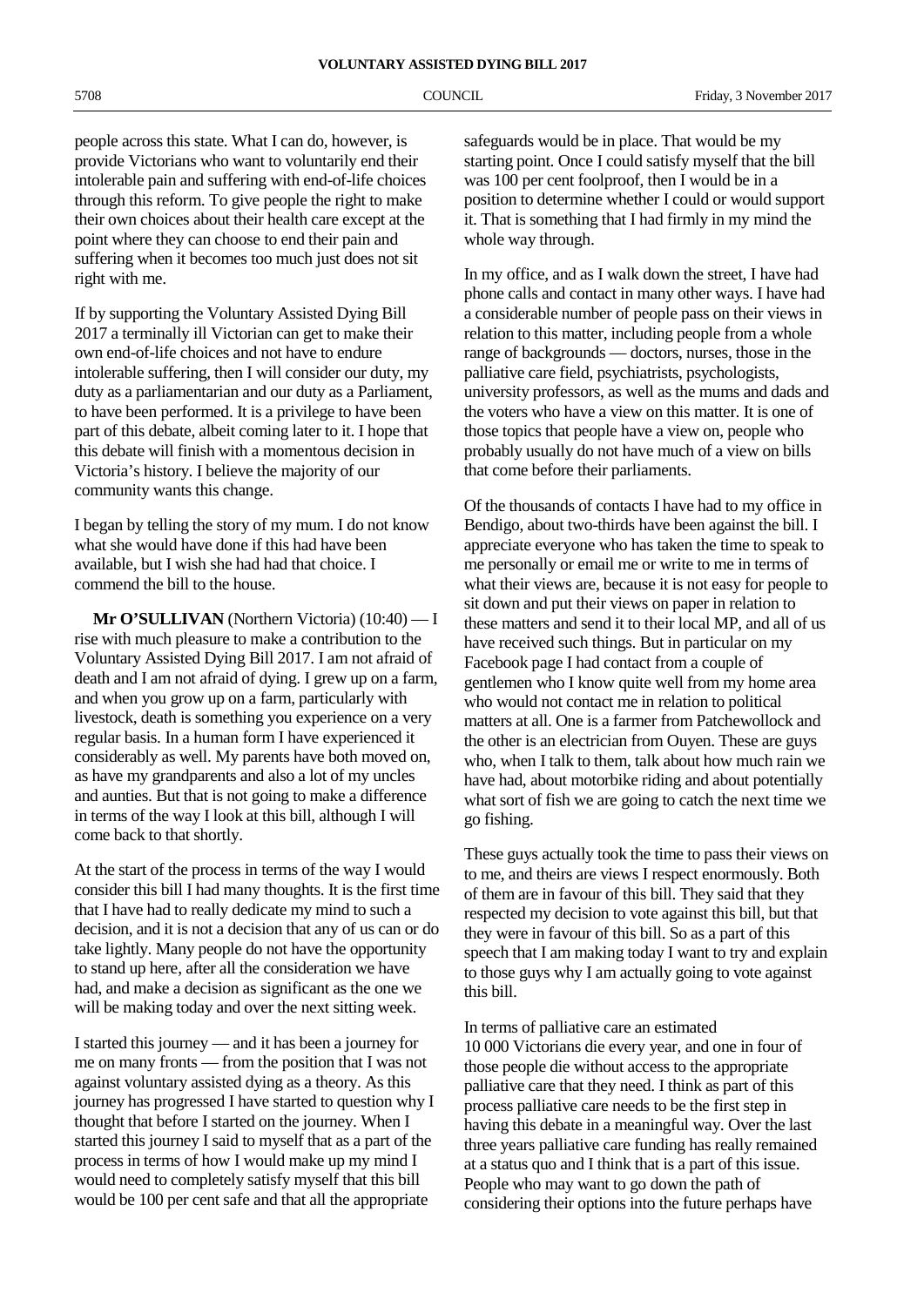people across this state. What I can do, however, is provide Victorians who want to voluntarily end their intolerable pain and suffering with end-of-life choices through this reform. To give people the right to make their own choices about their health care except at the point where they can choose to end their pain and suffering when it becomes too much just does not sit right with me.

If by supporting the Voluntary Assisted Dying Bill 2017 a terminally ill Victorian can get to make their own end-of-life choices and not have to endure intolerable suffering, then I will consider our duty, my duty as a parliamentarian and our duty as a Parliament, to have been performed. It is a privilege to have been part of this debate, albeit coming later to it. I hope that this debate will finish with a momentous decision in Victoria's history. I believe the majority of our community wants this change.

I began by telling the story of my mum. I do not know what she would have done if this had have been available, but I wish she had had that choice. I commend the bill to the house.

**Mr O'SULLIVAN** (Northern Victoria) (10:40) — I rise with much pleasure to make a contribution to the Voluntary Assisted Dying Bill 2017. I am not afraid of death and I am not afraid of dying. I grew up on a farm, and when you grow up on a farm, particularly with livestock, death is something you experience on a very regular basis. In a human form I have experienced it considerably as well. My parents have both moved on, as have my grandparents and also a lot of my uncles and aunties. But that is not going to make a difference in terms of the way I look at this bill, although I will come back to that shortly.

At the start of the process in terms of the way I would consider this bill I had many thoughts. It is the first time that I have had to really dedicate my mind to such a decision, and it is not a decision that any of us can or do take lightly. Many people do not have the opportunity to stand up here, after all the consideration we have had, and make a decision as significant as the one we will be making today and over the next sitting week.

I started this journey — and it has been a journey for me on many fronts — from the position that I was not against voluntary assisted dying as a theory. As this journey has progressed I have started to question why I thought that before I started on the journey. When I started this journey I said to myself that as a part of the process in terms of how I would make up my mind I would need to completely satisfy myself that this bill would be 100 per cent safe and that all the appropriate safeguards would be in place. That would be my starting point. Once I could satisfy myself that the bill was 100 per cent foolproof, then I would be in a position to determine whether I could or would support it. That is something that I had firmly in my mind the whole way through.

In my office, and as I walk down the street, I have had phone calls and contact in many other ways. I have had a considerable number of people pass on their views in relation to this matter, including people from a whole range of backgrounds — doctors, nurses, those in the palliative care field, psychiatrists, psychologists, university professors, as well as the mums and dads and the voters who have a view on this matter. It is one of those topics that people have a view on, people who probably usually do not have much of a view on bills that come before their parliaments.

Of the thousands of contacts I have had to my office in Bendigo, about two-thirds have been against the bill. I appreciate everyone who has taken the time to speak to me personally or email me or write to me in terms of what their views are, because it is not easy for people to sit down and put their views on paper in relation to these matters and send it to their local MP, and all of us have received such things. But in particular on my Facebook page I had contact from a couple of gentlemen who I know quite well from my home area who would not contact me in relation to political matters at all. One is a farmer from Patchewollock and the other is an electrician from Ouyen. These are guys who, when I talk to them, talk about how much rain we have had, about motorbike riding and about potentially what sort of fish we are going to catch the next time we go fishing.

These guys actually took the time to pass their views on to me, and theirs are views I respect enormously. Both of them are in favour of this bill. They said that they respected my decision to vote against this bill, but that they were in favour of this bill. So as a part of this speech that I am making today I want to try and explain to those guys why I am actually going to vote against this bill.

In terms of palliative care an estimated 10 000 Victorians die every year, and one in four of those people die without access to the appropriate palliative care that they need. I think as part of this process palliative care needs to be the first step in having this debate in a meaningful way. Over the last three years palliative care funding has really remained at a status quo and I think that is a part of this issue. People who may want to go down the path of considering their options into the future perhaps have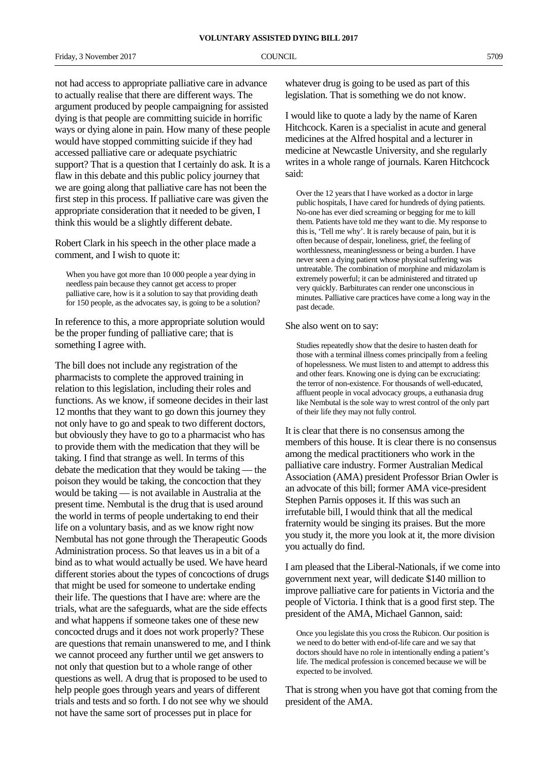not had access to appropriate palliative care in advance to actually realise that there are different ways. The argument produced by people campaigning for assisted dying is that people are committing suicide in horrific ways or dying alone in pain. How many of these people would have stopped committing suicide if they had accessed palliative care or adequate psychiatric support? That is a question that I certainly do ask. It is a flaw in this debate and this public policy journey that we are going along that palliative care has not been the first step in this process. If palliative care was given the appropriate consideration that it needed to be given, I think this would be a slightly different debate.

Robert Clark in his speech in the other place made a comment, and I wish to quote it:

> When you have got more than 10 000 people a year dying in needless pain because they cannot get access to proper palliative care, how is it a solution to say that providing death for 150 people, as the advocates say, is going to be a solution?

In reference to this, a more appropriate solution would be the proper funding of palliative care; that is something I agree with.

The bill does not include any registration of the pharmacists to complete the approved training in relation to this legislation, including their roles and functions. As we know, if someone decides in their last 12 months that they want to go down this journey they not only have to go and speak to two different doctors, but obviously they have to go to a pharmacist who has to provide them with the medication that they will be taking. I find that strange as well. In terms of this debate the medication that they would be taking — the poison they would be taking, the concoction that they would be taking — is not available in Australia at the present time. Nembutal is the drug that is used around the world in terms of people undertaking to end their life on a voluntary basis, and as we know right now Nembutal has not gone through the Therapeutic Goods Administration process. So that leaves us in a bit of a bind as to what would actually be used. We have heard different stories about the types of concoctions of drugs that might be used for someone to undertake ending their life. The questions that I have are: where are the trials, what are the safeguards, what are the side effects and what happens if someone takes one of these new concocted drugs and it does not work properly? These are questions that remain unanswered to me, and I think we cannot proceed any further until we get answers to not only that question but to a whole range of other questions as well. A drug that is proposed to be used to help people goes through years and years of different trials and tests and so forth. I do not see why we should not have the same sort of processes put in place for whatever drug is going to be used as part of this legislation. That is something we do not know.

I would like to quote a lady by the name of Karen Hitchcock. Karen is a specialist in acute and general medicines at the Alfred hospital and a lecturer in medicine at Newcastle University, and she regularly writes in a whole range of journals. Karen Hitchcock said:

> Over the 12 years that I have worked as a doctor in large public hospitals, I have cared for hundreds of dying patients. No-one has ever died screaming or begging for me to kill them. Patients have told me they want to die. My response to this is, 'Tell me why'. It is rarely because of pain, but it is often because of despair, loneliness, grief, the feeling of worthlessness, meaninglessness or being a burden. I have never seen a dying patient whose physical suffering was untreatable. The combination of morphine and midazolam is extremely powerful; it can be administered and titrated up very quickly. Barbiturates can render one unconscious in minutes. Palliative care practices have come a long way in the past decade.

She also went on to say:

> Studies repeatedly show that the desire to hasten death for those with a terminal illness comes principally from a feeling of hopelessness. We must listen to and attempt to address this and other fears. Knowing one is dying can be excruciating: the terror of non-existence. For thousands of well-educated, affluent people in vocal advocacy groups, a euthanasia drug like Nembutal is the sole way to wrest control of the only part of their life they may not fully control.

It is clear that there is no consensus among the members of this house. It is clear there is no consensus among the medical practitioners who work in the palliative care industry. Former Australian Medical Association (AMA) president Professor Brian Owler is an advocate of this bill; former AMA vice-president Stephen Parnis opposes it. If this was such an irrefutable bill, I would think that all the medical fraternity would be singing its praises. But the more you study it, the more you look at it, the more division you actually do find.

I am pleased that the Liberal-Nationals, if we come into government next year, will dedicate $140 million to improve palliative care for patients in Victoria and the people of Victoria. I think that is a good first step. The president of the AMA, Michael Gannon, said:

> Once you legislate this you cross the Rubicon. Our position is we need to do better with end-of-life care and we say that doctors should have no role in intentionally ending a patient's life. The medical profession is concerned because we will be expected to be involved.

That is strong when you have got that coming from the president of the AMA.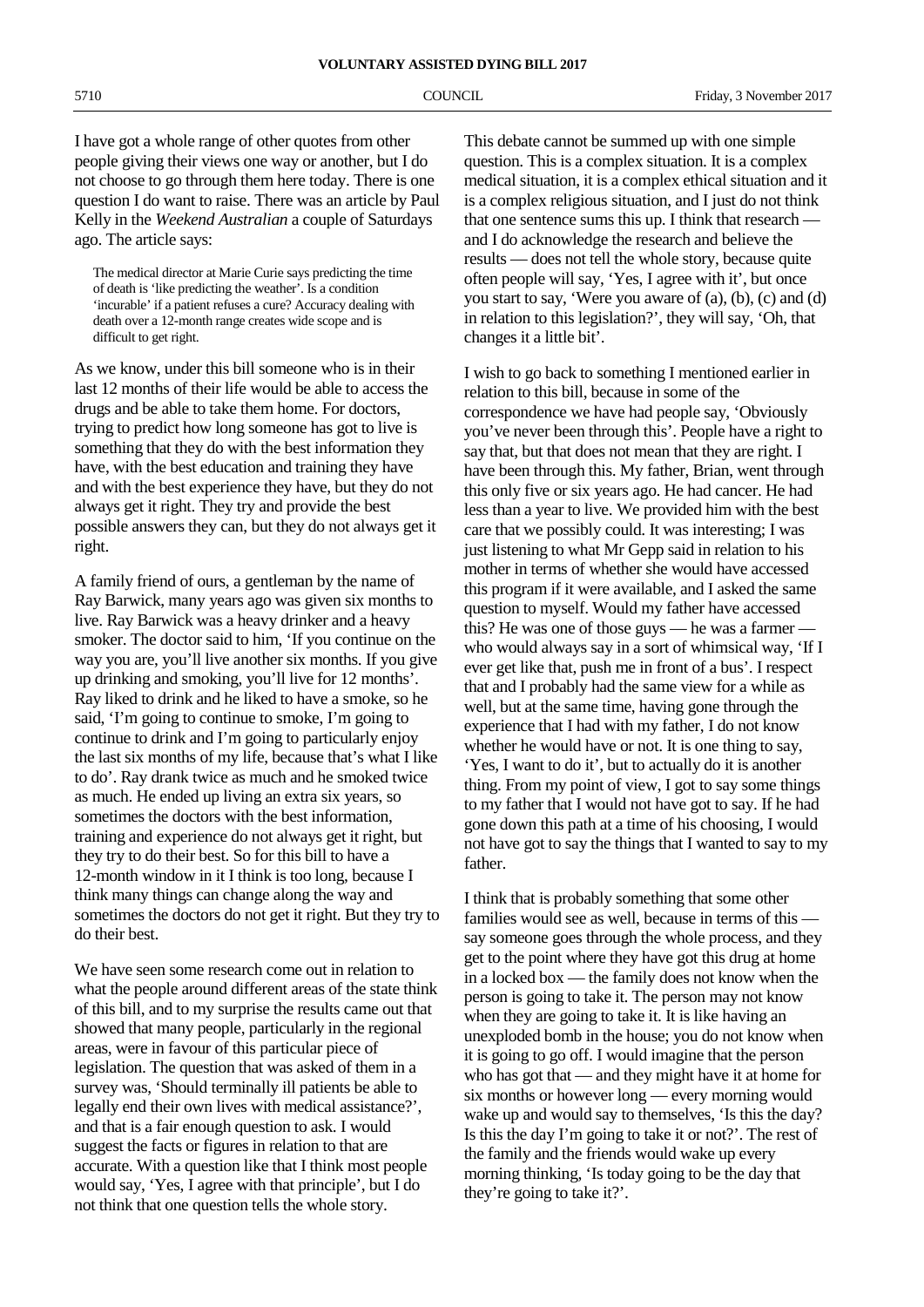I have got a whole range of other quotes from other people giving their views one way or another, but I do not choose to go through them here today. There is one question I do want to raise. There was an article by Paul Kelly in the *Weekend Australian* a couple of Saturdays ago. The article says:

> The medical director at Marie Curie says predicting the time of death is 'like predicting the weather'. Is a condition 'incurable' if a patient refuses a cure? Accuracy dealing with death over a 12-month range creates wide scope and is difficult to get right.

As we know, under this bill someone who is in their last 12 months of their life would be able to access the drugs and be able to take them home. For doctors, trying to predict how long someone has got to live is something that they do with the best information they have, with the best education and training they have and with the best experience they have, but they do not always get it right. They try and provide the best possible answers they can, but they do not always get it right.

A family friend of ours, a gentleman by the name of Ray Barwick, many years ago was given six months to live. Ray Barwick was a heavy drinker and a heavy smoker. The doctor said to him, 'If you continue on the way you are, you'll live another six months. If you give up drinking and smoking, you'll live for 12 months'. Ray liked to drink and he liked to have a smoke, so he said, 'I'm going to continue to smoke, I'm going to continue to drink and I'm going to particularly enjoy the last six months of my life, because that's what I like to do'. Ray drank twice as much and he smoked twice as much. He ended up living an extra six years, so sometimes the doctors with the best information, training and experience do not always get it right, but they try to do their best. So for this bill to have a 12-month window in it I think is too long, because I think many things can change along the way and sometimes the doctors do not get it right. But they try to do their best.

We have seen some research come out in relation to what the people around different areas of the state think of this bill, and to my surprise the results came out that showed that many people, particularly in the regional areas, were in favour of this particular piece of legislation. The question that was asked of them in a survey was, 'Should terminally ill patients be able to legally end their own lives with medical assistance?', and that is a fair enough question to ask. I would suggest the facts or figures in relation to that are accurate. With a question like that I think most people would say, 'Yes, I agree with that principle', but I do not think that one question tells the whole story.

This debate cannot be summed up with one simple question. This is a complex situation. It is a complex medical situation, it is a complex ethical situation and it is a complex religious situation, and I just do not think that one sentence sums this up. I think that research — and I do acknowledge the research and believe the results — does not tell the whole story, because quite often people will say, 'Yes, I agree with it', but once you start to say, 'Were you aware of (a), (b), (c) and (d) in relation to this legislation?', they will say, 'Oh, that changes it a little bit'.

I wish to go back to something I mentioned earlier in relation to this bill, because in some of the correspondence we have had people say, 'Obviously you've never been through this'. People have a right to say that, but that does not mean that they are right. I have been through this. My father, Brian, went through this only five or six years ago. He had cancer. He had less than a year to live. We provided him with the best care that we possibly could. It was interesting; I was just listening to what Mr Gepp said in relation to his mother in terms of whether she would have accessed this program if it were available, and I asked the same question to myself. Would my father have accessed this? He was one of those guys — he was a farmer — who would always say in a sort of whimsical way, 'If I ever get like that, push me in front of a bus'. I respect that and I probably had the same view for a while as well, but at the same time, having gone through the experience that I had with my father, I do not know whether he would have or not. It is one thing to say, 'Yes, I want to do it', but to actually do it is another thing. From my point of view, I got to say some things to my father that I would not have got to say. If he had gone down this path at a time of his choosing, I would not have got to say the things that I wanted to say to my father.

I think that is probably something that some other families would see as well, because in terms of this — say someone goes through the whole process, and they get to the point where they have got this drug at home in a locked box — the family does not know when the person is going to take it. The person may not know when they are going to take it. It is like having an unexploded bomb in the house; you do not know when it is going to go off. I would imagine that the person who has got that — and they might have it at home for six months or however long — every morning would wake up and would say to themselves, 'Is this the day? Is this the day I'm going to take it or not?'. The rest of the family and the friends would wake up every morning thinking, 'Is today going to be the day that they're going to take it?'.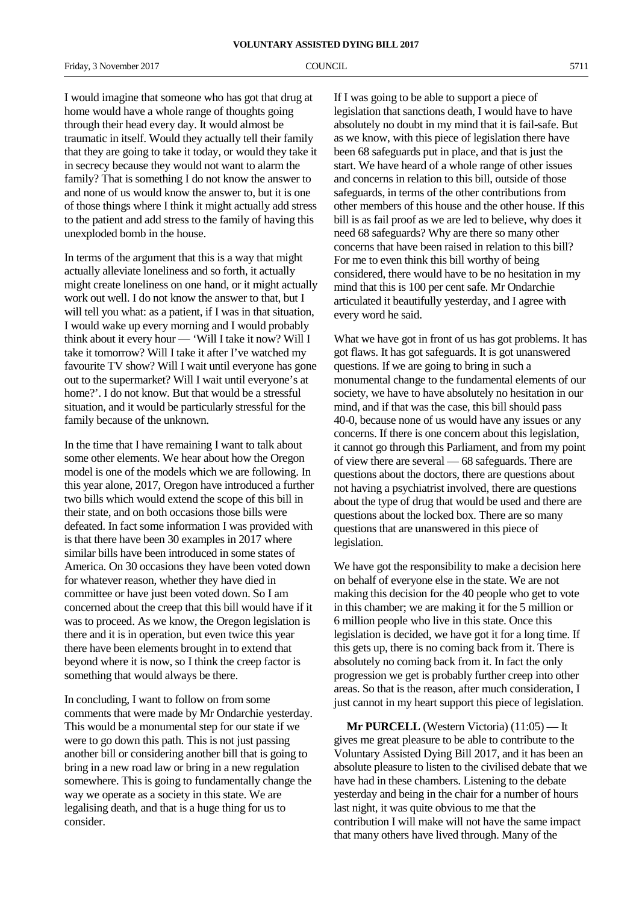I would imagine that someone who has got that drug at home would have a whole range of thoughts going through their head every day. It would almost be traumatic in itself. Would they actually tell their family that they are going to take it today, or would they take it in secrecy because they would not want to alarm the family? That is something I do not know the answer to and none of us would know the answer to, but it is one of those things where I think it might actually add stress to the patient and add stress to the family of having this unexploded bomb in the house.

In terms of the argument that this is a way that might actually alleviate loneliness and so forth, it actually might create loneliness on one hand, or it might actually work out well. I do not know the answer to that, but I will tell you what: as a patient, if I was in that situation, I would wake up every morning and I would probably think about it every hour — 'Will I take it now? Will I take it tomorrow? Will I take it after I've watched my favourite TV show? Will I wait until everyone has gone out to the supermarket? Will I wait until everyone's at home?'. I do not know. But that would be a stressful situation, and it would be particularly stressful for the family because of the unknown.

In the time that I have remaining I want to talk about some other elements. We hear about how the Oregon model is one of the models which we are following. In this year alone, 2017, Oregon have introduced a further two bills which would extend the scope of this bill in their state, and on both occasions those bills were defeated. In fact some information I was provided with is that there have been 30 examples in 2017 where similar bills have been introduced in some states of America. On 30 occasions they have been voted down for whatever reason, whether they have died in committee or have just been voted down. So I am concerned about the creep that this bill would have if it was to proceed. As we know, the Oregon legislation is there and it is in operation, but even twice this year there have been elements brought in to extend that beyond where it is now, so I think the creep factor is something that would always be there.

In concluding, I want to follow on from some comments that were made by Mr Ondarchie yesterday. This would be a monumental step for our state if we were to go down this path. This is not just passing another bill or considering another bill that is going to bring in a new road law or bring in a new regulation somewhere. This is going to fundamentally change the way we operate as a society in this state. We are legalising death, and that is a huge thing for us to consider.

If I was going to be able to support a piece of legislation that sanctions death, I would have to have absolutely no doubt in my mind that it is fail-safe. But as we know, with this piece of legislation there have been 68 safeguards put in place, and that is just the start. We have heard of a whole range of other issues and concerns in relation to this bill, outside of those safeguards, in terms of the other contributions from other members of this house and the other house. If this bill is as fail proof as we are led to believe, why does it need 68 safeguards? Why are there so many other concerns that have been raised in relation to this bill? For me to even think this bill worthy of being considered, there would have to be no hesitation in my mind that this is 100 per cent safe. Mr Ondarchie articulated it beautifully yesterday, and I agree with every word he said.

What we have got in front of us has got problems. It has got flaws. It has got safeguards. It is got unanswered questions. If we are going to bring in such a monumental change to the fundamental elements of our society, we have to have absolutely no hesitation in our mind, and if that was the case, this bill should pass 40-0, because none of us would have any issues or any concerns. If there is one concern about this legislation, it cannot go through this Parliament, and from my point of view there are several — 68 safeguards. There are questions about the doctors, there are questions about not having a psychiatrist involved, there are questions about the type of drug that would be used and there are questions about the locked box. There are so many questions that are unanswered in this piece of legislation.

We have got the responsibility to make a decision here on behalf of everyone else in the state. We are not making this decision for the 40 people who get to vote in this chamber; we are making it for the 5 million or 6 million people who live in this state. Once this legislation is decided, we have got it for a long time. If this gets up, there is no coming back from it. There is absolutely no coming back from it. In fact the only progression we get is probably further creep into other areas. So that is the reason, after much consideration, I just cannot in my heart support this piece of legislation.

**Mr PURCELL** (Western Victoria) (11:05) — It gives me great pleasure to be able to contribute to the Voluntary Assisted Dying Bill 2017, and it has been an absolute pleasure to listen to the civilised debate that we have had in these chambers. Listening to the debate yesterday and being in the chair for a number of hours last night, it was quite obvious to me that the contribution I will make will not have the same impact that many others have lived through. Many of the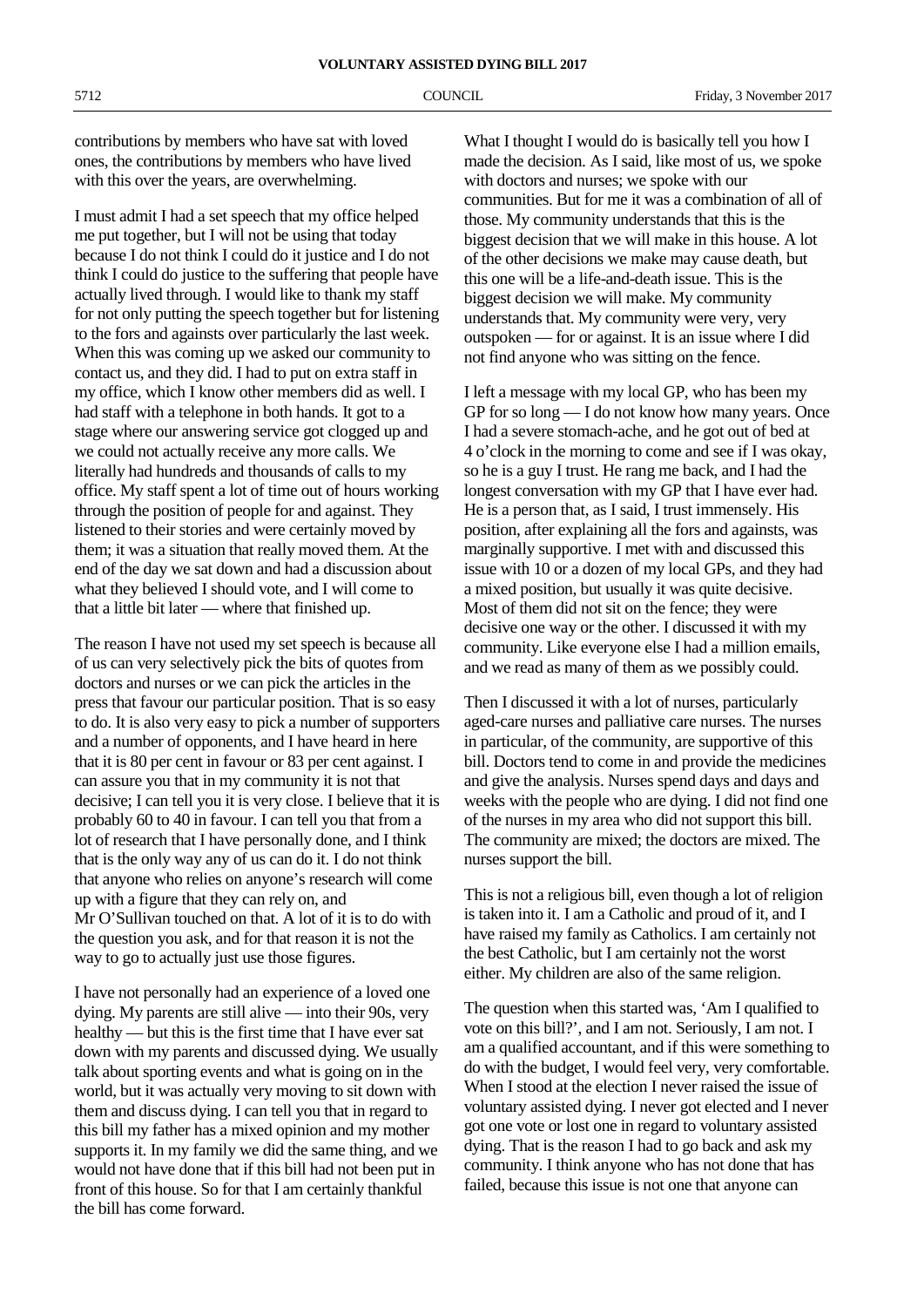contributions by members who have sat with loved ones, the contributions by members who have lived with this over the years, are overwhelming.

I must admit I had a set speech that my office helped me put together, but I will not be using that today because I do not think I could do it justice and I do not think I could do justice to the suffering that people have actually lived through. I would like to thank my staff for not only putting the speech together but for listening to the fors and againsts over particularly the last week. When this was coming up we asked our community to contact us, and they did. I had to put on extra staff in my office, which I know other members did as well. I had staff with a telephone in both hands. It got to a stage where our answering service got clogged up and we could not actually receive any more calls. We literally had hundreds and thousands of calls to my office. My staff spent a lot of time out of hours working through the position of people for and against. They listened to their stories and were certainly moved by them; it was a situation that really moved them. At the end of the day we sat down and had a discussion about what they believed I should vote, and I will come to that a little bit later — where that finished up.

The reason I have not used my set speech is because all of us can very selectively pick the bits of quotes from doctors and nurses or we can pick the articles in the press that favour our particular position. That is so easy to do. It is also very easy to pick a number of supporters and a number of opponents, and I have heard in here that it is 80 per cent in favour or 83 per cent against. I can assure you that in my community it is not that decisive; I can tell you it is very close. I believe that it is probably 60 to 40 in favour. I can tell you that from a lot of research that I have personally done, and I think that is the only way any of us can do it. I do not think that anyone who relies on anyone's research will come up with a figure that they can rely on, and Mr O'Sullivan touched on that. A lot of it is to do with the question you ask, and for that reason it is not the way to go to actually just use those figures.

I have not personally had an experience of a loved one dying. My parents are still alive — into their 90s, very healthy — but this is the first time that I have ever sat down with my parents and discussed dying. We usually talk about sporting events and what is going on in the world, but it was actually very moving to sit down with them and discuss dying. I can tell you that in regard to this bill my father has a mixed opinion and my mother supports it. In my family we did the same thing, and we would not have done that if this bill had not been put in front of this house. So for that I am certainly thankful the bill has come forward.

What I thought I would do is basically tell you how I made the decision. As I said, like most of us, we spoke with doctors and nurses; we spoke with our communities. But for me it was a combination of all of those. My community understands that this is the biggest decision that we will make in this house. A lot of the other decisions we make may cause death, but this one will be a life-and-death issue. This is the biggest decision we will make. My community understands that. My community were very, very outspoken — for or against. It is an issue where I did not find anyone who was sitting on the fence.

I left a message with my local GP, who has been my GP for so long — I do not know how many years. Once I had a severe stomach-ache, and he got out of bed at 4 o'clock in the morning to come and see if I was okay, so he is a guy I trust. He rang me back, and I had the longest conversation with my GP that I have ever had. He is a person that, as I said, I trust immensely. His position, after explaining all the fors and againsts, was marginally supportive. I met with and discussed this issue with 10 or a dozen of my local GPs, and they had a mixed position, but usually it was quite decisive. Most of them did not sit on the fence; they were decisive one way or the other. I discussed it with my community. Like everyone else I had a million emails, and we read as many of them as we possibly could.

Then I discussed it with a lot of nurses, particularly aged-care nurses and palliative care nurses. The nurses in particular, of the community, are supportive of this bill. Doctors tend to come in and provide the medicines and give the analysis. Nurses spend days and days and weeks with the people who are dying. I did not find one of the nurses in my area who did not support this bill. The community are mixed; the doctors are mixed. The nurses support the bill.

This is not a religious bill, even though a lot of religion is taken into it. I am a Catholic and proud of it, and I have raised my family as Catholics. I am certainly not the best Catholic, but I am certainly not the worst either. My children are also of the same religion.

The question when this started was, 'Am I qualified to vote on this bill?', and I am not. Seriously, I am not. I am a qualified accountant, and if this were something to do with the budget, I would feel very, very comfortable. When I stood at the election I never raised the issue of voluntary assisted dying. I never got elected and I never got one vote or lost one in regard to voluntary assisted dying. That is the reason I had to go back and ask my community. I think anyone who has not done that has failed, because this issue is not one that anyone can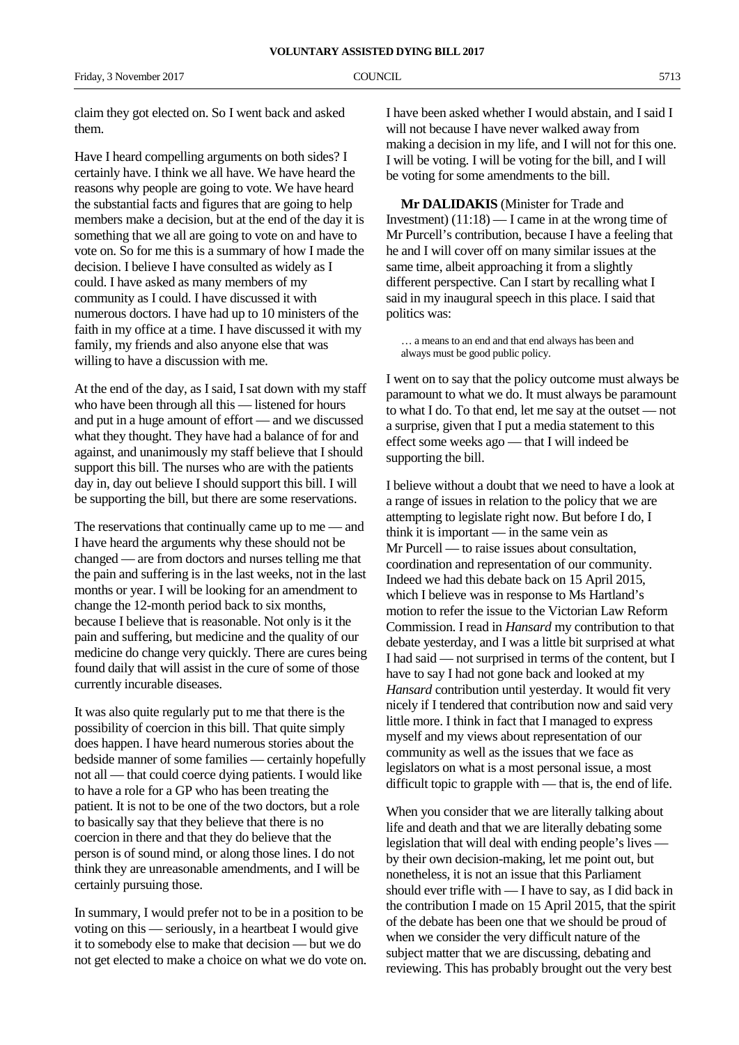claim they got elected on. So I went back and asked them.

Have I heard compelling arguments on both sides? I certainly have. I think we all have. We have heard the reasons why people are going to vote. We have heard the substantial facts and figures that are going to help members make a decision, but at the end of the day it is something that we all are going to vote on and have to vote on. So for me this is a summary of how I made the decision. I believe I have consulted as widely as I could. I have asked as many members of my community as I could. I have discussed it with numerous doctors. I have had up to 10 ministers of the faith in my office at a time. I have discussed it with my family, my friends and also anyone else that was willing to have a discussion with me.

At the end of the day, as I said, I sat down with my staff who have been through all this — listened for hours and put in a huge amount of effort — and we discussed what they thought. They have had a balance of for and against, and unanimously my staff believe that I should support this bill. The nurses who are with the patients day in, day out believe I should support this bill. I will be supporting the bill, but there are some reservations.

The reservations that continually came up to me — and I have heard the arguments why these should not be changed — are from doctors and nurses telling me that the pain and suffering is in the last weeks, not in the last months or year. I will be looking for an amendment to change the 12-month period back to six months, because I believe that is reasonable. Not only is it the pain and suffering, but medicine and the quality of our medicine do change very quickly. There are cures being found daily that will assist in the cure of some of those currently incurable diseases.

It was also quite regularly put to me that there is the possibility of coercion in this bill. That quite simply does happen. I have heard numerous stories about the bedside manner of some families — certainly hopefully not all — that could coerce dying patients. I would like to have a role for a GP who has been treating the patient. It is not to be one of the two doctors, but a role to basically say that they believe that there is no coercion in there and that they do believe that the person is of sound mind, or along those lines. I do not think they are unreasonable amendments, and I will be certainly pursuing those.

In summary, I would prefer not to be in a position to be voting on this — seriously, in a heartbeat I would give it to somebody else to make that decision — but we do not get elected to make a choice on what we do vote on. I have been asked whether I would abstain, and I said I will not because I have never walked away from making a decision in my life, and I will not for this one. I will be voting. I will be voting for the bill, and I will be voting for some amendments to the bill.

**Mr DALIDAKIS** (Minister for Trade and Investment) (11:18) — I came in at the wrong time of Mr Purcell's contribution, because I have a feeling that he and I will cover off on many similar issues at the same time, albeit approaching it from a slightly different perspective. Can I start by recalling what I said in my inaugural speech in this place. I said that politics was:

> … a means to an end and that end always has been and always must be good public policy.

I went on to say that the policy outcome must always be paramount to what we do. It must always be paramount to what I do. To that end, let me say at the outset — not a surprise, given that I put a media statement to this effect some weeks ago — that I will indeed be supporting the bill.

I believe without a doubt that we need to have a look at a range of issues in relation to the policy that we are attempting to legislate right now. But before I do, I think it is important — in the same vein as Mr Purcell — to raise issues about consultation, coordination and representation of our community. Indeed we had this debate back on 15 April 2015, which I believe was in response to Ms Hartland's motion to refer the issue to the Victorian Law Reform Commission. I read in *Hansard* my contribution to that debate yesterday, and I was a little bit surprised at what I had said — not surprised in terms of the content, but I have to say I had not gone back and looked at my *Hansard* contribution until yesterday. It would fit very nicely if I tendered that contribution now and said very little more. I think in fact that I managed to express myself and my views about representation of our community as well as the issues that we face as legislators on what is a most personal issue, a most difficult topic to grapple with — that is, the end of life.

When you consider that we are literally talking about life and death and that we are literally debating some legislation that will deal with ending people's lives — by their own decision-making, let me point out, but nonetheless, it is not an issue that this Parliament should ever trifle with — I have to say, as I did back in the contribution I made on 15 April 2015, that the spirit of the debate has been one that we should be proud of when we consider the very difficult nature of the subject matter that we are discussing, debating and reviewing. This has probably brought out the very best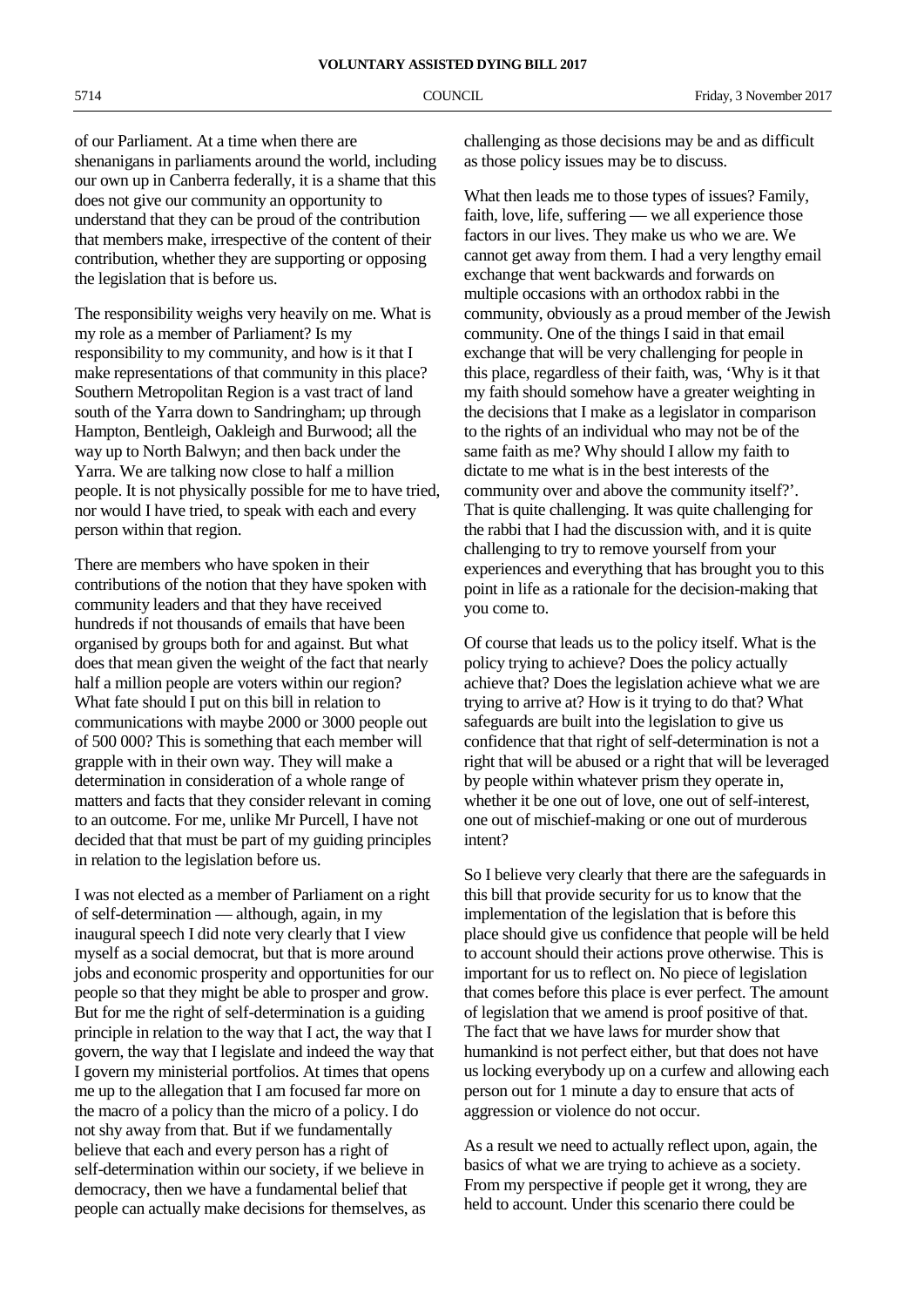of our Parliament. At a time when there are shenanigans in parliaments around the world, including our own up in Canberra federally, it is a shame that this does not give our community an opportunity to understand that they can be proud of the contribution that members make, irrespective of the content of their contribution, whether they are supporting or opposing the legislation that is before us.

The responsibility weighs very heavily on me. What is my role as a member of Parliament? Is my responsibility to my community, and how is it that I make representations of that community in this place? Southern Metropolitan Region is a vast tract of land south of the Yarra down to Sandringham; up through Hampton, Bentleigh, Oakleigh and Burwood; all the way up to North Balwyn; and then back under the Yarra. We are talking now close to half a million people. It is not physically possible for me to have tried, nor would I have tried, to speak with each and every person within that region.

There are members who have spoken in their contributions of the notion that they have spoken with community leaders and that they have received hundreds if not thousands of emails that have been organised by groups both for and against. But what does that mean given the weight of the fact that nearly half a million people are voters within our region? What fate should I put on this bill in relation to communications with maybe 2000 or 3000 people out of 500 000? This is something that each member will grapple with in their own way. They will make a determination in consideration of a whole range of matters and facts that they consider relevant in coming to an outcome. For me, unlike Mr Purcell, I have not decided that that must be part of my guiding principles in relation to the legislation before us.

I was not elected as a member of Parliament on a right of self-determination — although, again, in my inaugural speech I did note very clearly that I view myself as a social democrat, but that is more around jobs and economic prosperity and opportunities for our people so that they might be able to prosper and grow. But for me the right of self-determination is a guiding principle in relation to the way that I act, the way that I govern, the way that I legislate and indeed the way that I govern my ministerial portfolios. At times that opens me up to the allegation that I am focused far more on the macro of a policy than the micro of a policy. I do not shy away from that. But if we fundamentally believe that each and every person has a right of self-determination within our society, if we believe in democracy, then we have a fundamental belief that people can actually make decisions for themselves, as challenging as those decisions may be and as difficult as those policy issues may be to discuss.

What then leads me to those types of issues? Family, faith, love, life, suffering — we all experience those factors in our lives. They make us who we are. We cannot get away from them. I had a very lengthy email exchange that went backwards and forwards on multiple occasions with an orthodox rabbi in the community, obviously as a proud member of the Jewish community. One of the things I said in that email exchange that will be very challenging for people in this place, regardless of their faith, was, 'Why is it that my faith should somehow have a greater weighting in the decisions that I make as a legislator in comparison to the rights of an individual who may not be of the same faith as me? Why should I allow my faith to dictate to me what is in the best interests of the community over and above the community itself?'. That is quite challenging. It was quite challenging for the rabbi that I had the discussion with, and it is quite challenging to try to remove yourself from your experiences and everything that has brought you to this point in life as a rationale for the decision-making that you come to.

Of course that leads us to the policy itself. What is the policy trying to achieve? Does the policy actually achieve that? Does the legislation achieve what we are trying to arrive at? How is it trying to do that? What safeguards are built into the legislation to give us confidence that that right of self-determination is not a right that will be abused or a right that will be leveraged by people within whatever prism they operate in, whether it be one out of love, one out of self-interest, one out of mischief-making or one out of murderous intent?

So I believe very clearly that there are the safeguards in this bill that provide security for us to know that the implementation of the legislation that is before this place should give us confidence that people will be held to account should their actions prove otherwise. This is important for us to reflect on. No piece of legislation that comes before this place is ever perfect. The amount of legislation that we amend is proof positive of that. The fact that we have laws for murder show that humankind is not perfect either, but that does not have us locking everybody up on a curfew and allowing each person out for 1 minute a day to ensure that acts of aggression or violence do not occur.

As a result we need to actually reflect upon, again, the basics of what we are trying to achieve as a society. From my perspective if people get it wrong, they are held to account. Under this scenario there could be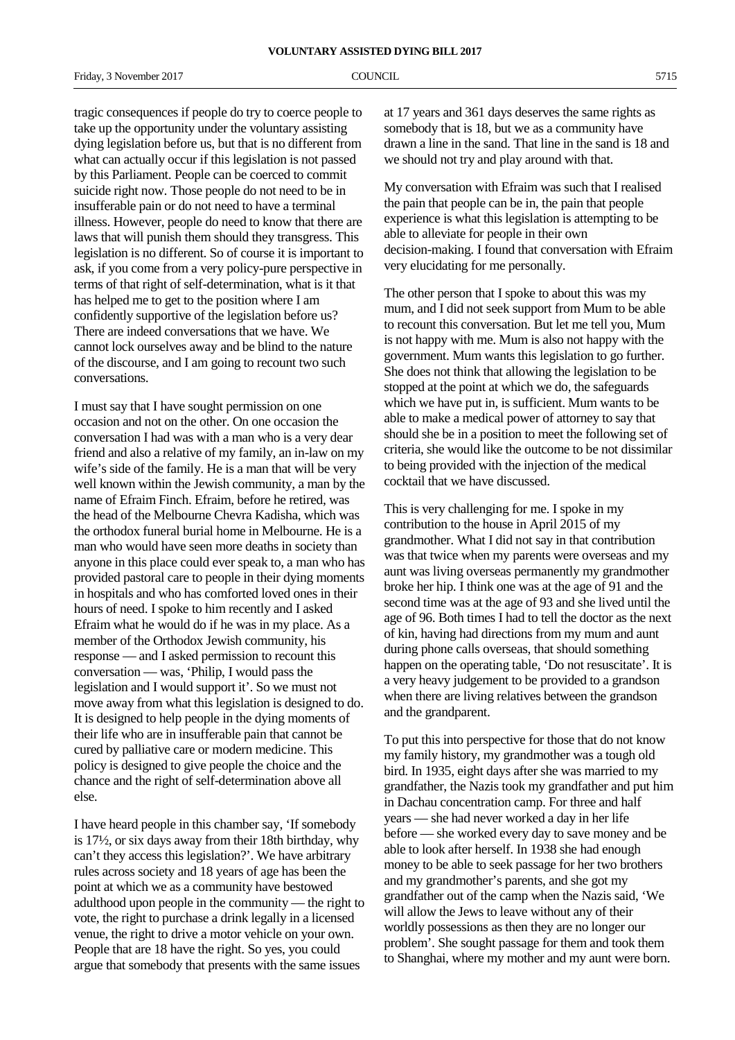tragic consequences if people do try to coerce people to take up the opportunity under the voluntary assisting dying legislation before us, but that is no different from what can actually occur if this legislation is not passed by this Parliament. People can be coerced to commit suicide right now. Those people do not need to be in insufferable pain or do not need to have a terminal illness. However, people do need to know that there are laws that will punish them should they transgress. This legislation is no different. So of course it is important to ask, if you come from a very policy-pure perspective in terms of that right of self-determination, what is it that has helped me to get to the position where I am confidently supportive of the legislation before us? There are indeed conversations that we have. We cannot lock ourselves away and be blind to the nature of the discourse, and I am going to recount two such conversations.

I must say that I have sought permission on one occasion and not on the other. On one occasion the conversation I had was with a man who is a very dear friend and also a relative of my family, an in-law on my wife's side of the family. He is a man that will be very well known within the Jewish community, a man by the name of Efraim Finch. Efraim, before he retired, was the head of the Melbourne Chevra Kadisha, which was the orthodox funeral burial home in Melbourne. He is a man who would have seen more deaths in society than anyone in this place could ever speak to, a man who has provided pastoral care to people in their dying moments in hospitals and who has comforted loved ones in their hours of need. I spoke to him recently and I asked Efraim what he would do if he was in my place. As a member of the Orthodox Jewish community, his response — and I asked permission to recount this conversation — was, 'Philip, I would pass the legislation and I would support it'. So we must not move away from what this legislation is designed to do. It is designed to help people in the dying moments of their life who are in insufferable pain that cannot be cured by palliative care or modern medicine. This policy is designed to give people the choice and the chance and the right of self-determination above all else.

I have heard people in this chamber say, 'If somebody is 17½, or six days away from their 18th birthday, why can't they access this legislation?'. We have arbitrary rules across society and 18 years of age has been the point at which we as a community have bestowed adulthood upon people in the community — the right to vote, the right to purchase a drink legally in a licensed venue, the right to drive a motor vehicle on your own. People that are 18 have the right. So yes, you could argue that somebody that presents with the same issues at 17 years and 361 days deserves the same rights as somebody that is 18, but we as a community have drawn a line in the sand. That line in the sand is 18 and we should not try and play around with that.

My conversation with Efraim was such that I realised the pain that people can be in, the pain that people experience is what this legislation is attempting to be able to alleviate for people in their own decision-making. I found that conversation with Efraim very elucidating for me personally.

The other person that I spoke to about this was my mum, and I did not seek support from Mum to be able to recount this conversation. But let me tell you, Mum is not happy with me. Mum is also not happy with the government. Mum wants this legislation to go further. She does not think that allowing the legislation to be stopped at the point at which we do, the safeguards which we have put in, is sufficient. Mum wants to be able to make a medical power of attorney to say that should she be in a position to meet the following set of criteria, she would like the outcome to be not dissimilar to being provided with the injection of the medical cocktail that we have discussed.

This is very challenging for me. I spoke in my contribution to the house in April 2015 of my grandmother. What I did not say in that contribution was that twice when my parents were overseas and my aunt was living overseas permanently my grandmother broke her hip. I think one was at the age of 91 and the second time was at the age of 93 and she lived until the age of 96. Both times I had to tell the doctor as the next of kin, having had directions from my mum and aunt during phone calls overseas, that should something happen on the operating table, 'Do not resuscitate'. It is a very heavy judgement to be provided to a grandson when there are living relatives between the grandson and the grandparent.

To put this into perspective for those that do not know my family history, my grandmother was a tough old bird. In 1935, eight days after she was married to my grandfather, the Nazis took my grandfather and put him in Dachau concentration camp. For three and half years — she had never worked a day in her life before — she worked every day to save money and be able to look after herself. In 1938 she had enough money to be able to seek passage for her two brothers and my grandmother's parents, and she got my grandfather out of the camp when the Nazis said, 'We will allow the Jews to leave without any of their worldly possessions as then they are no longer our problem'. She sought passage for them and took them to Shanghai, where my mother and my aunt were born.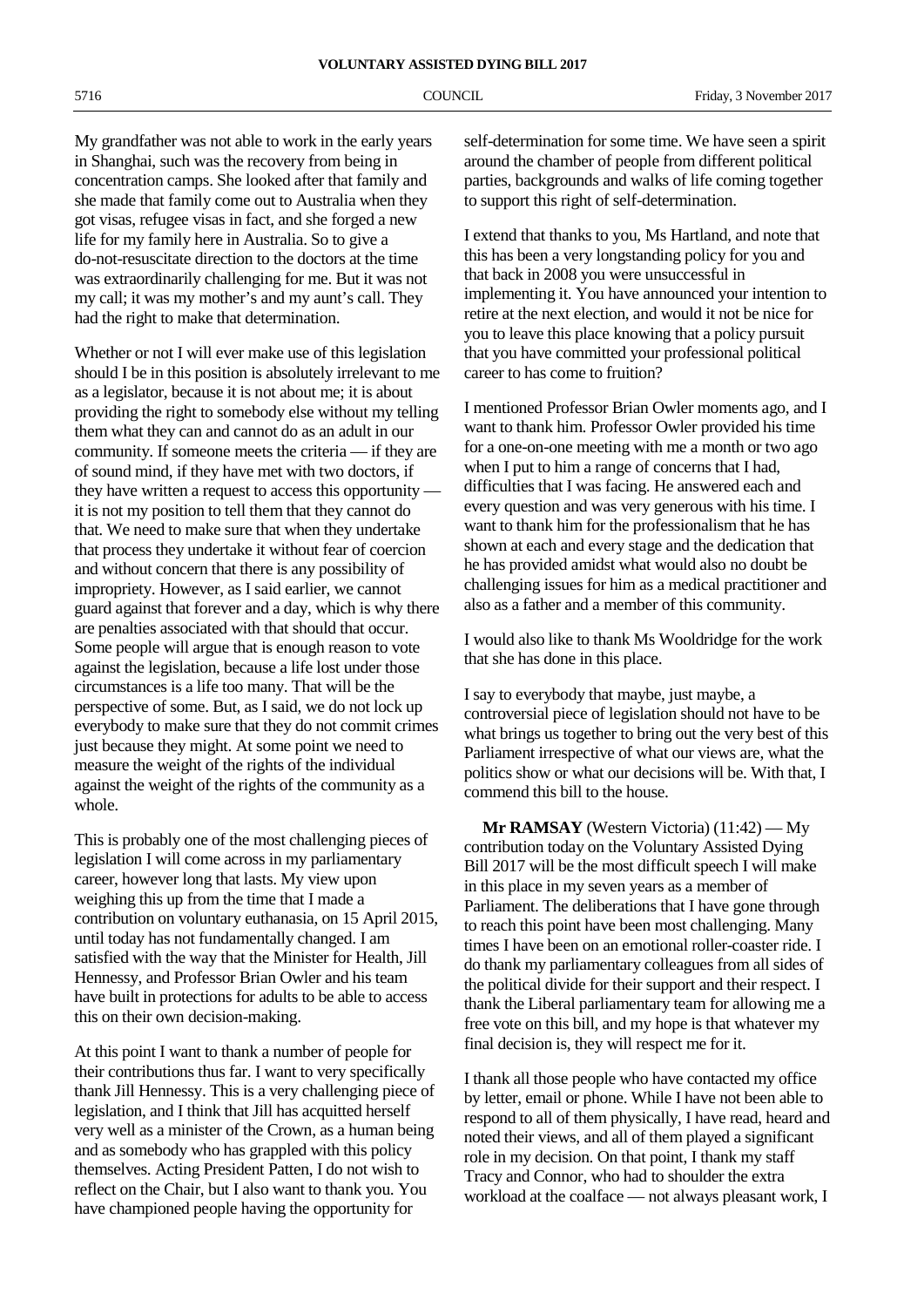My grandfather was not able to work in the early years in Shanghai, such was the recovery from being in concentration camps. She looked after that family and she made that family come out to Australia when they got visas, refugee visas in fact, and she forged a new life for my family here in Australia. So to give a do-not-resuscitate direction to the doctors at the time was extraordinarily challenging for me. But it was not my call; it was my mother's and my aunt's call. They had the right to make that determination.

Whether or not I will ever make use of this legislation should I be in this position is absolutely irrelevant to me as a legislator, because it is not about me; it is about providing the right to somebody else without my telling them what they can and cannot do as an adult in our community. If someone meets the criteria — if they are of sound mind, if they have met with two doctors, if they have written a request to access this opportunity — it is not my position to tell them that they cannot do that. We need to make sure that when they undertake that process they undertake it without fear of coercion and without concern that there is any possibility of impropriety. However, as I said earlier, we cannot guard against that forever and a day, which is why there are penalties associated with that should that occur. Some people will argue that is enough reason to vote against the legislation, because a life lost under those circumstances is a life too many. That will be the perspective of some. But, as I said, we do not lock up everybody to make sure that they do not commit crimes just because they might. At some point we need to measure the weight of the rights of the individual against the weight of the rights of the community as a whole.

This is probably one of the most challenging pieces of legislation I will come across in my parliamentary career, however long that lasts. My view upon weighing this up from the time that I made a contribution on voluntary euthanasia, on 15 April 2015, until today has not fundamentally changed. I am satisfied with the way that the Minister for Health, Jill Hennessy, and Professor Brian Owler and his team have built in protections for adults to be able to access this on their own decision-making.

At this point I want to thank a number of people for their contributions thus far. I want to very specifically thank Jill Hennessy. This is a very challenging piece of legislation, and I think that Jill has acquitted herself very well as a minister of the Crown, as a human being and as somebody who has grappled with this policy themselves. Acting President Patten, I do not wish to reflect on the Chair, but I also want to thank you. You have championed people having the opportunity for self-determination for some time. We have seen a spirit around the chamber of people from different political parties, backgrounds and walks of life coming together to support this right of self-determination.

I extend that thanks to you, Ms Hartland, and note that this has been a very longstanding policy for you and that back in 2008 you were unsuccessful in implementing it. You have announced your intention to retire at the next election, and would it not be nice for you to leave this place knowing that a policy pursuit that you have committed your professional political career to has come to fruition?

I mentioned Professor Brian Owler moments ago, and I want to thank him. Professor Owler provided his time for a one-on-one meeting with me a month or two ago when I put to him a range of concerns that I had, difficulties that I was facing. He answered each and every question and was very generous with his time. I want to thank him for the professionalism that he has shown at each and every stage and the dedication that he has provided amidst what would also no doubt be challenging issues for him as a medical practitioner and also as a father and a member of this community.

I would also like to thank Ms Wooldridge for the work that she has done in this place.

I say to everybody that maybe, just maybe, a controversial piece of legislation should not have to be what brings us together to bring out the very best of this Parliament irrespective of what our views are, what the politics show or what our decisions will be. With that, I commend this bill to the house.

**Mr RAMSAY** (Western Victoria) (11:42) — My contribution today on the Voluntary Assisted Dying Bill 2017 will be the most difficult speech I will make in this place in my seven years as a member of Parliament. The deliberations that I have gone through to reach this point have been most challenging. Many times I have been on an emotional roller-coaster ride. I do thank my parliamentary colleagues from all sides of the political divide for their support and their respect. I thank the Liberal parliamentary team for allowing me a free vote on this bill, and my hope is that whatever my final decision is, they will respect me for it.

I thank all those people who have contacted my office by letter, email or phone. While I have not been able to respond to all of them physically, I have read, heard and noted their views, and all of them played a significant role in my decision. On that point, I thank my staff Tracy and Connor, who had to shoulder the extra workload at the coalface — not always pleasant work, I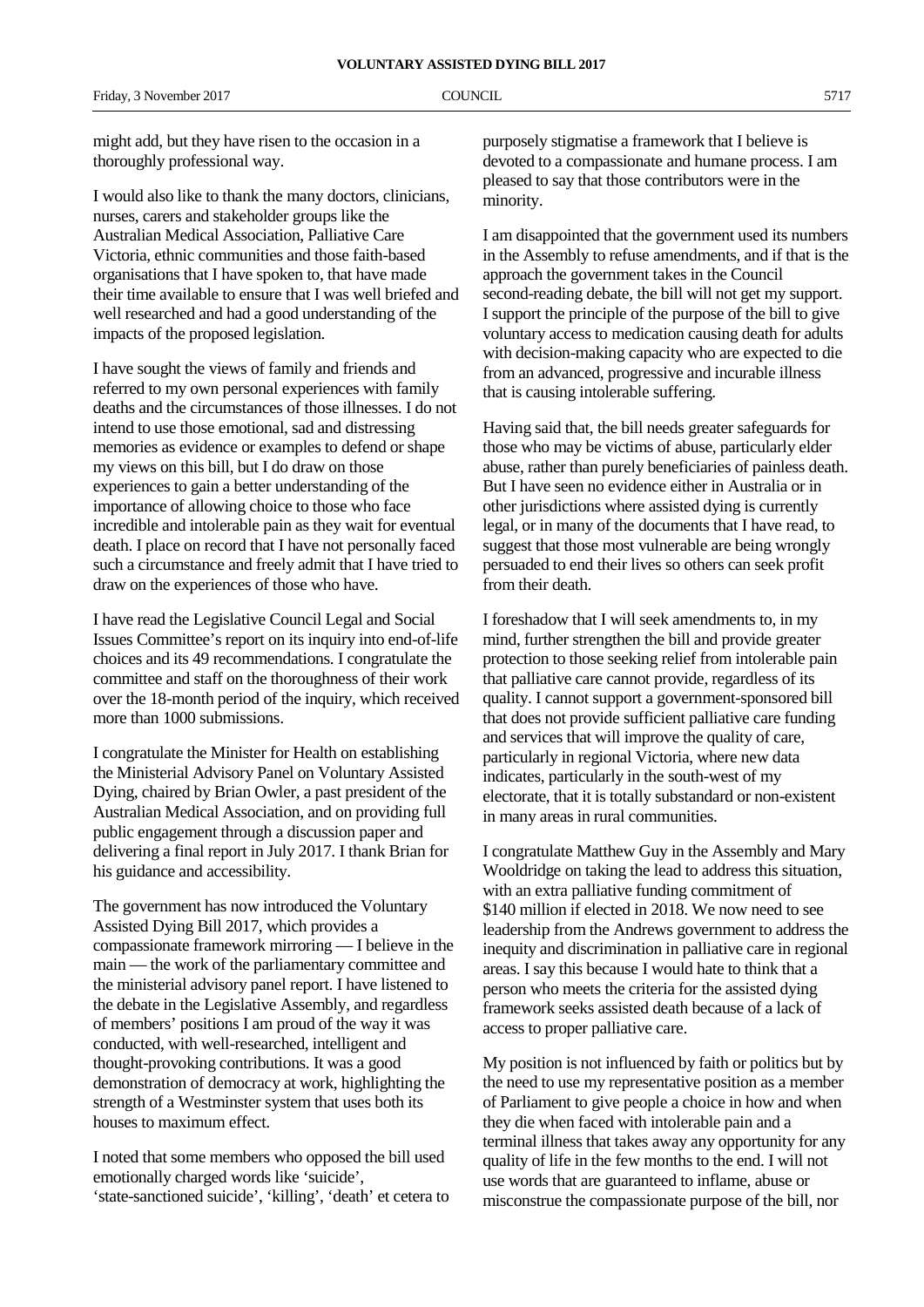might add, but they have risen to the occasion in a thoroughly professional way.

I would also like to thank the many doctors, clinicians, nurses, carers and stakeholder groups like the Australian Medical Association, Palliative Care Victoria, ethnic communities and those faith-based organisations that I have spoken to, that have made their time available to ensure that I was well briefed and well researched and had a good understanding of the impacts of the proposed legislation.

I have sought the views of family and friends and referred to my own personal experiences with family deaths and the circumstances of those illnesses. I do not intend to use those emotional, sad and distressing memories as evidence or examples to defend or shape my views on this bill, but I do draw on those experiences to gain a better understanding of the importance of allowing choice to those who face incredible and intolerable pain as they wait for eventual death. I place on record that I have not personally faced such a circumstance and freely admit that I have tried to draw on the experiences of those who have.

I have read the Legislative Council Legal and Social Issues Committee's report on its inquiry into end-of-life choices and its 49 recommendations. I congratulate the committee and staff on the thoroughness of their work over the 18-month period of the inquiry, which received more than 1000 submissions.

I congratulate the Minister for Health on establishing the Ministerial Advisory Panel on Voluntary Assisted Dying, chaired by Brian Owler, a past president of the Australian Medical Association, and on providing full public engagement through a discussion paper and delivering a final report in July 2017. I thank Brian for his guidance and accessibility.

The government has now introduced the Voluntary Assisted Dying Bill 2017, which provides a compassionate framework mirroring — I believe in the main — the work of the parliamentary committee and the ministerial advisory panel report. I have listened to the debate in the Legislative Assembly, and regardless of members' positions I am proud of the way it was conducted, with well-researched, intelligent and thought-provoking contributions. It was a good demonstration of democracy at work, highlighting the strength of a Westminster system that uses both its houses to maximum effect.

I noted that some members who opposed the bill used emotionally charged words like 'suicide', 'state-sanctioned suicide', 'killing', 'death' et cetera to purposely stigmatise a framework that I believe is devoted to a compassionate and humane process. I am pleased to say that those contributors were in the minority.

I am disappointed that the government used its numbers in the Assembly to refuse amendments, and if that is the approach the government takes in the Council second-reading debate, the bill will not get my support. I support the principle of the purpose of the bill to give voluntary access to medication causing death for adults with decision-making capacity who are expected to die from an advanced, progressive and incurable illness that is causing intolerable suffering.

Having said that, the bill needs greater safeguards for those who may be victims of abuse, particularly elder abuse, rather than purely beneficiaries of painless death. But I have seen no evidence either in Australia or in other jurisdictions where assisted dying is currently legal, or in many of the documents that I have read, to suggest that those most vulnerable are being wrongly persuaded to end their lives so others can seek profit from their death.

I foreshadow that I will seek amendments to, in my mind, further strengthen the bill and provide greater protection to those seeking relief from intolerable pain that palliative care cannot provide, regardless of its quality. I cannot support a government-sponsored bill that does not provide sufficient palliative care funding and services that will improve the quality of care, particularly in regional Victoria, where new data indicates, particularly in the south-west of my electorate, that it is totally substandard or non-existent in many areas in rural communities.

I congratulate Matthew Guy in the Assembly and Mary Wooldridge on taking the lead to address this situation, with an extra palliative funding commitment of $140 million if elected in 2018. We now need to see leadership from the Andrews government to address the inequity and discrimination in palliative care in regional areas. I say this because I would hate to think that a person who meets the criteria for the assisted dying framework seeks assisted death because of a lack of access to proper palliative care.

My position is not influenced by faith or politics but by the need to use my representative position as a member of Parliament to give people a choice in how and when they die when faced with intolerable pain and a terminal illness that takes away any opportunity for any quality of life in the few months to the end. I will not use words that are guaranteed to inflame, abuse or misconstrue the compassionate purpose of the bill, nor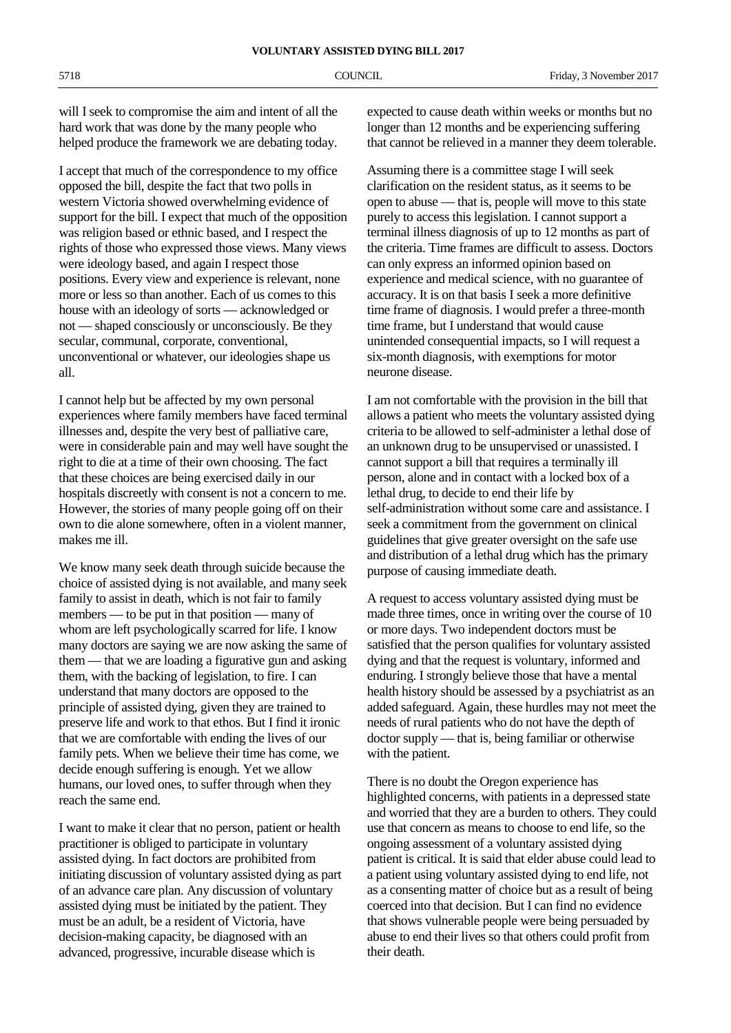will I seek to compromise the aim and intent of all the hard work that was done by the many people who helped produce the framework we are debating today.

I accept that much of the correspondence to my office opposed the bill, despite the fact that two polls in western Victoria showed overwhelming evidence of support for the bill. I expect that much of the opposition was religion based or ethnic based, and I respect the rights of those who expressed those views. Many views were ideology based, and again I respect those positions. Every view and experience is relevant, none more or less so than another. Each of us comes to this house with an ideology of sorts — acknowledged or not — shaped consciously or unconsciously. Be they secular, communal, corporate, conventional, unconventional or whatever, our ideologies shape us all.

I cannot help but be affected by my own personal experiences where family members have faced terminal illnesses and, despite the very best of palliative care, were in considerable pain and may well have sought the right to die at a time of their own choosing. The fact that these choices are being exercised daily in our hospitals discreetly with consent is not a concern to me. However, the stories of many people going off on their own to die alone somewhere, often in a violent manner, makes me ill.

We know many seek death through suicide because the choice of assisted dying is not available, and many seek family to assist in death, which is not fair to family members — to be put in that position — many of whom are left psychologically scarred for life. I know many doctors are saying we are now asking the same of them — that we are loading a figurative gun and asking them, with the backing of legislation, to fire. I can understand that many doctors are opposed to the principle of assisted dying, given they are trained to preserve life and work to that ethos. But I find it ironic that we are comfortable with ending the lives of our family pets. When we believe their time has come, we decide enough suffering is enough. Yet we allow humans, our loved ones, to suffer through when they reach the same end.

I want to make it clear that no person, patient or health practitioner is obliged to participate in voluntary assisted dying. In fact doctors are prohibited from initiating discussion of voluntary assisted dying as part of an advance care plan. Any discussion of voluntary assisted dying must be initiated by the patient. They must be an adult, be a resident of Victoria, have decision-making capacity, be diagnosed with an advanced, progressive, incurable disease which is expected to cause death within weeks or months but no longer than 12 months and be experiencing suffering that cannot be relieved in a manner they deem tolerable.

Assuming there is a committee stage I will seek clarification on the resident status, as it seems to be open to abuse — that is, people will move to this state purely to access this legislation. I cannot support a terminal illness diagnosis of up to 12 months as part of the criteria. Time frames are difficult to assess. Doctors can only express an informed opinion based on experience and medical science, with no guarantee of accuracy. It is on that basis I seek a more definitive time frame of diagnosis. I would prefer a three-month time frame, but I understand that would cause unintended consequential impacts, so I will request a six-month diagnosis, with exemptions for motor neurone disease.

I am not comfortable with the provision in the bill that allows a patient who meets the voluntary assisted dying criteria to be allowed to self-administer a lethal dose of an unknown drug to be unsupervised or unassisted. I cannot support a bill that requires a terminally ill person, alone and in contact with a locked box of a lethal drug, to decide to end their life by self-administration without some care and assistance. I seek a commitment from the government on clinical guidelines that give greater oversight on the safe use and distribution of a lethal drug which has the primary purpose of causing immediate death.

A request to access voluntary assisted dying must be made three times, once in writing over the course of 10 or more days. Two independent doctors must be satisfied that the person qualifies for voluntary assisted dying and that the request is voluntary, informed and enduring. I strongly believe those that have a mental health history should be assessed by a psychiatrist as an added safeguard. Again, these hurdles may not meet the needs of rural patients who do not have the depth of doctor supply — that is, being familiar or otherwise with the patient.

There is no doubt the Oregon experience has highlighted concerns, with patients in a depressed state and worried that they are a burden to others. They could use that concern as means to choose to end life, so the ongoing assessment of a voluntary assisted dying patient is critical. It is said that elder abuse could lead to a patient using voluntary assisted dying to end life, not as a consenting matter of choice but as a result of being coerced into that decision. But I can find no evidence that shows vulnerable people were being persuaded by abuse to end their lives so that others could profit from their death.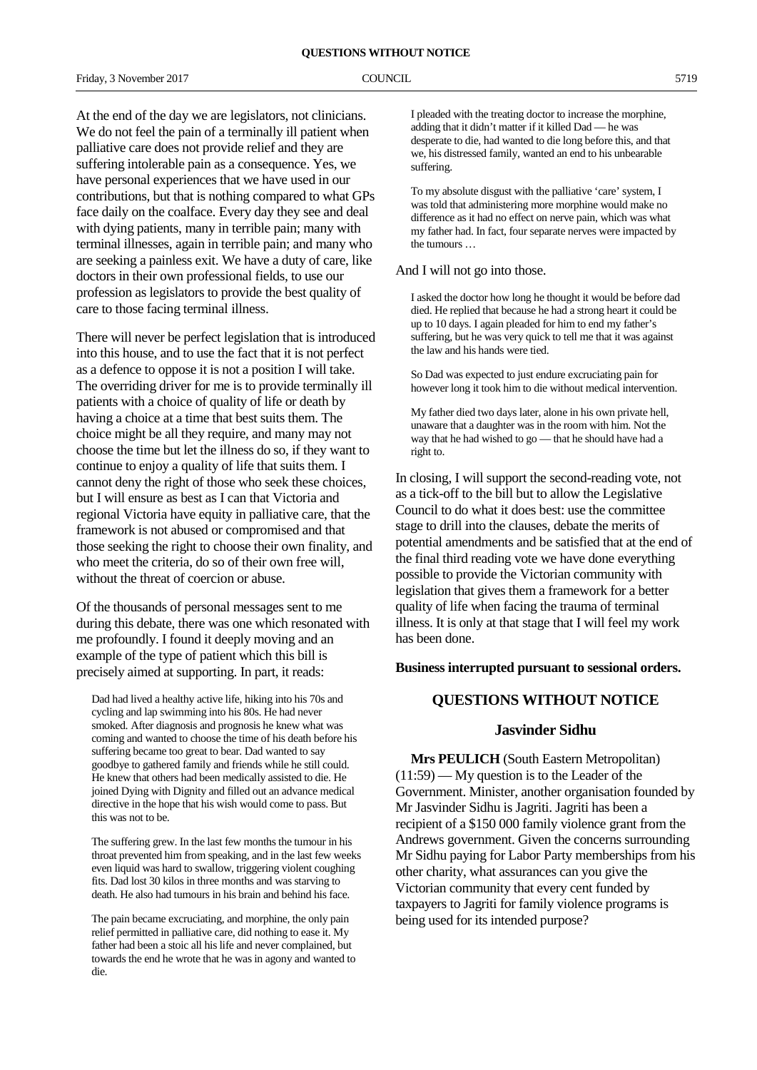At the end of the day we are legislators, not clinicians. We do not feel the pain of a terminally ill patient when palliative care does not provide relief and they are suffering intolerable pain as a consequence. Yes, we have personal experiences that we have used in our contributions, but that is nothing compared to what GPs face daily on the coalface. Every day they see and deal with dying patients, many in terrible pain; many with terminal illnesses, again in terrible pain; and many who are seeking a painless exit. We have a duty of care, like doctors in their own professional fields, to use our profession as legislators to provide the best quality of care to those facing terminal illness.

There will never be perfect legislation that is introduced into this house, and to use the fact that it is not perfect as a defence to oppose it is not a position I will take. The overriding driver for me is to provide terminally ill patients with a choice of quality of life or death by having a choice at a time that best suits them. The choice might be all they require, and many may not choose the time but let the illness do so, if they want to continue to enjoy a quality of life that suits them. I cannot deny the right of those who seek these choices, but I will ensure as best as I can that Victoria and regional Victoria have equity in palliative care, that the framework is not abused or compromised and that those seeking the right to choose their own finality, and who meet the criteria, do so of their own free will, without the threat of coercion or abuse.

Of the thousands of personal messages sent to me during this debate, there was one which resonated with me profoundly. I found it deeply moving and an example of the type of patient which this bill is precisely aimed at supporting. In part, it reads:

> Dad had lived a healthy active life, hiking into his 70s and cycling and lap swimming into his 80s. He had never smoked. After diagnosis and prognosis he knew what was coming and wanted to choose the time of his death before his suffering became too great to bear. Dad wanted to say goodbye to gathered family and friends while he still could. He knew that others had been medically assisted to die. He joined Dying with Dignity and filled out an advance medical directive in the hope that his wish would come to pass. But this was not to be.
>
> The suffering grew. In the last few months the tumour in his throat prevented him from speaking, and in the last few weeks even liquid was hard to swallow, triggering violent coughing fits. Dad lost 30 kilos in three months and was starving to death. He also had tumours in his brain and behind his face.
>
> The pain became excruciating, and morphine, the only pain relief permitted in palliative care, did nothing to ease it. My father had been a stoic all his life and never complained, but towards the end he wrote that he was in agony and wanted to die.
>
> I pleaded with the treating doctor to increase the morphine, adding that it didn't matter if it killed Dad — he was desperate to die, had wanted to die long before this, and that we, his distressed family, wanted an end to his unbearable suffering.
>
> To my absolute disgust with the palliative 'care' system, I was told that administering more morphine would make no difference as it had no effect on nerve pain, which was what my father had. In fact, four separate nerves were impacted by the tumours …

And I will not go into those.

> I asked the doctor how long he thought it would be before dad died. He replied that because he had a strong heart it could be up to 10 days. I again pleaded for him to end my father's suffering, but he was very quick to tell me that it was against the law and his hands were tied.
>
> So Dad was expected to just endure excruciating pain for however long it took him to die without medical intervention.
>
> My father died two days later, alone in his own private hell, unaware that a daughter was in the room with him. Not the way that he had wished to go — that he should have had a right to.

In closing, I will support the second-reading vote, not as a tick-off to the bill but to allow the Legislative Council to do what it does best: use the committee stage to drill into the clauses, debate the merits of potential amendments and be satisfied that at the end of the final third reading vote we have done everything possible to provide the Victorian community with legislation that gives them a framework for a better quality of life when facing the trauma of terminal illness. It is only at that stage that I will feel my work has been done.

**Business interrupted pursuant to sessional orders.**

## QUESTIONS WITHOUT NOTICE

### Jasvinder Sidhu

**Mrs PEULICH** (South Eastern Metropolitan) (11:59) — My question is to the Leader of the Government. Minister, another organisation founded by Mr Jasvinder Sidhu is Jagriti. Jagriti has been a recipient of a $150 000 family violence grant from the Andrews government. Given the concerns surrounding Mr Sidhu paying for Labor Party memberships from his other charity, what assurances can you give the Victorian community that every cent funded by taxpayers to Jagriti for family violence programs is being used for its intended purpose?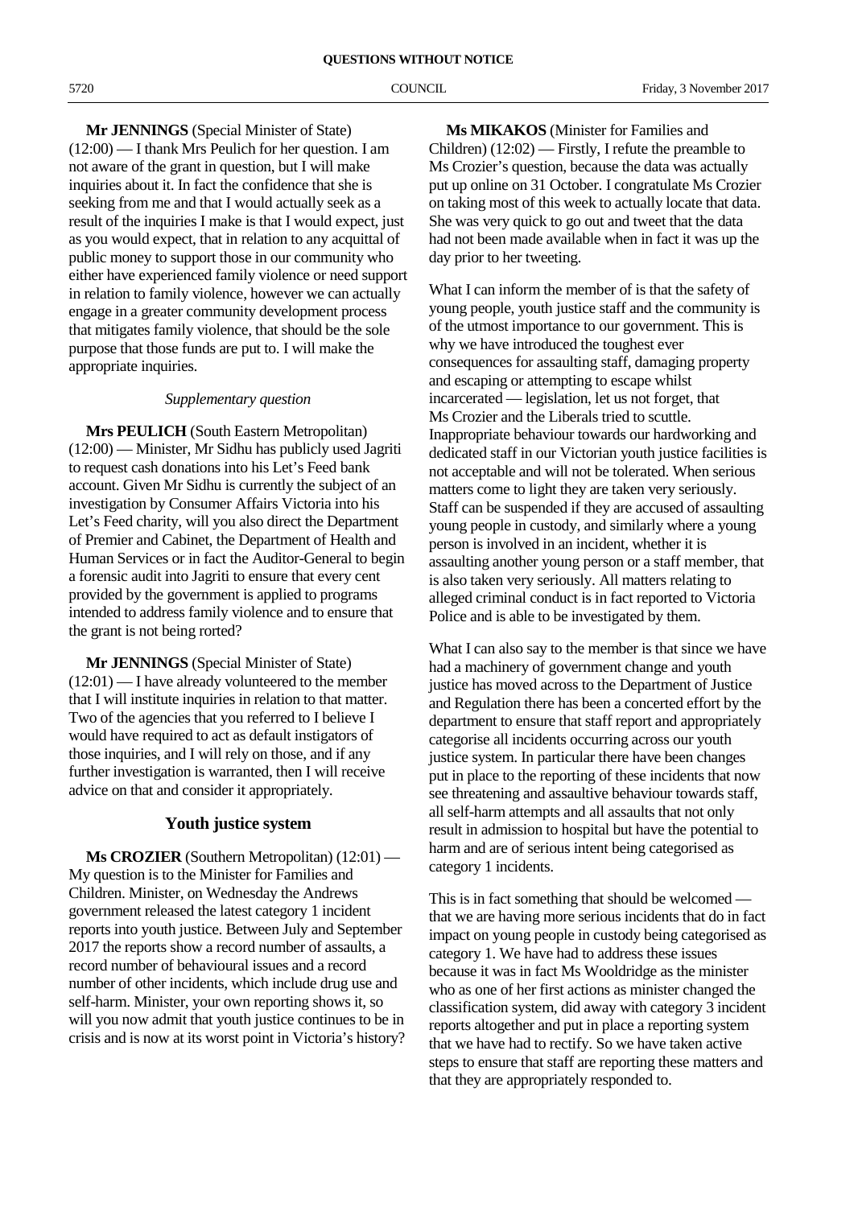**Mr JENNINGS** (Special Minister of State) (12:00) — I thank Mrs Peulich for her question. I am not aware of the grant in question, but I will make inquiries about it. In fact the confidence that she is seeking from me and that I would actually seek as a result of the inquiries I make is that I would expect, just as you would expect, that in relation to any acquittal of public money to support those in our community who either have experienced family violence or need support in relation to family violence, however we can actually engage in a greater community development process that mitigates family violence, that should be the sole purpose that those funds are put to. I will make the appropriate inquiries.

*Supplementary question*

**Mrs PEULICH** (South Eastern Metropolitan) (12:00) — Minister, Mr Sidhu has publicly used Jagriti to request cash donations into his Let's Feed bank account. Given Mr Sidhu is currently the subject of an investigation by Consumer Affairs Victoria into his Let's Feed charity, will you also direct the Department of Premier and Cabinet, the Department of Health and Human Services or in fact the Auditor-General to begin a forensic audit into Jagriti to ensure that every cent provided by the government is applied to programs intended to address family violence and to ensure that the grant is not being rorted?

**Mr JENNINGS** (Special Minister of State) (12:01) — I have already volunteered to the member that I will institute inquiries in relation to that matter. Two of the agencies that you referred to I believe I would have required to act as default instigators of those inquiries, and I will rely on those, and if any further investigation is warranted, then I will receive advice on that and consider it appropriately.

## Youth justice system

**Ms CROZIER** (Southern Metropolitan) (12:01) — My question is to the Minister for Families and Children. Minister, on Wednesday the Andrews government released the latest category 1 incident reports into youth justice. Between July and September 2017 the reports show a record number of assaults, a record number of behavioural issues and a record number of other incidents, which include drug use and self-harm. Minister, your own reporting shows it, so will you now admit that youth justice continues to be in crisis and is now at its worst point in Victoria's history?

**Ms MIKAKOS** (Minister for Families and Children) (12:02) — Firstly, I refute the preamble to Ms Crozier's question, because the data was actually put up online on 31 October. I congratulate Ms Crozier on taking most of this week to actually locate that data. She was very quick to go out and tweet that the data had not been made available when in fact it was up the day prior to her tweeting.

What I can inform the member of is that the safety of young people, youth justice staff and the community is of the utmost importance to our government. This is why we have introduced the toughest ever consequences for assaulting staff, damaging property and escaping or attempting to escape whilst incarcerated — legislation, let us not forget, that Ms Crozier and the Liberals tried to scuttle. Inappropriate behaviour towards our hardworking and dedicated staff in our Victorian youth justice facilities is not acceptable and will not be tolerated. When serious matters come to light they are taken very seriously. Staff can be suspended if they are accused of assaulting young people in custody, and similarly where a young person is involved in an incident, whether it is assaulting another young person or a staff member, that is also taken very seriously. All matters relating to alleged criminal conduct is in fact reported to Victoria Police and is able to be investigated by them.

What I can also say to the member is that since we have had a machinery of government change and youth justice has moved across to the Department of Justice and Regulation there has been a concerted effort by the department to ensure that staff report and appropriately categorise all incidents occurring across our youth justice system. In particular there have been changes put in place to the reporting of these incidents that now see threatening and assaultive behaviour towards staff, all self-harm attempts and all assaults that not only result in admission to hospital but have the potential to harm and are of serious intent being categorised as category 1 incidents.

This is in fact something that should be welcomed — that we are having more serious incidents that do in fact impact on young people in custody being categorised as category 1. We have had to address these issues because it was in fact Ms Wooldridge as the minister who as one of her first actions as minister changed the classification system, did away with category 3 incident reports altogether and put in place a reporting system that we have had to rectify. So we have taken active steps to ensure that staff are reporting these matters and that they are appropriately responded to.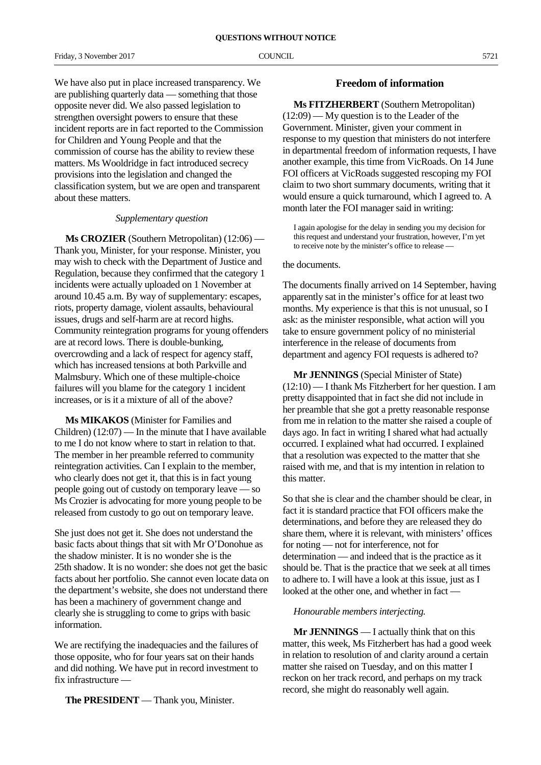We have also put in place increased transparency. We are publishing quarterly data — something that those opposite never did. We also passed legislation to strengthen oversight powers to ensure that these incident reports are in fact reported to the Commission for Children and Young People and that the commission of course has the ability to review these matters. Ms Wooldridge in fact introduced secrecy provisions into the legislation and changed the classification system, but we are open and transparent about these matters.

*Supplementary question*

**Ms CROZIER** (Southern Metropolitan) (12:06) — Thank you, Minister, for your response. Minister, you may wish to check with the Department of Justice and Regulation, because they confirmed that the category 1 incidents were actually uploaded on 1 November at around 10.45 a.m. By way of supplementary: escapes, riots, property damage, violent assaults, behavioural issues, drugs and self-harm are at record highs. Community reintegration programs for young offenders are at record lows. There is double-bunking, overcrowding and a lack of respect for agency staff, which has increased tensions at both Parkville and Malmsbury. Which one of these multiple-choice failures will you blame for the category 1 incident increases, or is it a mixture of all of the above?

**Ms MIKAKOS** (Minister for Families and Children) (12:07) — In the minute that I have available to me I do not know where to start in relation to that. The member in her preamble referred to community reintegration activities. Can I explain to the member, who clearly does not get it, that this is in fact young people going out of custody on temporary leave — so Ms Crozier is advocating for more young people to be released from custody to go out on temporary leave.

She just does not get it. She does not understand the basic facts about things that sit with Mr O'Donohue as the shadow minister. It is no wonder she is the 25th shadow. It is no wonder: she does not get the basic facts about her portfolio. She cannot even locate data on the department's website, she does not understand there has been a machinery of government change and clearly she is struggling to come to grips with basic information.

We are rectifying the inadequacies and the failures of those opposite, who for four years sat on their hands and did nothing. We have put in record investment to fix infrastructure —

**The PRESIDENT** — Thank you, Minister.

## Freedom of information

**Ms FITZHERBERT** (Southern Metropolitan) (12:09) — My question is to the Leader of the Government. Minister, given your comment in response to my question that ministers do not interfere in departmental freedom of information requests, I have another example, this time from VicRoads. On 14 June FOI officers at VicRoads suggested rescoping my FOI claim to two short summary documents, writing that it would ensure a quick turnaround, which I agreed to. A month later the FOI manager said in writing:

> I again apologise for the delay in sending you my decision for this request and understand your frustration, however, I'm yet to receive note by the minister's office to release —

the documents.

The documents finally arrived on 14 September, having apparently sat in the minister's office for at least two months. My experience is that this is not unusual, so I ask: as the minister responsible, what action will you take to ensure government policy of no ministerial interference in the release of documents from department and agency FOI requests is adhered to?

**Mr JENNINGS** (Special Minister of State) (12:10) — I thank Ms Fitzherbert for her question. I am pretty disappointed that in fact she did not include in her preamble that she got a pretty reasonable response from me in relation to the matter she raised a couple of days ago. In fact in writing I shared what had actually occurred. I explained what had occurred. I explained that a resolution was expected to the matter that she raised with me, and that is my intention in relation to this matter.

So that she is clear and the chamber should be clear, in fact it is standard practice that FOI officers make the determinations, and before they are released they do share them, where it is relevant, with ministers' offices for noting — not for interference, not for determination — and indeed that is the practice as it should be. That is the practice that we seek at all times to adhere to. I will have a look at this issue, just as I looked at the other one, and whether in fact —

*Honourable members interjecting.*

**Mr JENNINGS** — I actually think that on this matter, this week, Ms Fitzherbert has had a good week in relation to resolution of and clarity around a certain matter she raised on Tuesday, and on this matter I reckon on her track record, and perhaps on my track record, she might do reasonably well again.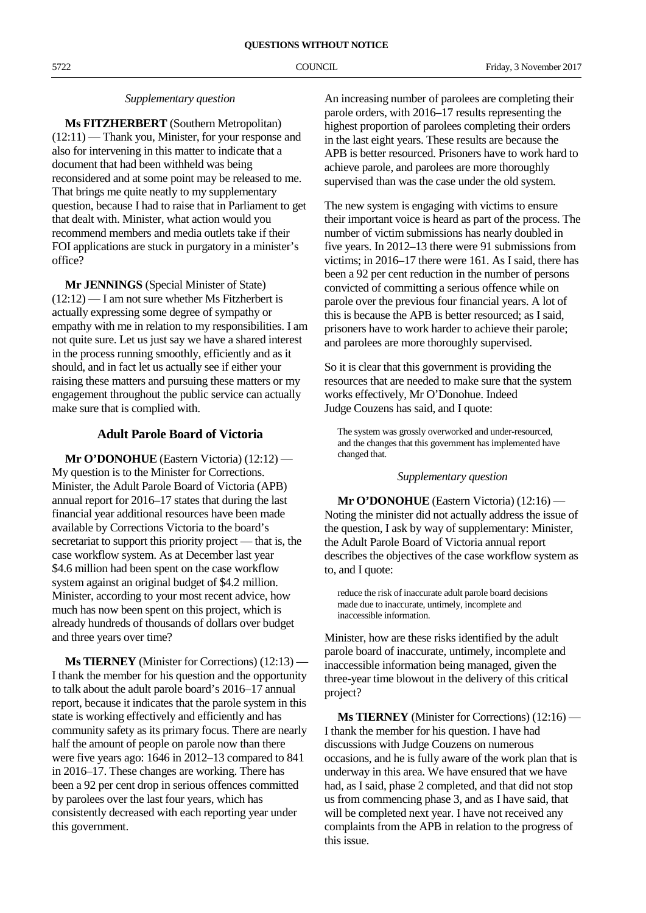*Supplementary question*

**Ms FITZHERBERT** (Southern Metropolitan) (12:11) — Thank you, Minister, for your response and also for intervening in this matter to indicate that a document that had been withheld was being reconsidered and at some point may be released to me. That brings me quite neatly to my supplementary question, because I had to raise that in Parliament to get that dealt with. Minister, what action would you recommend members and media outlets take if their FOI applications are stuck in purgatory in a minister's office?

**Mr JENNINGS** (Special Minister of State) (12:12) — I am not sure whether Ms Fitzherbert is actually expressing some degree of sympathy or empathy with me in relation to my responsibilities. I am not quite sure. Let us just say we have a shared interest in the process running smoothly, efficiently and as it should, and in fact let us actually see if either your raising these matters and pursuing these matters or my engagement throughout the public service can actually make sure that is complied with.

## Adult Parole Board of Victoria

**Mr O'DONOHUE** (Eastern Victoria) (12:12) — My question is to the Minister for Corrections. Minister, the Adult Parole Board of Victoria (APB) annual report for 2016–17 states that during the last financial year additional resources have been made available by Corrections Victoria to the board's secretariat to support this priority project — that is, the case workflow system. As at December last year $4.6 million had been spent on the case workflow system against an original budget of $4.2 million. Minister, according to your most recent advice, how much has now been spent on this project, which is already hundreds of thousands of dollars over budget and three years over time?

**Ms TIERNEY** (Minister for Corrections) (12:13) — I thank the member for his question and the opportunity to talk about the adult parole board's 2016–17 annual report, because it indicates that the parole system in this state is working effectively and efficiently and has community safety as its primary focus. There are nearly half the amount of people on parole now than there were five years ago: 1646 in 2012–13 compared to 841 in 2016–17. These changes are working. There has been a 92 per cent drop in serious offences committed by parolees over the last four years, which has consistently decreased with each reporting year under this government.

An increasing number of parolees are completing their parole orders, with 2016–17 results representing the highest proportion of parolees completing their orders in the last eight years. These results are because the APB is better resourced. Prisoners have to work hard to achieve parole, and parolees are more thoroughly supervised than was the case under the old system.

The new system is engaging with victims to ensure their important voice is heard as part of the process. The number of victim submissions has nearly doubled in five years. In 2012–13 there were 91 submissions from victims; in 2016–17 there were 161. As I said, there has been a 92 per cent reduction in the number of persons convicted of committing a serious offence while on parole over the previous four financial years. A lot of this is because the APB is better resourced; as I said, prisoners have to work harder to achieve their parole; and parolees are more thoroughly supervised.

So it is clear that this government is providing the resources that are needed to make sure that the system works effectively, Mr O'Donohue. Indeed Judge Couzens has said, and I quote:

> The system was grossly overworked and under-resourced, and the changes that this government has implemented have changed that.

*Supplementary question*

**Mr O'DONOHUE** (Eastern Victoria) (12:16) — Noting the minister did not actually address the issue of the question, I ask by way of supplementary: Minister, the Adult Parole Board of Victoria annual report describes the objectives of the case workflow system as to, and I quote:

> reduce the risk of inaccurate adult parole board decisions made due to inaccurate, untimely, incomplete and inaccessible information.

Minister, how are these risks identified by the adult parole board of inaccurate, untimely, incomplete and inaccessible information being managed, given the three-year time blowout in the delivery of this critical project?

**Ms TIERNEY** (Minister for Corrections) (12:16) — I thank the member for his question. I have had discussions with Judge Couzens on numerous occasions, and he is fully aware of the work plan that is underway in this area. We have ensured that we have had, as I said, phase 2 completed, and that did not stop us from commencing phase 3, and as I have said, that will be completed next year. I have not received any complaints from the APB in relation to the progress of this issue.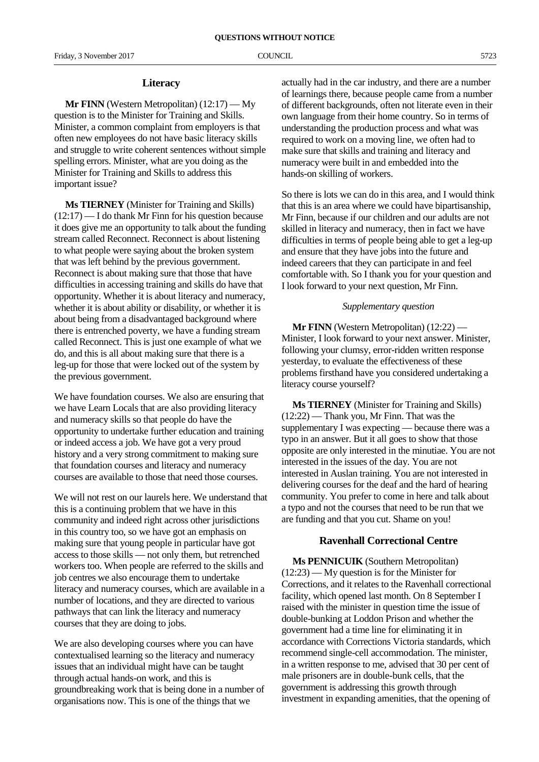## Literacy

**Mr FINN** (Western Metropolitan) (12:17) — My question is to the Minister for Training and Skills. Minister, a common complaint from employers is that often new employees do not have basic literacy skills and struggle to write coherent sentences without simple spelling errors. Minister, what are you doing as the Minister for Training and Skills to address this important issue?

**Ms TIERNEY** (Minister for Training and Skills) (12:17) — I do thank Mr Finn for his question because it does give me an opportunity to talk about the funding stream called Reconnect. Reconnect is about listening to what people were saying about the broken system that was left behind by the previous government. Reconnect is about making sure that those that have difficulties in accessing training and skills do have that opportunity. Whether it is about literacy and numeracy, whether it is about ability or disability, or whether it is about being from a disadvantaged background where there is entrenched poverty, we have a funding stream called Reconnect. This is just one example of what we do, and this is all about making sure that there is a leg-up for those that were locked out of the system by the previous government.

We have foundation courses. We also are ensuring that we have Learn Locals that are also providing literacy and numeracy skills so that people do have the opportunity to undertake further education and training or indeed access a job. We have got a very proud history and a very strong commitment to making sure that foundation courses and literacy and numeracy courses are available to those that need those courses.

We will not rest on our laurels here. We understand that this is a continuing problem that we have in this community and indeed right across other jurisdictions in this country too, so we have got an emphasis on making sure that young people in particular have got access to those skills — not only them, but retrenched workers too. When people are referred to the skills and job centres we also encourage them to undertake literacy and numeracy courses, which are available in a number of locations, and they are directed to various pathways that can link the literacy and numeracy courses that they are doing to jobs.

We are also developing courses where you can have contextualised learning so the literacy and numeracy issues that an individual might have can be taught through actual hands-on work, and this is groundbreaking work that is being done in a number of organisations now. This is one of the things that we actually had in the car industry, and there are a number of learnings there, because people came from a number of different backgrounds, often not literate even in their own language from their home country. So in terms of understanding the production process and what was required to work on a moving line, we often had to make sure that skills and training and literacy and numeracy were built in and embedded into the hands-on skilling of workers.

So there is lots we can do in this area, and I would think that this is an area where we could have bipartisanship, Mr Finn, because if our children and our adults are not skilled in literacy and numeracy, then in fact we have difficulties in terms of people being able to get a leg-up and ensure that they have jobs into the future and indeed careers that they can participate in and feel comfortable with. So I thank you for your question and I look forward to your next question, Mr Finn.

*Supplementary question*

**Mr FINN** (Western Metropolitan) (12:22) — Minister, I look forward to your next answer. Minister, following your clumsy, error-ridden written response yesterday, to evaluate the effectiveness of these problems firsthand have you considered undertaking a literacy course yourself?

**Ms TIERNEY** (Minister for Training and Skills) (12:22) — Thank you, Mr Finn. That was the supplementary I was expecting — because there was a typo in an answer. But it all goes to show that those opposite are only interested in the minutiae. You are not interested in the issues of the day. You are not interested in Auslan training. You are not interested in delivering courses for the deaf and the hard of hearing community. You prefer to come in here and talk about a typo and not the courses that need to be run that we are funding and that you cut. Shame on you!

## Ravenhall Correctional Centre

**Ms PENNICUIK** (Southern Metropolitan) (12:23) — My question is for the Minister for Corrections, and it relates to the Ravenhall correctional facility, which opened last month. On 8 September I raised with the minister in question time the issue of double-bunking at Loddon Prison and whether the government had a time line for eliminating it in accordance with Corrections Victoria standards, which recommend single-cell accommodation. The minister, in a written response to me, advised that 30 per cent of male prisoners are in double-bunk cells, that the government is addressing this growth through investment in expanding amenities, that the opening of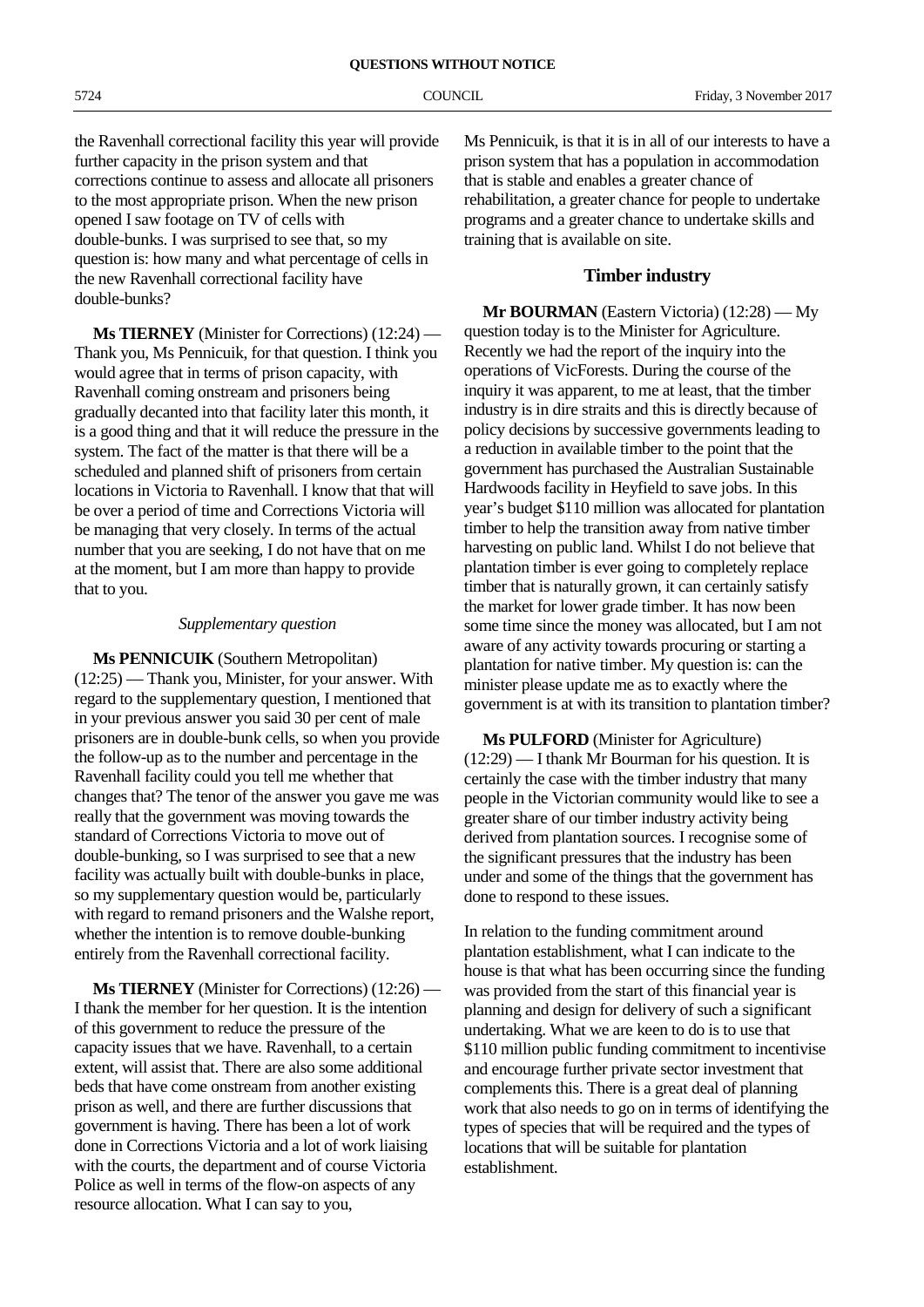the Ravenhall correctional facility this year will provide further capacity in the prison system and that corrections continue to assess and allocate all prisoners to the most appropriate prison. When the new prison opened I saw footage on TV of cells with double-bunks. I was surprised to see that, so my question is: how many and what percentage of cells in the new Ravenhall correctional facility have double-bunks?

**Ms TIERNEY** (Minister for Corrections) (12:24) — Thank you, Ms Pennicuik, for that question. I think you would agree that in terms of prison capacity, with Ravenhall coming onstream and prisoners being gradually decanted into that facility later this month, it is a good thing and that it will reduce the pressure in the system. The fact of the matter is that there will be a scheduled and planned shift of prisoners from certain locations in Victoria to Ravenhall. I know that that will be over a period of time and Corrections Victoria will be managing that very closely. In terms of the actual number that you are seeking, I do not have that on me at the moment, but I am more than happy to provide that to you.

*Supplementary question*

**Ms PENNICUIK** (Southern Metropolitan) (12:25) — Thank you, Minister, for your answer. With regard to the supplementary question, I mentioned that in your previous answer you said 30 per cent of male prisoners are in double-bunk cells, so when you provide the follow-up as to the number and percentage in the Ravenhall facility could you tell me whether that changes that? The tenor of the answer you gave me was really that the government was moving towards the standard of Corrections Victoria to move out of double-bunking, so I was surprised to see that a new facility was actually built with double-bunks in place, so my supplementary question would be, particularly with regard to remand prisoners and the Walshe report, whether the intention is to remove double-bunking entirely from the Ravenhall correctional facility.

**Ms TIERNEY** (Minister for Corrections) (12:26) — I thank the member for her question. It is the intention of this government to reduce the pressure of the capacity issues that we have. Ravenhall, to a certain extent, will assist that. There are also some additional beds that have come onstream from another existing prison as well, and there are further discussions that government is having. There has been a lot of work done in Corrections Victoria and a lot of work liaising with the courts, the department and of course Victoria Police as well in terms of the flow-on aspects of any resource allocation. What I can say to you, Ms Pennicuik, is that it is in all of our interests to have a prison system that has a population in accommodation that is stable and enables a greater chance of rehabilitation, a greater chance for people to undertake programs and a greater chance to undertake skills and training that is available on site.

## Timber industry

**Mr BOURMAN** (Eastern Victoria) (12:28) — My question today is to the Minister for Agriculture. Recently we had the report of the inquiry into the operations of VicForests. During the course of the inquiry it was apparent, to me at least, that the timber industry is in dire straits and this is directly because of policy decisions by successive governments leading to a reduction in available timber to the point that the government has purchased the Australian Sustainable Hardwoods facility in Heyfield to save jobs. In this year's budget $110 million was allocated for plantation timber to help the transition away from native timber harvesting on public land. Whilst I do not believe that plantation timber is ever going to completely replace timber that is naturally grown, it can certainly satisfy the market for lower grade timber. It has now been some time since the money was allocated, but I am not aware of any activity towards procuring or starting a plantation for native timber. My question is: can the minister please update me as to exactly where the government is at with its transition to plantation timber?

**Ms PULFORD** (Minister for Agriculture) (12:29) — I thank Mr Bourman for his question. It is certainly the case with the timber industry that many people in the Victorian community would like to see a greater share of our timber industry activity being derived from plantation sources. I recognise some of the significant pressures that the industry has been under and some of the things that the government has done to respond to these issues.

In relation to the funding commitment around plantation establishment, what I can indicate to the house is that what has been occurring since the funding was provided from the start of this financial year is planning and design for delivery of such a significant undertaking. What we are keen to do is to use that $110 million public funding commitment to incentivise and encourage further private sector investment that complements this. There is a great deal of planning work that also needs to go on in terms of identifying the types of species that will be required and the types of locations that will be suitable for plantation establishment.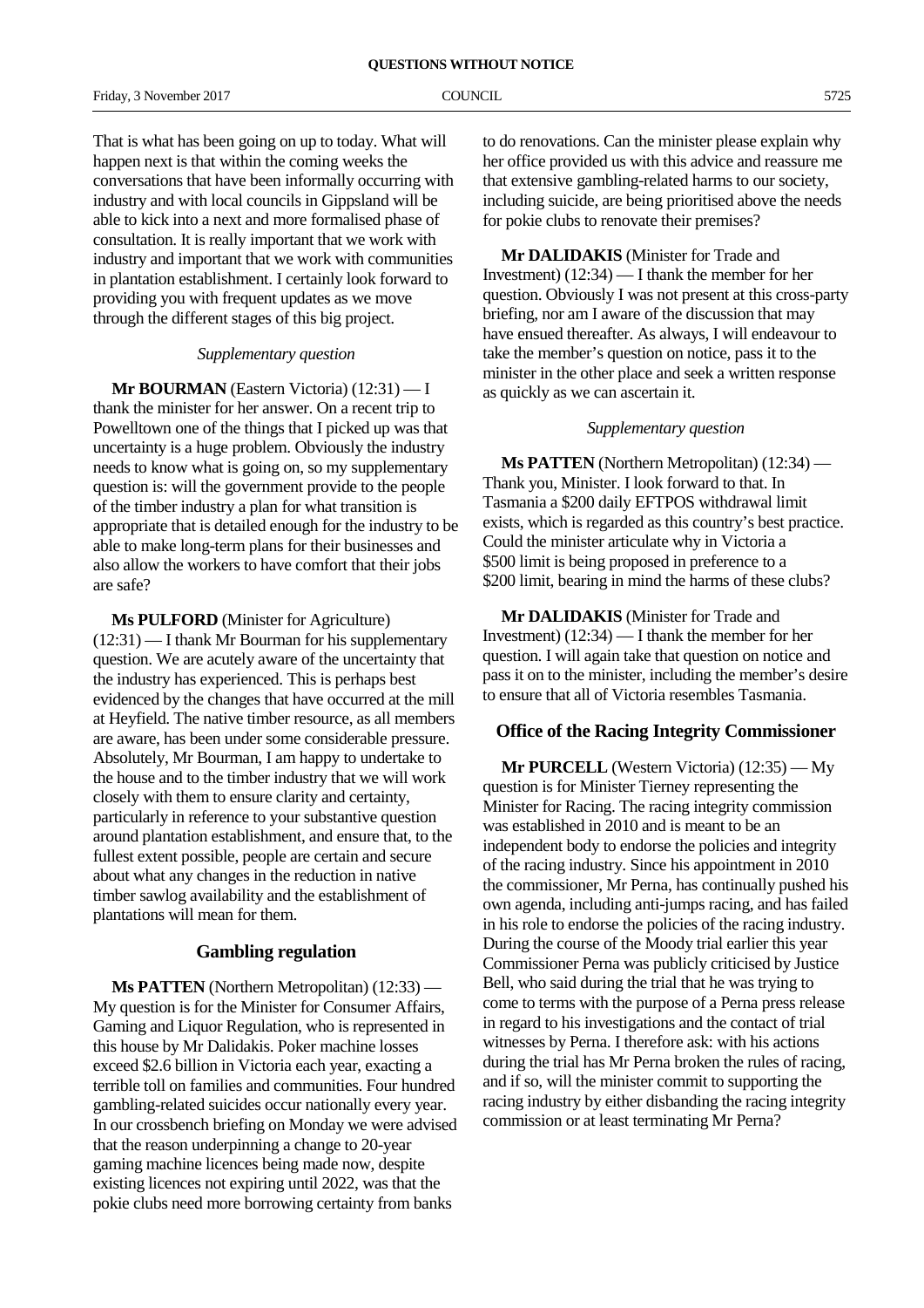That is what has been going on up to today. What will happen next is that within the coming weeks the conversations that have been informally occurring with industry and with local councils in Gippsland will be able to kick into a next and more formalised phase of consultation. It is really important that we work with industry and important that we work with communities in plantation establishment. I certainly look forward to providing you with frequent updates as we move through the different stages of this big project.

*Supplementary question*

**Mr BOURMAN** (Eastern Victoria) (12:31) — I thank the minister for her answer. On a recent trip to Powelltown one of the things that I picked up was that uncertainty is a huge problem. Obviously the industry needs to know what is going on, so my supplementary question is: will the government provide to the people of the timber industry a plan for what transition is appropriate that is detailed enough for the industry to be able to make long-term plans for their businesses and also allow the workers to have comfort that their jobs are safe?

**Ms PULFORD** (Minister for Agriculture) (12:31) — I thank Mr Bourman for his supplementary question. We are acutely aware of the uncertainty that the industry has experienced. This is perhaps best evidenced by the changes that have occurred at the mill at Heyfield. The native timber resource, as all members are aware, has been under some considerable pressure. Absolutely, Mr Bourman, I am happy to undertake to the house and to the timber industry that we will work closely with them to ensure clarity and certainty, particularly in reference to your substantive question around plantation establishment, and ensure that, to the fullest extent possible, people are certain and secure about what any changes in the reduction in native timber sawlog availability and the establishment of plantations will mean for them.

## Gambling regulation

**Ms PATTEN** (Northern Metropolitan) (12:33) — My question is for the Minister for Consumer Affairs, Gaming and Liquor Regulation, who is represented in this house by Mr Dalidakis. Poker machine losses exceed $2.6 billion in Victoria each year, exacting a terrible toll on families and communities. Four hundred gambling-related suicides occur nationally every year. In our crossbench briefing on Monday we were advised that the reason underpinning a change to 20-year gaming machine licences being made now, despite existing licences not expiring until 2022, was that the pokie clubs need more borrowing certainty from banks to do renovations. Can the minister please explain why her office provided us with this advice and reassure me that extensive gambling-related harms to our society, including suicide, are being prioritised above the needs for pokie clubs to renovate their premises?

**Mr DALIDAKIS** (Minister for Trade and Investment) (12:34) — I thank the member for her question. Obviously I was not present at this cross-party briefing, nor am I aware of the discussion that may have ensued thereafter. As always, I will endeavour to take the member's question on notice, pass it to the minister in the other place and seek a written response as quickly as we can ascertain it.

*Supplementary question*

**Ms PATTEN** (Northern Metropolitan) (12:34) — Thank you, Minister. I look forward to that. In Tasmania a $200 daily EFTPOS withdrawal limit exists, which is regarded as this country's best practice. Could the minister articulate why in Victoria a $500 limit is being proposed in preference to a $200 limit, bearing in mind the harms of these clubs?

**Mr DALIDAKIS** (Minister for Trade and Investment) (12:34) — I thank the member for her question. I will again take that question on notice and pass it on to the minister, including the member's desire to ensure that all of Victoria resembles Tasmania.

## Office of the Racing Integrity Commissioner

**Mr PURCELL** (Western Victoria) (12:35) — My question is for Minister Tierney representing the Minister for Racing. The racing integrity commission was established in 2010 and is meant to be an independent body to endorse the policies and integrity of the racing industry. Since his appointment in 2010 the commissioner, Mr Perna, has continually pushed his own agenda, including anti-jumps racing, and has failed in his role to endorse the policies of the racing industry. During the course of the Moody trial earlier this year Commissioner Perna was publicly criticised by Justice Bell, who said during the trial that he was trying to come to terms with the purpose of a Perna press release in regard to his investigations and the contact of trial witnesses by Perna. I therefore ask: with his actions during the trial has Mr Perna broken the rules of racing, and if so, will the minister commit to supporting the racing industry by either disbanding the racing integrity commission or at least terminating Mr Perna?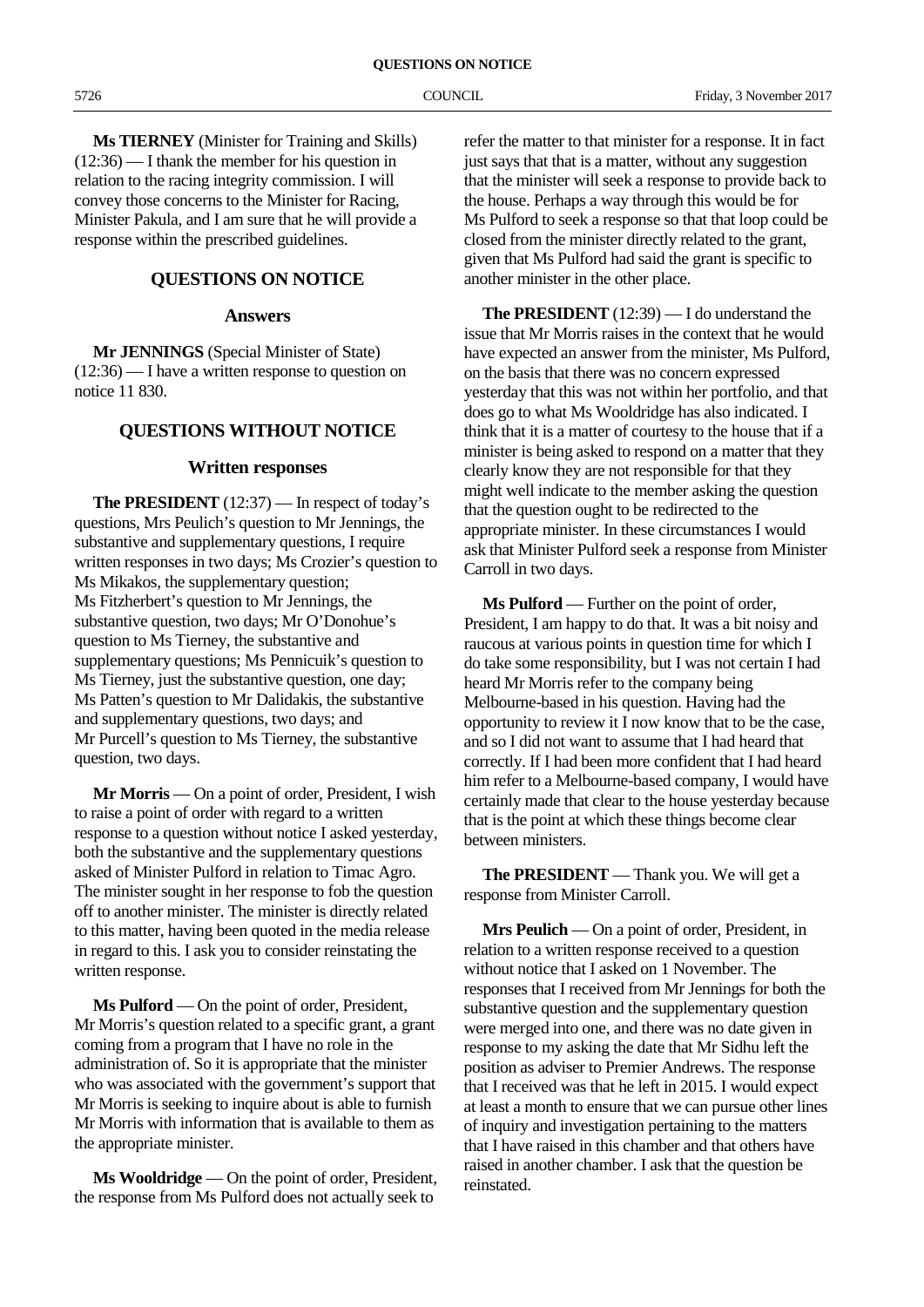**Ms TIERNEY** (Minister for Training and Skills) (12:36) — I thank the member for his question in relation to the racing integrity commission. I will convey those concerns to the Minister for Racing, Minister Pakula, and I am sure that he will provide a response within the prescribed guidelines.

## QUESTIONS ON NOTICE

### Answers

**Mr JENNINGS** (Special Minister of State) (12:36) — I have a written response to question on notice 11 830.

## QUESTIONS WITHOUT NOTICE

### Written responses

**The PRESIDENT** (12:37) — In respect of today's questions, Mrs Peulich's question to Mr Jennings, the substantive and supplementary questions, I require written responses in two days; Ms Crozier's question to Ms Mikakos, the supplementary question; Ms Fitzherbert's question to Mr Jennings, the substantive question, two days; Mr O'Donohue's question to Ms Tierney, the substantive and supplementary questions; Ms Pennicuik's question to Ms Tierney, just the substantive question, one day; Ms Patten's question to Mr Dalidakis, the substantive and supplementary questions, two days; and Mr Purcell's question to Ms Tierney, the substantive question, two days.

**Mr Morris** — On a point of order, President, I wish to raise a point of order with regard to a written response to a question without notice I asked yesterday, both the substantive and the supplementary questions asked of Minister Pulford in relation to Timac Agro. The minister sought in her response to fob the question off to another minister. The minister is directly related to this matter, having been quoted in the media release in regard to this. I ask you to consider reinstating the written response.

**Ms Pulford** — On the point of order, President, Mr Morris's question related to a specific grant, a grant coming from a program that I have no role in the administration of. So it is appropriate that the minister who was associated with the government's support that Mr Morris is seeking to inquire about is able to furnish Mr Morris with information that is available to them as the appropriate minister.

**Ms Wooldridge** — On the point of order, President, the response from Ms Pulford does not actually seek to refer the matter to that minister for a response. It in fact just says that that is a matter, without any suggestion that the minister will seek a response to provide back to the house. Perhaps a way through this would be for Ms Pulford to seek a response so that that loop could be closed from the minister directly related to the grant, given that Ms Pulford had said the grant is specific to another minister in the other place.

**The PRESIDENT** (12:39) — I do understand the issue that Mr Morris raises in the context that he would have expected an answer from the minister, Ms Pulford, on the basis that there was no concern expressed yesterday that this was not within her portfolio, and that does go to what Ms Wooldridge has also indicated. I think that it is a matter of courtesy to the house that if a minister is being asked to respond on a matter that they clearly know they are not responsible for that they might well indicate to the member asking the question that the question ought to be redirected to the appropriate minister. In these circumstances I would ask that Minister Pulford seek a response from Minister Carroll in two days.

**Ms Pulford** — Further on the point of order, President, I am happy to do that. It was a bit noisy and raucous at various points in question time for which I do take some responsibility, but I was not certain I had heard Mr Morris refer to the company being Melbourne-based in his question. Having had the opportunity to review it I now know that to be the case, and so I did not want to assume that I had heard that correctly. If I had been more confident that I had heard him refer to a Melbourne-based company, I would have certainly made that clear to the house yesterday because that is the point at which these things become clear between ministers.

**The PRESIDENT** — Thank you. We will get a response from Minister Carroll.

**Mrs Peulich** — On a point of order, President, in relation to a written response received to a question without notice that I asked on 1 November. The responses that I received from Mr Jennings for both the substantive question and the supplementary question were merged into one, and there was no date given in response to my asking the date that Mr Sidhu left the position as adviser to Premier Andrews. The response that I received was that he left in 2015. I would expect at least a month to ensure that we can pursue other lines of inquiry and investigation pertaining to the matters that I have raised in this chamber and that others have raised in another chamber. I ask that the question be reinstated.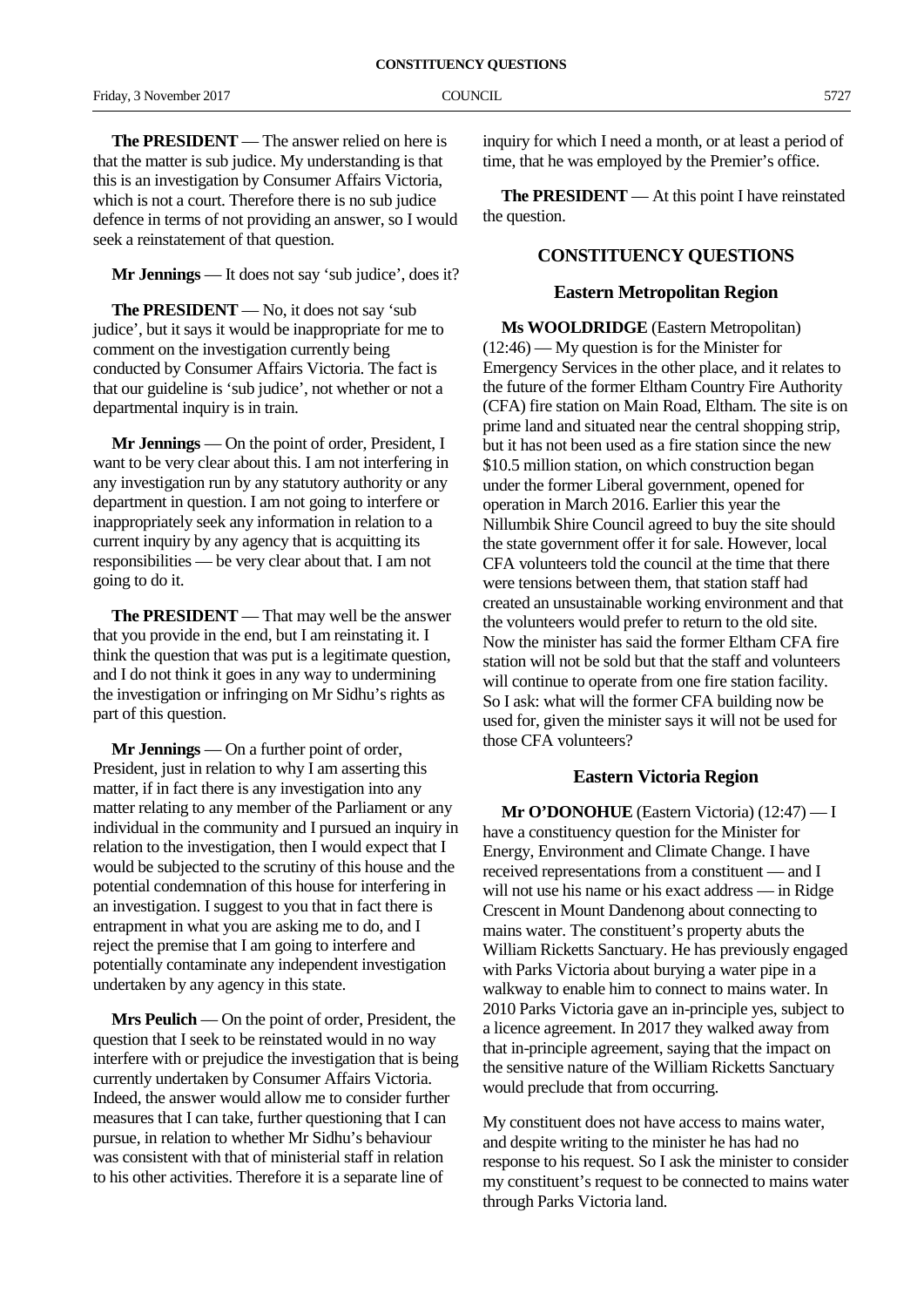**The PRESIDENT** — The answer relied on here is that the matter is sub judice. My understanding is that this is an investigation by Consumer Affairs Victoria, which is not a court. Therefore there is no sub judice defence in terms of not providing an answer, so I would seek a reinstatement of that question.

**Mr Jennings** — It does not say 'sub judice', does it?

**The PRESIDENT** — No, it does not say 'sub judice', but it says it would be inappropriate for me to comment on the investigation currently being conducted by Consumer Affairs Victoria. The fact is that our guideline is 'sub judice', not whether or not a departmental inquiry is in train.

**Mr Jennings** — On the point of order, President, I want to be very clear about this. I am not interfering in any investigation run by any statutory authority or any department in question. I am not going to interfere or inappropriately seek any information in relation to a current inquiry by any agency that is acquitting its responsibilities — be very clear about that. I am not going to do it.

**The PRESIDENT** — That may well be the answer that you provide in the end, but I am reinstating it. I think the question that was put is a legitimate question, and I do not think it goes in any way to undermining the investigation or infringing on Mr Sidhu's rights as part of this question.

**Mr Jennings** — On a further point of order, President, just in relation to why I am asserting this matter, if in fact there is any investigation into any matter relating to any member of the Parliament or any individual in the community and I pursued an inquiry in relation to the investigation, then I would expect that I would be subjected to the scrutiny of this house and the potential condemnation of this house for interfering in an investigation. I suggest to you that in fact there is entrapment in what you are asking me to do, and I reject the premise that I am going to interfere and potentially contaminate any independent investigation undertaken by any agency in this state.

**Mrs Peulich** — On the point of order, President, the question that I seek to be reinstated would in no way interfere with or prejudice the investigation that is being currently undertaken by Consumer Affairs Victoria. Indeed, the answer would allow me to consider further measures that I can take, further questioning that I can pursue, in relation to whether Mr Sidhu's behaviour was consistent with that of ministerial staff in relation to his other activities. Therefore it is a separate line of inquiry for which I need a month, or at least a period of time, that he was employed by the Premier's office.

**The PRESIDENT** — At this point I have reinstated the question.

## CONSTITUENCY QUESTIONS

### Eastern Metropolitan Region

**Ms WOOLDRIDGE** (Eastern Metropolitan) (12:46) — My question is for the Minister for Emergency Services in the other place, and it relates to the future of the former Eltham Country Fire Authority (CFA) fire station on Main Road, Eltham. The site is on prime land and situated near the central shopping strip, but it has not been used as a fire station since the new \$10.5 million station, on which construction began under the former Liberal government, opened for operation in March 2016. Earlier this year the Nillumbik Shire Council agreed to buy the site should the state government offer it for sale. However, local CFA volunteers told the council at the time that there were tensions between them, that station staff had created an unsustainable working environment and that the volunteers would prefer to return to the old site. Now the minister has said the former Eltham CFA fire station will not be sold but that the staff and volunteers will continue to operate from one fire station facility. So I ask: what will the former CFA building now be used for, given the minister says it will not be used for those CFA volunteers?

### Eastern Victoria Region

**Mr O'DONOHUE** (Eastern Victoria) (12:47) — I have a constituency question for the Minister for Energy, Environment and Climate Change. I have received representations from a constituent — and I will not use his name or his exact address — in Ridge Crescent in Mount Dandenong about connecting to mains water. The constituent's property abuts the William Ricketts Sanctuary. He has previously engaged with Parks Victoria about burying a water pipe in a walkway to enable him to connect to mains water. In 2010 Parks Victoria gave an in-principle yes, subject to a licence agreement. In 2017 they walked away from that in-principle agreement, saying that the impact on the sensitive nature of the William Ricketts Sanctuary would preclude that from occurring.

My constituent does not have access to mains water, and despite writing to the minister he has had no response to his request. So I ask the minister to consider my constituent's request to be connected to mains water through Parks Victoria land.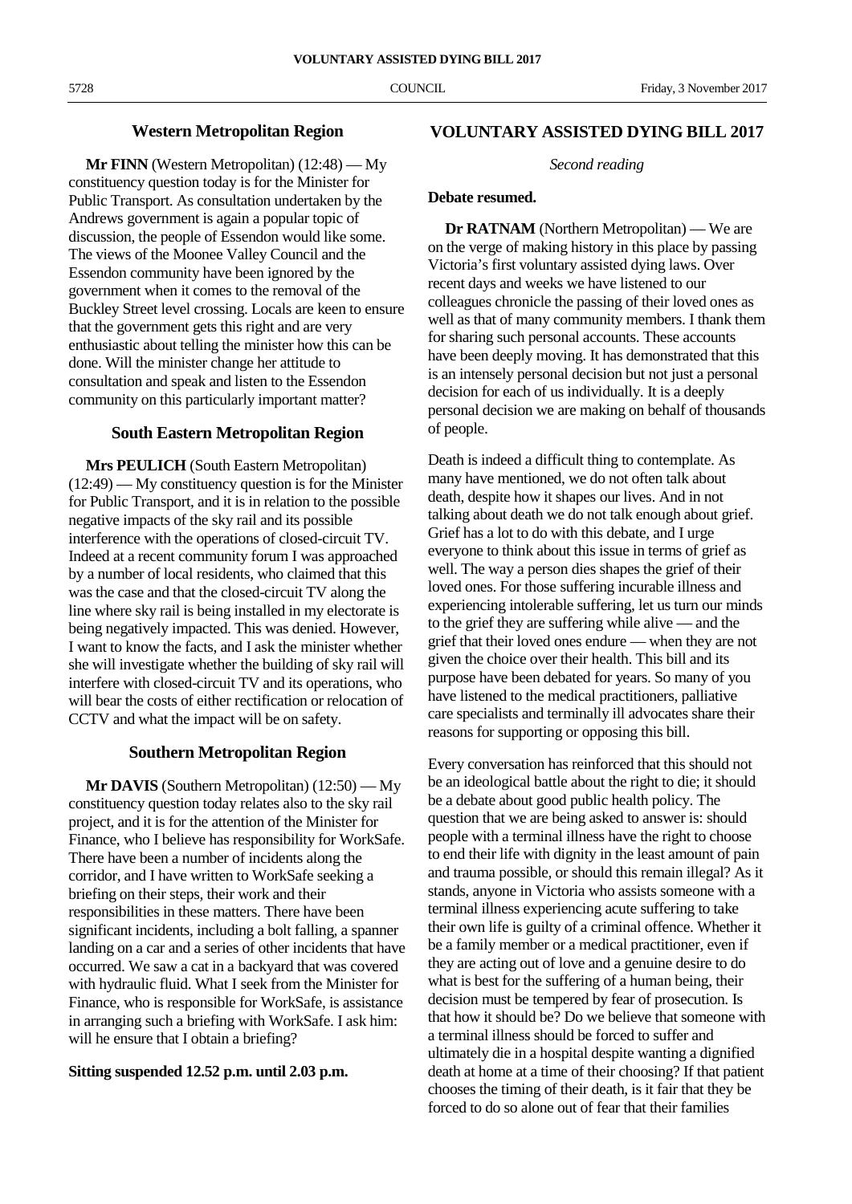## Western Metropolitan Region

**Mr FINN** (Western Metropolitan) (12:48) — My constituency question today is for the Minister for Public Transport. As consultation undertaken by the Andrews government is again a popular topic of discussion, the people of Essendon would like some. The views of the Moonee Valley Council and the Essendon community have been ignored by the government when it comes to the removal of the Buckley Street level crossing. Locals are keen to ensure that the government gets this right and are very enthusiastic about telling the minister how this can be done. Will the minister change her attitude to consultation and speak and listen to the Essendon community on this particularly important matter?

## South Eastern Metropolitan Region

**Mrs PEULICH** (South Eastern Metropolitan) (12:49) — My constituency question is for the Minister for Public Transport, and it is in relation to the possible negative impacts of the sky rail and its possible interference with the operations of closed-circuit TV. Indeed at a recent community forum I was approached by a number of local residents, who claimed that this was the case and that the closed-circuit TV along the line where sky rail is being installed in my electorate is being negatively impacted. This was denied. However, I want to know the facts, and I ask the minister whether she will investigate whether the building of sky rail will interfere with closed-circuit TV and its operations, who will bear the costs of either rectification or relocation of CCTV and what the impact will be on safety.

## Southern Metropolitan Region

**Mr DAVIS** (Southern Metropolitan) (12:50) — My constituency question today relates also to the sky rail project, and it is for the attention of the Minister for Finance, who I believe has responsibility for WorkSafe. There have been a number of incidents along the corridor, and I have written to WorkSafe seeking a briefing on their steps, their work and their responsibilities in these matters. There have been significant incidents, including a bolt falling, a spanner landing on a car and a series of other incidents that have occurred. We saw a cat in a backyard that was covered with hydraulic fluid. What I seek from the Minister for Finance, who is responsible for WorkSafe, is assistance in arranging such a briefing with WorkSafe. I ask him: will he ensure that I obtain a briefing?

**Sitting suspended 12.52 p.m. until 2.03 p.m.**

# VOLUNTARY ASSISTED DYING BILL 2017

*Second reading*

**Debate resumed.**

**Dr RATNAM** (Northern Metropolitan) — We are on the verge of making history in this place by passing Victoria's first voluntary assisted dying laws. Over recent days and weeks we have listened to our colleagues chronicle the passing of their loved ones as well as that of many community members. I thank them for sharing such personal accounts. These accounts have been deeply moving. It has demonstrated that this is an intensely personal decision but not just a personal decision for each of us individually. It is a deeply personal decision we are making on behalf of thousands of people.

Death is indeed a difficult thing to contemplate. As many have mentioned, we do not often talk about death, despite how it shapes our lives. And in not talking about death we do not talk enough about grief. Grief has a lot to do with this debate, and I urge everyone to think about this issue in terms of grief as well. The way a person dies shapes the grief of their loved ones. For those suffering incurable illness and experiencing intolerable suffering, let us turn our minds to the grief they are suffering while alive — and the grief that their loved ones endure — when they are not given the choice over their health. This bill and its purpose have been debated for years. So many of you have listened to the medical practitioners, palliative care specialists and terminally ill advocates share their reasons for supporting or opposing this bill.

Every conversation has reinforced that this should not be an ideological battle about the right to die; it should be a debate about good public health policy. The question that we are being asked to answer is: should people with a terminal illness have the right to choose to end their life with dignity in the least amount of pain and trauma possible, or should this remain illegal? As it stands, anyone in Victoria who assists someone with a terminal illness experiencing acute suffering to take their own life is guilty of a criminal offence. Whether it be a family member or a medical practitioner, even if they are acting out of love and a genuine desire to do what is best for the suffering of a human being, their decision must be tempered by fear of prosecution. Is that how it should be? Do we believe that someone with a terminal illness should be forced to suffer and ultimately die in a hospital despite wanting a dignified death at home at a time of their choosing? If that patient chooses the timing of their death, is it fair that they be forced to do so alone out of fear that their families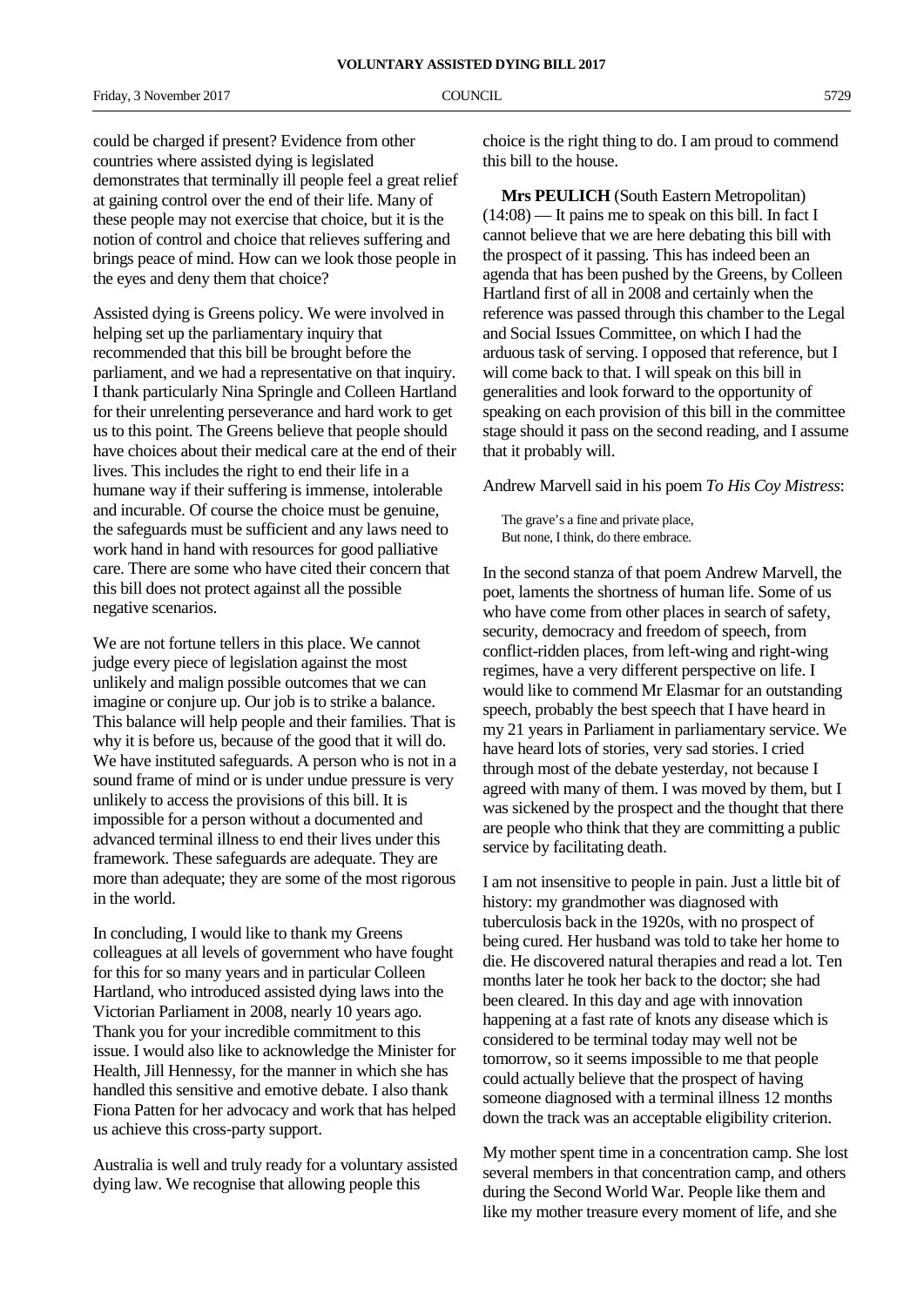could be charged if present? Evidence from other countries where assisted dying is legislated demonstrates that terminally ill people feel a great relief at gaining control over the end of their life. Many of these people may not exercise that choice, but it is the notion of control and choice that relieves suffering and brings peace of mind. How can we look those people in the eyes and deny them that choice?

Assisted dying is Greens policy. We were involved in helping set up the parliamentary inquiry that recommended that this bill be brought before the parliament, and we had a representative on that inquiry. I thank particularly Nina Springle and Colleen Hartland for their unrelenting perseverance and hard work to get us to this point. The Greens believe that people should have choices about their medical care at the end of their lives. This includes the right to end their life in a humane way if their suffering is immense, intolerable and incurable. Of course the choice must be genuine, the safeguards must be sufficient and any laws need to work hand in hand with resources for good palliative care. There are some who have cited their concern that this bill does not protect against all the possible negative scenarios.

We are not fortune tellers in this place. We cannot judge every piece of legislation against the most unlikely and malign possible outcomes that we can imagine or conjure up. Our job is to strike a balance. This balance will help people and their families. That is why it is before us, because of the good that it will do. We have instituted safeguards. A person who is not in a sound frame of mind or is under undue pressure is very unlikely to access the provisions of this bill. It is impossible for a person without a documented and advanced terminal illness to end their lives under this framework. These safeguards are adequate. They are more than adequate; they are some of the most rigorous in the world.

In concluding, I would like to thank my Greens colleagues at all levels of government who have fought for this for so many years and in particular Colleen Hartland, who introduced assisted dying laws into the Victorian Parliament in 2008, nearly 10 years ago. Thank you for your incredible commitment to this issue. I would also like to acknowledge the Minister for Health, Jill Hennessy, for the manner in which she has handled this sensitive and emotive debate. I also thank Fiona Patten for her advocacy and work that has helped us achieve this cross-party support.

Australia is well and truly ready for a voluntary assisted dying law. We recognise that allowing people this choice is the right thing to do. I am proud to commend this bill to the house.

**Mrs PEULICH** (South Eastern Metropolitan) (14:08) — It pains me to speak on this bill. In fact I cannot believe that we are here debating this bill with the prospect of it passing. This has indeed been an agenda that has been pushed by the Greens, by Colleen Hartland first of all in 2008 and certainly when the reference was passed through this chamber to the Legal and Social Issues Committee, on which I had the arduous task of serving. I opposed that reference, but I will come back to that. I will speak on this bill in generalities and look forward to the opportunity of speaking on each provision of this bill in the committee stage should it pass on the second reading, and I assume that it probably will.

Andrew Marvell said in his poem *To His Coy Mistress*:

> The grave's a fine and private place,
> But none, I think, do there embrace.

In the second stanza of that poem Andrew Marvell, the poet, laments the shortness of human life. Some of us who have come from other places in search of safety, security, democracy and freedom of speech, from conflict-ridden places, from left-wing and right-wing regimes, have a very different perspective on life. I would like to commend Mr Elasmar for an outstanding speech, probably the best speech that I have heard in my 21 years in Parliament in parliamentary service. We have heard lots of stories, very sad stories. I cried through most of the debate yesterday, not because I agreed with many of them. I was moved by them, but I was sickened by the prospect and the thought that there are people who think that they are committing a public service by facilitating death.

I am not insensitive to people in pain. Just a little bit of history: my grandmother was diagnosed with tuberculosis back in the 1920s, with no prospect of being cured. Her husband was told to take her home to die. He discovered natural therapies and read a lot. Ten months later he took her back to the doctor; she had been cleared. In this day and age with innovation happening at a fast rate of knots any disease which is considered to be terminal today may well not be tomorrow, so it seems impossible to me that people could actually believe that the prospect of having someone diagnosed with a terminal illness 12 months down the track was an acceptable eligibility criterion.

My mother spent time in a concentration camp. She lost several members in that concentration camp, and others during the Second World War. People like them and like my mother treasure every moment of life, and she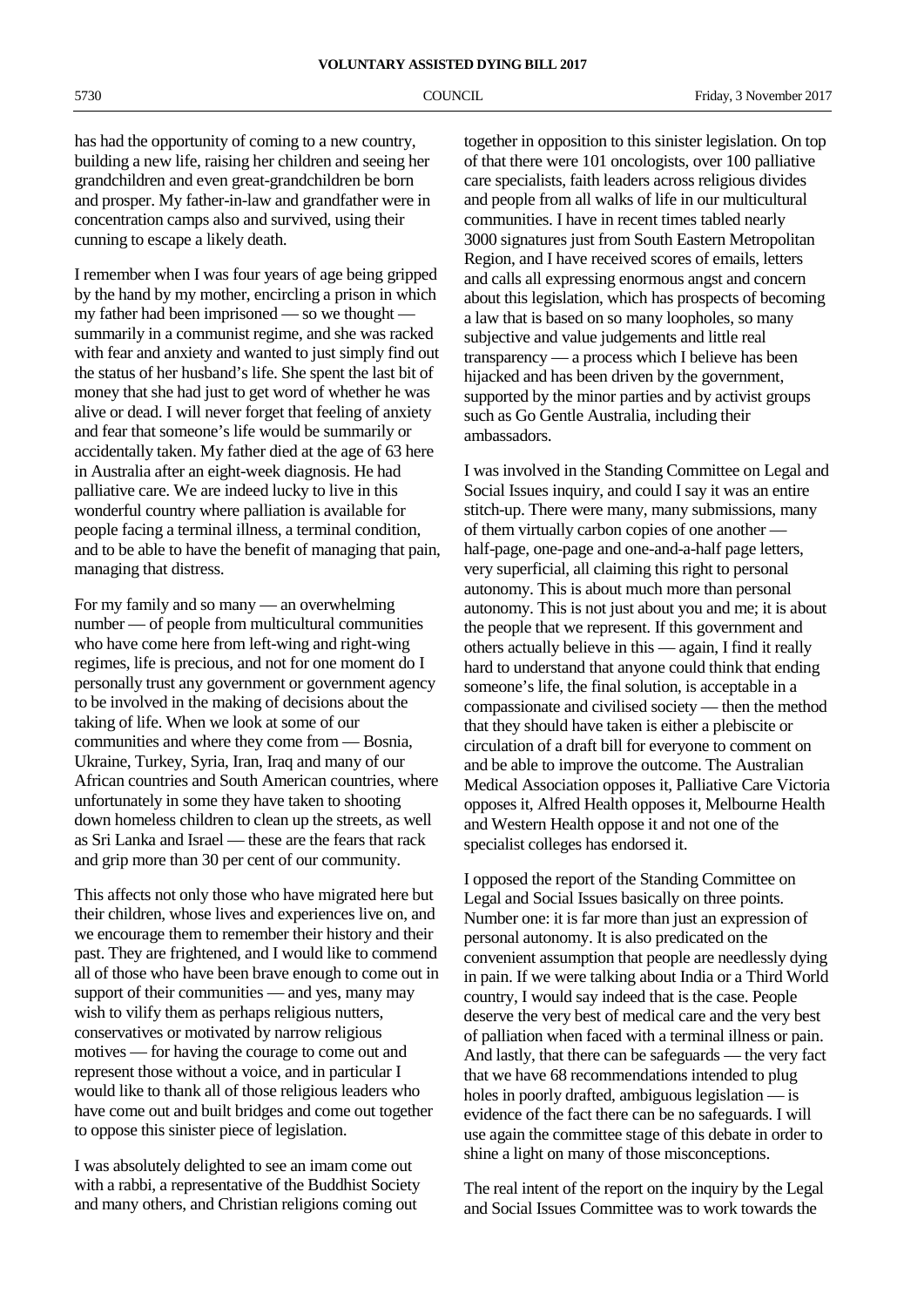has had the opportunity of coming to a new country, building a new life, raising her children and seeing her grandchildren and even great-grandchildren be born and prosper. My father-in-law and grandfather were in concentration camps also and survived, using their cunning to escape a likely death.

I remember when I was four years of age being gripped by the hand by my mother, encircling a prison in which my father had been imprisoned — so we thought — summarily in a communist regime, and she was racked with fear and anxiety and wanted to just simply find out the status of her husband's life. She spent the last bit of money that she had just to get word of whether he was alive or dead. I will never forget that feeling of anxiety and fear that someone's life would be summarily or accidentally taken. My father died at the age of 63 here in Australia after an eight-week diagnosis. He had palliative care. We are indeed lucky to live in this wonderful country where palliation is available for people facing a terminal illness, a terminal condition, and to be able to have the benefit of managing that pain, managing that distress.

For my family and so many — an overwhelming number — of people from multicultural communities who have come here from left-wing and right-wing regimes, life is precious, and not for one moment do I personally trust any government or government agency to be involved in the making of decisions about the taking of life. When we look at some of our communities and where they come from — Bosnia, Ukraine, Turkey, Syria, Iran, Iraq and many of our African countries and South American countries, where unfortunately in some they have taken to shooting down homeless children to clean up the streets, as well as Sri Lanka and Israel — these are the fears that rack and grip more than 30 per cent of our community.

This affects not only those who have migrated here but their children, whose lives and experiences live on, and we encourage them to remember their history and their past. They are frightened, and I would like to commend all of those who have been brave enough to come out in support of their communities — and yes, many may wish to vilify them as perhaps religious nutters, conservatives or motivated by narrow religious motives — for having the courage to come out and represent those without a voice, and in particular I would like to thank all of those religious leaders who have come out and built bridges and come out together to oppose this sinister piece of legislation.

I was absolutely delighted to see an imam come out with a rabbi, a representative of the Buddhist Society and many others, and Christian religions coming out together in opposition to this sinister legislation. On top of that there were 101 oncologists, over 100 palliative care specialists, faith leaders across religious divides and people from all walks of life in our multicultural communities. I have in recent times tabled nearly 3000 signatures just from South Eastern Metropolitan Region, and I have received scores of emails, letters and calls all expressing enormous angst and concern about this legislation, which has prospects of becoming a law that is based on so many loopholes, so many subjective and value judgements and little real transparency — a process which I believe has been hijacked and has been driven by the government, supported by the minor parties and by activist groups such as Go Gentle Australia, including their ambassadors.

I was involved in the Standing Committee on Legal and Social Issues inquiry, and could I say it was an entire stitch-up. There were many, many submissions, many of them virtually carbon copies of one another — half-page, one-page and one-and-a-half page letters, very superficial, all claiming this right to personal autonomy. This is about much more than personal autonomy. This is not just about you and me; it is about the people that we represent. If this government and others actually believe in this — again, I find it really hard to understand that anyone could think that ending someone's life, the final solution, is acceptable in a compassionate and civilised society — then the method that they should have taken is either a plebiscite or circulation of a draft bill for everyone to comment on and be able to improve the outcome. The Australian Medical Association opposes it, Palliative Care Victoria opposes it, Alfred Health opposes it, Melbourne Health and Western Health oppose it and not one of the specialist colleges has endorsed it.

I opposed the report of the Standing Committee on Legal and Social Issues basically on three points. Number one: it is far more than just an expression of personal autonomy. It is also predicated on the convenient assumption that people are needlessly dying in pain. If we were talking about India or a Third World country, I would say indeed that is the case. People deserve the very best of medical care and the very best of palliation when faced with a terminal illness or pain. And lastly, that there can be safeguards — the very fact that we have 68 recommendations intended to plug holes in poorly drafted, ambiguous legislation — is evidence of the fact there can be no safeguards. I will use again the committee stage of this debate in order to shine a light on many of those misconceptions.

The real intent of the report on the inquiry by the Legal and Social Issues Committee was to work towards the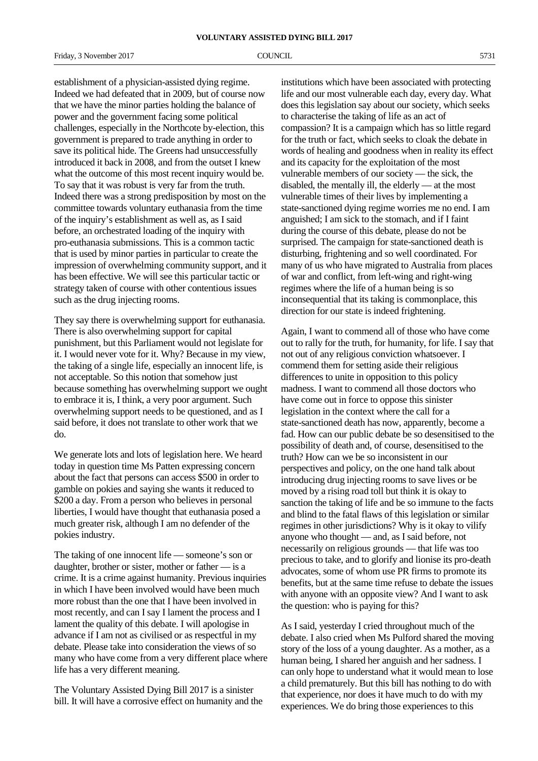establishment of a physician-assisted dying regime. Indeed we had defeated that in 2009, but of course now that we have the minor parties holding the balance of power and the government facing some political challenges, especially in the Northcote by-election, this government is prepared to trade anything in order to save its political hide. The Greens had unsuccessfully introduced it back in 2008, and from the outset I knew what the outcome of this most recent inquiry would be. To say that it was robust is very far from the truth. Indeed there was a strong predisposition by most on the committee towards voluntary euthanasia from the time of the inquiry's establishment as well as, as I said before, an orchestrated loading of the inquiry with pro-euthanasia submissions. This is a common tactic that is used by minor parties in particular to create the impression of overwhelming community support, and it has been effective. We will see this particular tactic or strategy taken of course with other contentious issues such as the drug injecting rooms.

They say there is overwhelming support for euthanasia. There is also overwhelming support for capital punishment, but this Parliament would not legislate for it. I would never vote for it. Why? Because in my view, the taking of a single life, especially an innocent life, is not acceptable. So this notion that somehow just because something has overwhelming support we ought to embrace it is, I think, a very poor argument. Such overwhelming support needs to be questioned, and as I said before, it does not translate to other work that we do.

We generate lots and lots of legislation here. We heard today in question time Ms Patten expressing concern about the fact that persons can access $500 in order to gamble on pokies and saying she wants it reduced to $200 a day. From a person who believes in personal liberties, I would have thought that euthanasia posed a much greater risk, although I am no defender of the pokies industry.

The taking of one innocent life — someone's son or daughter, brother or sister, mother or father — is a crime. It is a crime against humanity. Previous inquiries in which I have been involved would have been much more robust than the one that I have been involved in most recently, and can I say I lament the process and I lament the quality of this debate. I will apologise in advance if I am not as civilised or as respectful in my debate. Please take into consideration the views of so many who have come from a very different place where life has a very different meaning.

The Voluntary Assisted Dying Bill 2017 is a sinister bill. It will have a corrosive effect on humanity and the institutions which have been associated with protecting life and our most vulnerable each day, every day. What does this legislation say about our society, which seeks to characterise the taking of life as an act of compassion? It is a campaign which has so little regard for the truth or fact, which seeks to cloak the debate in words of healing and goodness when in reality its effect and its capacity for the exploitation of the most vulnerable members of our society — the sick, the disabled, the mentally ill, the elderly — at the most vulnerable times of their lives by implementing a state-sanctioned dying regime worries me no end. I am anguished; I am sick to the stomach, and if I faint during the course of this debate, please do not be surprised. The campaign for state-sanctioned death is disturbing, frightening and so well coordinated. For many of us who have migrated to Australia from places of war and conflict, from left-wing and right-wing regimes where the life of a human being is so inconsequential that its taking is commonplace, this direction for our state is indeed frightening.

Again, I want to commend all of those who have come out to rally for the truth, for humanity, for life. I say that not out of any religious conviction whatsoever. I commend them for setting aside their religious differences to unite in opposition to this policy madness. I want to commend all those doctors who have come out in force to oppose this sinister legislation in the context where the call for a state-sanctioned death has now, apparently, become a fad. How can our public debate be so desensitised to the possibility of death and, of course, desensitised to the truth? How can we be so inconsistent in our perspectives and policy, on the one hand talk about introducing drug injecting rooms to save lives or be moved by a rising road toll but think it is okay to sanction the taking of life and be so immune to the facts and blind to the fatal flaws of this legislation or similar regimes in other jurisdictions? Why is it okay to vilify anyone who thought — and, as I said before, not necessarily on religious grounds — that life was too precious to take, and to glorify and lionise its pro-death advocates, some of whom use PR firms to promote its benefits, but at the same time refuse to debate the issues with anyone with an opposite view? And I want to ask the question: who is paying for this?

As I said, yesterday I cried throughout much of the debate. I also cried when Ms Pulford shared the moving story of the loss of a young daughter. As a mother, as a human being, I shared her anguish and her sadness. I can only hope to understand what it would mean to lose a child prematurely. But this bill has nothing to do with that experience, nor does it have much to do with my experiences. We do bring those experiences to this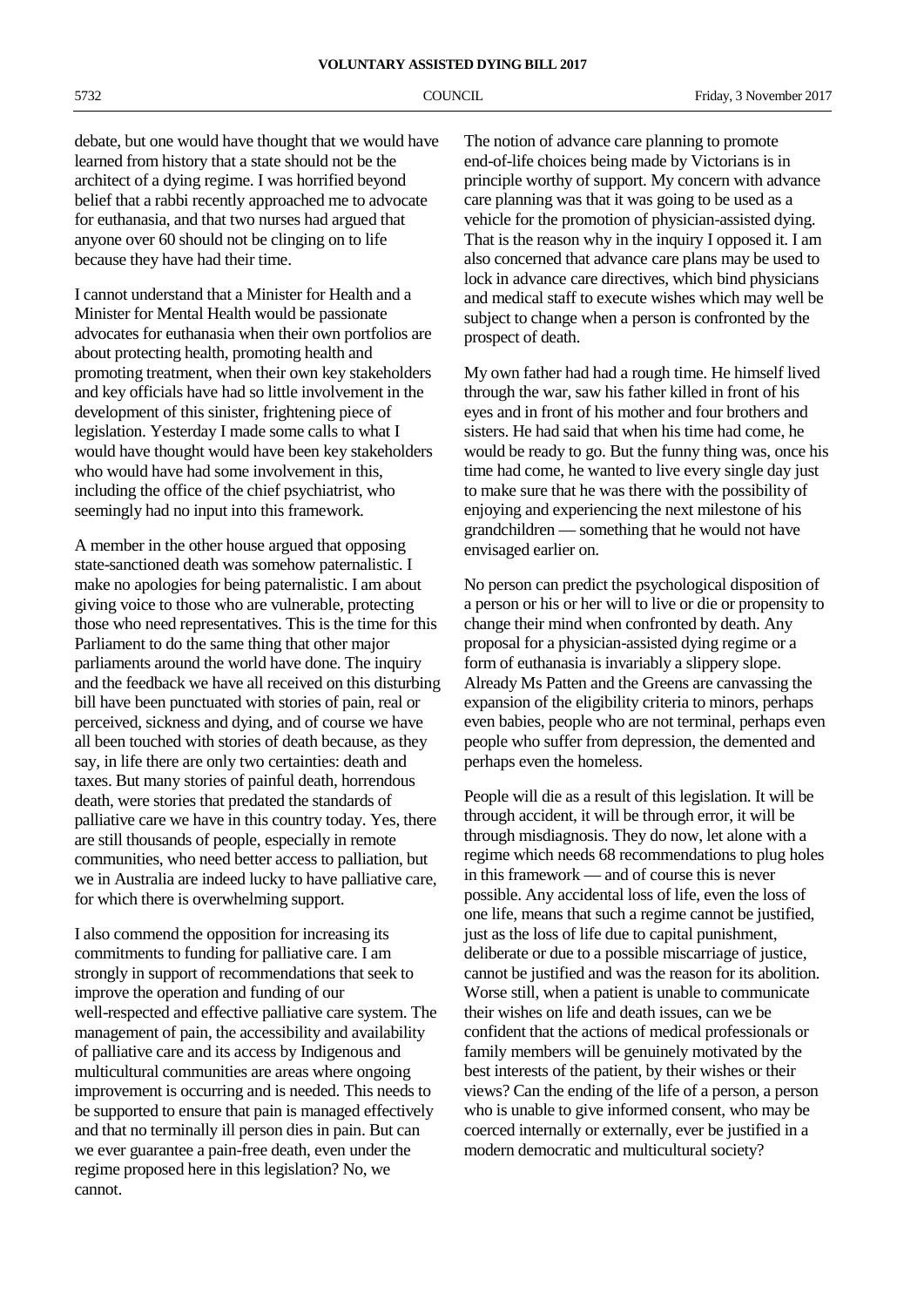debate, but one would have thought that we would have learned from history that a state should not be the architect of a dying regime. I was horrified beyond belief that a rabbi recently approached me to advocate for euthanasia, and that two nurses had argued that anyone over 60 should not be clinging on to life because they have had their time.

I cannot understand that a Minister for Health and a Minister for Mental Health would be passionate advocates for euthanasia when their own portfolios are about protecting health, promoting health and promoting treatment, when their own key stakeholders and key officials have had so little involvement in the development of this sinister, frightening piece of legislation. Yesterday I made some calls to what I would have thought would have been key stakeholders who would have had some involvement in this, including the office of the chief psychiatrist, who seemingly had no input into this framework.

A member in the other house argued that opposing state-sanctioned death was somehow paternalistic. I make no apologies for being paternalistic. I am about giving voice to those who are vulnerable, protecting those who need representatives. This is the time for this Parliament to do the same thing that other major parliaments around the world have done. The inquiry and the feedback we have all received on this disturbing bill have been punctuated with stories of pain, real or perceived, sickness and dying, and of course we have all been touched with stories of death because, as they say, in life there are only two certainties: death and taxes. But many stories of painful death, horrendous death, were stories that predated the standards of palliative care we have in this country today. Yes, there are still thousands of people, especially in remote communities, who need better access to palliation, but we in Australia are indeed lucky to have palliative care, for which there is overwhelming support.

I also commend the opposition for increasing its commitments to funding for palliative care. I am strongly in support of recommendations that seek to improve the operation and funding of our well-respected and effective palliative care system. The management of pain, the accessibility and availability of palliative care and its access by Indigenous and multicultural communities are areas where ongoing improvement is occurring and is needed. This needs to be supported to ensure that pain is managed effectively and that no terminally ill person dies in pain. But can we ever guarantee a pain-free death, even under the regime proposed here in this legislation? No, we cannot.

The notion of advance care planning to promote end-of-life choices being made by Victorians is in principle worthy of support. My concern with advance care planning was that it was going to be used as a vehicle for the promotion of physician-assisted dying. That is the reason why in the inquiry I opposed it. I am also concerned that advance care plans may be used to lock in advance care directives, which bind physicians and medical staff to execute wishes which may well be subject to change when a person is confronted by the prospect of death.

My own father had had a rough time. He himself lived through the war, saw his father killed in front of his eyes and in front of his mother and four brothers and sisters. He had said that when his time had come, he would be ready to go. But the funny thing was, once his time had come, he wanted to live every single day just to make sure that he was there with the possibility of enjoying and experiencing the next milestone of his grandchildren — something that he would not have envisaged earlier on.

No person can predict the psychological disposition of a person or his or her will to live or die or propensity to change their mind when confronted by death. Any proposal for a physician-assisted dying regime or a form of euthanasia is invariably a slippery slope. Already Ms Patten and the Greens are canvassing the expansion of the eligibility criteria to minors, perhaps even babies, people who are not terminal, perhaps even people who suffer from depression, the demented and perhaps even the homeless.

People will die as a result of this legislation. It will be through accident, it will be through error, it will be through misdiagnosis. They do now, let alone with a regime which needs 68 recommendations to plug holes in this framework — and of course this is never possible. Any accidental loss of life, even the loss of one life, means that such a regime cannot be justified, just as the loss of life due to capital punishment, deliberate or due to a possible miscarriage of justice, cannot be justified and was the reason for its abolition. Worse still, when a patient is unable to communicate their wishes on life and death issues, can we be confident that the actions of medical professionals or family members will be genuinely motivated by the best interests of the patient, by their wishes or their views? Can the ending of the life of a person, a person who is unable to give informed consent, who may be coerced internally or externally, ever be justified in a modern democratic and multicultural society?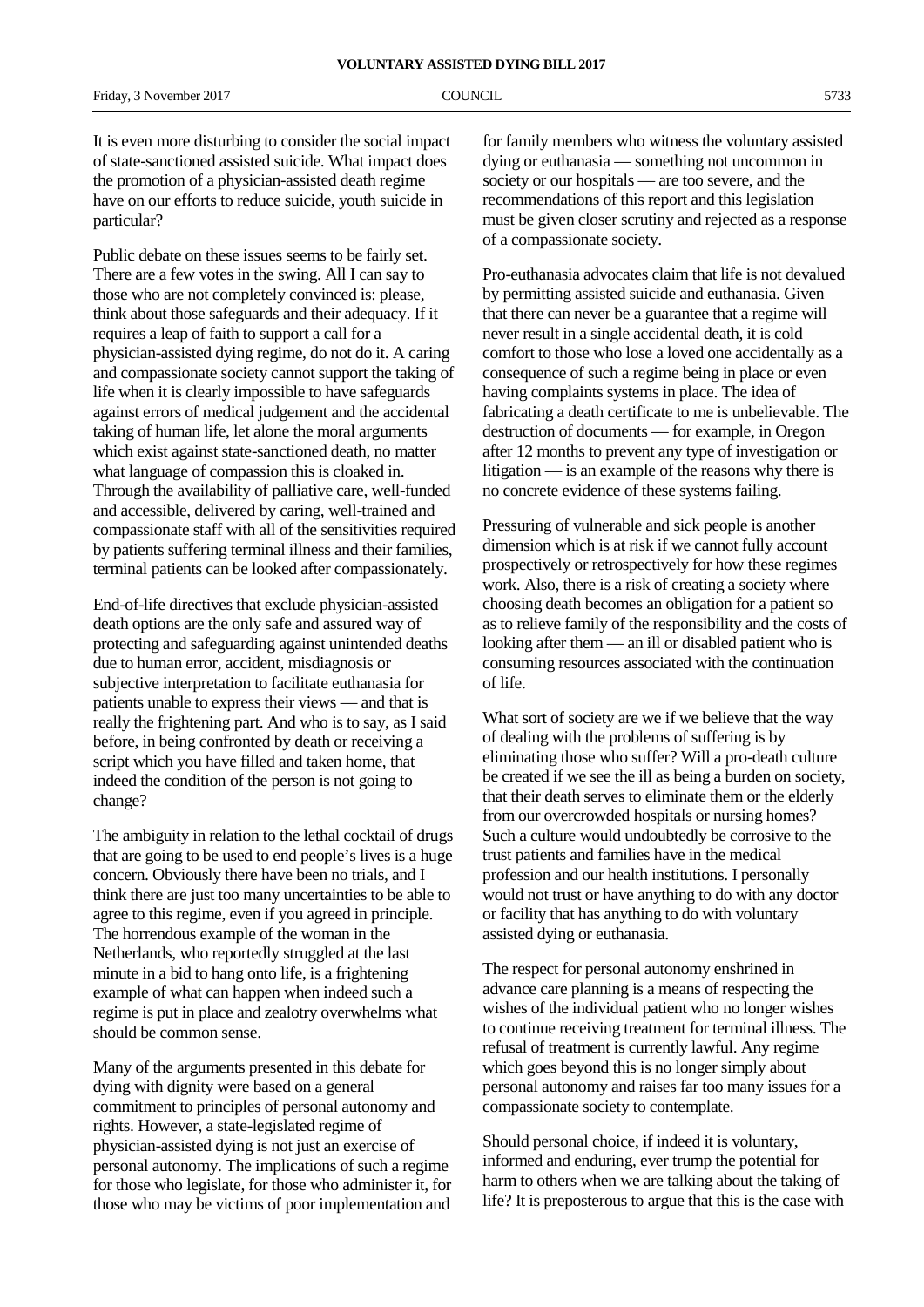It is even more disturbing to consider the social impact of state-sanctioned assisted suicide. What impact does the promotion of a physician-assisted death regime have on our efforts to reduce suicide, youth suicide in particular?

Public debate on these issues seems to be fairly set. There are a few votes in the swing. All I can say to those who are not completely convinced is: please, think about those safeguards and their adequacy. If it requires a leap of faith to support a call for a physician-assisted dying regime, do not do it. A caring and compassionate society cannot support the taking of life when it is clearly impossible to have safeguards against errors of medical judgement and the accidental taking of human life, let alone the moral arguments which exist against state-sanctioned death, no matter what language of compassion this is cloaked in. Through the availability of palliative care, well-funded and accessible, delivered by caring, well-trained and compassionate staff with all of the sensitivities required by patients suffering terminal illness and their families, terminal patients can be looked after compassionately.

End-of-life directives that exclude physician-assisted death options are the only safe and assured way of protecting and safeguarding against unintended deaths due to human error, accident, misdiagnosis or subjective interpretation to facilitate euthanasia for patients unable to express their views — and that is really the frightening part. And who is to say, as I said before, in being confronted by death or receiving a script which you have filled and taken home, that indeed the condition of the person is not going to change?

The ambiguity in relation to the lethal cocktail of drugs that are going to be used to end people's lives is a huge concern. Obviously there have been no trials, and I think there are just too many uncertainties to be able to agree to this regime, even if you agreed in principle. The horrendous example of the woman in the Netherlands, who reportedly struggled at the last minute in a bid to hang onto life, is a frightening example of what can happen when indeed such a regime is put in place and zealotry overwhelms what should be common sense.

Many of the arguments presented in this debate for dying with dignity were based on a general commitment to principles of personal autonomy and rights. However, a state-legislated regime of physician-assisted dying is not just an exercise of personal autonomy. The implications of such a regime for those who legislate, for those who administer it, for those who may be victims of poor implementation and for family members who witness the voluntary assisted dying or euthanasia — something not uncommon in society or our hospitals — are too severe, and the recommendations of this report and this legislation must be given closer scrutiny and rejected as a response of a compassionate society.

Pro-euthanasia advocates claim that life is not devalued by permitting assisted suicide and euthanasia. Given that there can never be a guarantee that a regime will never result in a single accidental death, it is cold comfort to those who lose a loved one accidentally as a consequence of such a regime being in place or even having complaints systems in place. The idea of fabricating a death certificate to me is unbelievable. The destruction of documents — for example, in Oregon after 12 months to prevent any type of investigation or litigation — is an example of the reasons why there is no concrete evidence of these systems failing.

Pressuring of vulnerable and sick people is another dimension which is at risk if we cannot fully account prospectively or retrospectively for how these regimes work. Also, there is a risk of creating a society where choosing death becomes an obligation for a patient so as to relieve family of the responsibility and the costs of looking after them — an ill or disabled patient who is consuming resources associated with the continuation of life.

What sort of society are we if we believe that the way of dealing with the problems of suffering is by eliminating those who suffer? Will a pro-death culture be created if we see the ill as being a burden on society, that their death serves to eliminate them or the elderly from our overcrowded hospitals or nursing homes? Such a culture would undoubtedly be corrosive to the trust patients and families have in the medical profession and our health institutions. I personally would not trust or have anything to do with any doctor or facility that has anything to do with voluntary assisted dying or euthanasia.

The respect for personal autonomy enshrined in advance care planning is a means of respecting the wishes of the individual patient who no longer wishes to continue receiving treatment for terminal illness. The refusal of treatment is currently lawful. Any regime which goes beyond this is no longer simply about personal autonomy and raises far too many issues for a compassionate society to contemplate.

Should personal choice, if indeed it is voluntary, informed and enduring, ever trump the potential for harm to others when we are talking about the taking of life? It is preposterous to argue that this is the case with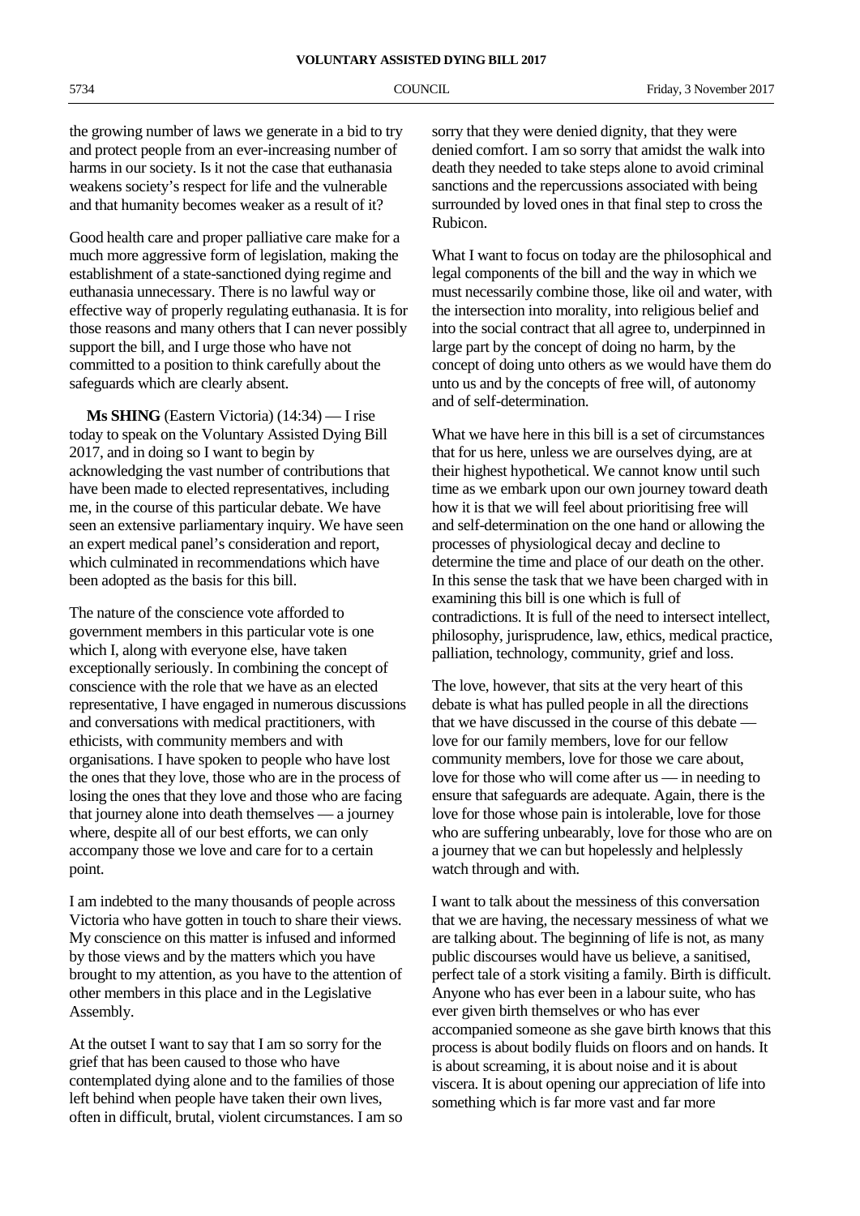the growing number of laws we generate in a bid to try and protect people from an ever-increasing number of harms in our society. Is it not the case that euthanasia weakens society's respect for life and the vulnerable and that humanity becomes weaker as a result of it?

Good health care and proper palliative care make for a much more aggressive form of legislation, making the establishment of a state-sanctioned dying regime and euthanasia unnecessary. There is no lawful way or effective way of properly regulating euthanasia. It is for those reasons and many others that I can never possibly support the bill, and I urge those who have not committed to a position to think carefully about the safeguards which are clearly absent.

**Ms SHING** (Eastern Victoria) (14:34) — I rise today to speak on the Voluntary Assisted Dying Bill 2017, and in doing so I want to begin by acknowledging the vast number of contributions that have been made to elected representatives, including me, in the course of this particular debate. We have seen an extensive parliamentary inquiry. We have seen an expert medical panel's consideration and report, which culminated in recommendations which have been adopted as the basis for this bill.

The nature of the conscience vote afforded to government members in this particular vote is one which I, along with everyone else, have taken exceptionally seriously. In combining the concept of conscience with the role that we have as an elected representative, I have engaged in numerous discussions and conversations with medical practitioners, with ethicists, with community members and with organisations. I have spoken to people who have lost the ones that they love, those who are in the process of losing the ones that they love and those who are facing that journey alone into death themselves — a journey where, despite all of our best efforts, we can only accompany those we love and care for to a certain point.

I am indebted to the many thousands of people across Victoria who have gotten in touch to share their views. My conscience on this matter is infused and informed by those views and by the matters which you have brought to my attention, as you have to the attention of other members in this place and in the Legislative Assembly.

At the outset I want to say that I am so sorry for the grief that has been caused to those who have contemplated dying alone and to the families of those left behind when people have taken their own lives, often in difficult, brutal, violent circumstances. I am so sorry that they were denied dignity, that they were denied comfort. I am so sorry that amidst the walk into death they needed to take steps alone to avoid criminal sanctions and the repercussions associated with being surrounded by loved ones in that final step to cross the Rubicon.

What I want to focus on today are the philosophical and legal components of the bill and the way in which we must necessarily combine those, like oil and water, with the intersection into morality, into religious belief and into the social contract that all agree to, underpinned in large part by the concept of doing no harm, by the concept of doing unto others as we would have them do unto us and by the concepts of free will, of autonomy and of self-determination.

What we have here in this bill is a set of circumstances that for us here, unless we are ourselves dying, are at their highest hypothetical. We cannot know until such time as we embark upon our own journey toward death how it is that we will feel about prioritising free will and self-determination on the one hand or allowing the processes of physiological decay and decline to determine the time and place of our death on the other. In this sense the task that we have been charged with in examining this bill is one which is full of contradictions. It is full of the need to intersect intellect, philosophy, jurisprudence, law, ethics, medical practice, palliation, technology, community, grief and loss.

The love, however, that sits at the very heart of this debate is what has pulled people in all the directions that we have discussed in the course of this debate — love for our family members, love for our fellow community members, love for those we care about, love for those who will come after us — in needing to ensure that safeguards are adequate. Again, there is the love for those whose pain is intolerable, love for those who are suffering unbearably, love for those who are on a journey that we can but hopelessly and helplessly watch through and with.

I want to talk about the messiness of this conversation that we are having, the necessary messiness of what we are talking about. The beginning of life is not, as many public discourses would have us believe, a sanitised, perfect tale of a stork visiting a family. Birth is difficult. Anyone who has ever been in a labour suite, who has ever given birth themselves or who has ever accompanied someone as she gave birth knows that this process is about bodily fluids on floors and on hands. It is about screaming, it is about noise and it is about viscera. It is about opening our appreciation of life into something which is far more vast and far more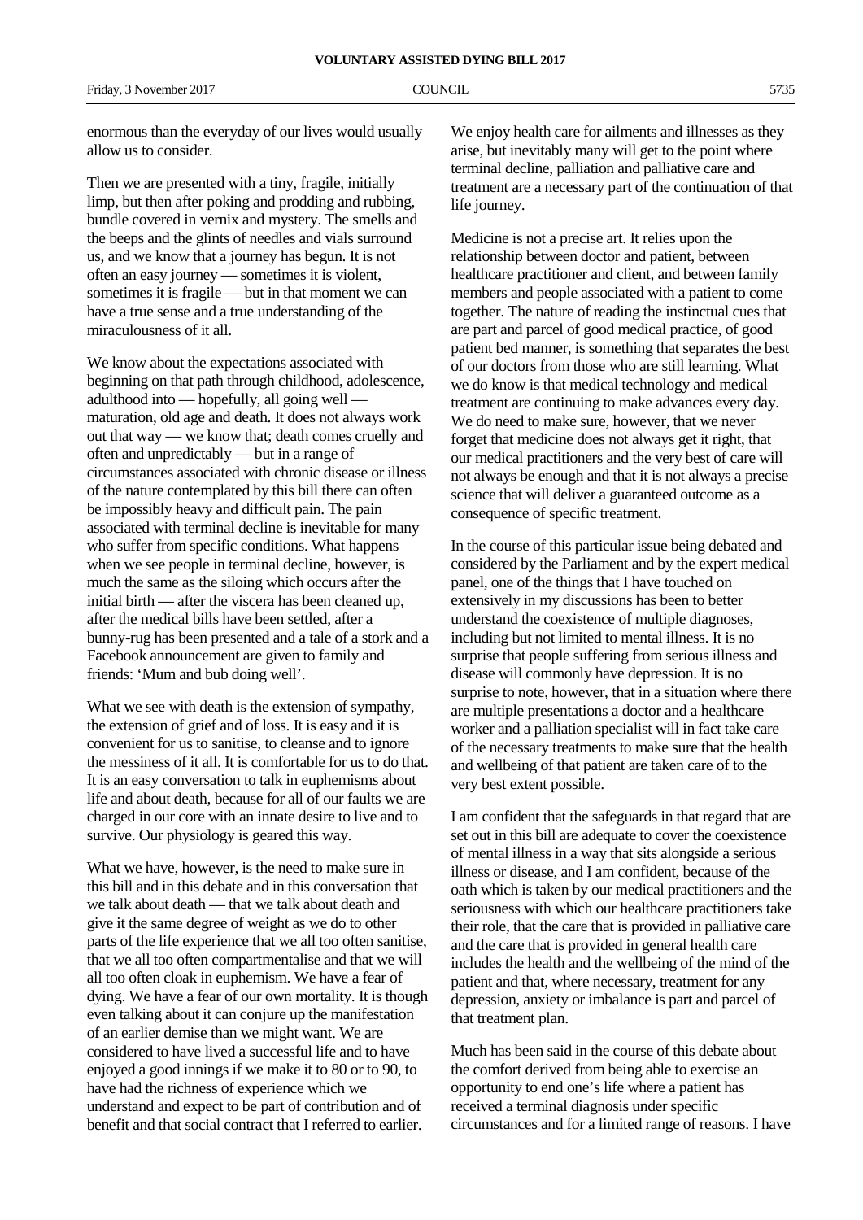enormous than the everyday of our lives would usually allow us to consider.

Then we are presented with a tiny, fragile, initially limp, but then after poking and prodding and rubbing, bundle covered in vernix and mystery. The smells and the beeps and the glints of needles and vials surround us, and we know that a journey has begun. It is not often an easy journey — sometimes it is violent, sometimes it is fragile — but in that moment we can have a true sense and a true understanding of the miraculousness of it all.

We know about the expectations associated with beginning on that path through childhood, adolescence, adulthood into — hopefully, all going well — maturation, old age and death. It does not always work out that way — we know that; death comes cruelly and often and unpredictably — but in a range of circumstances associated with chronic disease or illness of the nature contemplated by this bill there can often be impossibly heavy and difficult pain. The pain associated with terminal decline is inevitable for many who suffer from specific conditions. What happens when we see people in terminal decline, however, is much the same as the siloing which occurs after the initial birth — after the viscera has been cleaned up, after the medical bills have been settled, after a bunny-rug has been presented and a tale of a stork and a Facebook announcement are given to family and friends: 'Mum and bub doing well'.

What we see with death is the extension of sympathy, the extension of grief and of loss. It is easy and it is convenient for us to sanitise, to cleanse and to ignore the messiness of it all. It is comfortable for us to do that. It is an easy conversation to talk in euphemisms about life and about death, because for all of our faults we are charged in our core with an innate desire to live and to survive. Our physiology is geared this way.

What we have, however, is the need to make sure in this bill and in this debate and in this conversation that we talk about death — that we talk about death and give it the same degree of weight as we do to other parts of the life experience that we all too often sanitise, that we all too often compartmentalise and that we will all too often cloak in euphemism. We have a fear of dying. We have a fear of our own mortality. It is though even talking about it can conjure up the manifestation of an earlier demise than we might want. We are considered to have lived a successful life and to have enjoyed a good innings if we make it to 80 or to 90, to have had the richness of experience which we understand and expect to be part of contribution and of benefit and that social contract that I referred to earlier.

We enjoy health care for ailments and illnesses as they arise, but inevitably many will get to the point where terminal decline, palliation and palliative care and treatment are a necessary part of the continuation of that life journey.

Medicine is not a precise art. It relies upon the relationship between doctor and patient, between healthcare practitioner and client, and between family members and people associated with a patient to come together. The nature of reading the instinctual cues that are part and parcel of good medical practice, of good patient bed manner, is something that separates the best of our doctors from those who are still learning. What we do know is that medical technology and medical treatment are continuing to make advances every day. We do need to make sure, however, that we never forget that medicine does not always get it right, that our medical practitioners and the very best of care will not always be enough and that it is not always a precise science that will deliver a guaranteed outcome as a consequence of specific treatment.

In the course of this particular issue being debated and considered by the Parliament and by the expert medical panel, one of the things that I have touched on extensively in my discussions has been to better understand the coexistence of multiple diagnoses, including but not limited to mental illness. It is no surprise that people suffering from serious illness and disease will commonly have depression. It is no surprise to note, however, that in a situation where there are multiple presentations a doctor and a healthcare worker and a palliation specialist will in fact take care of the necessary treatments to make sure that the health and wellbeing of that patient are taken care of to the very best extent possible.

I am confident that the safeguards in that regard that are set out in this bill are adequate to cover the coexistence of mental illness in a way that sits alongside a serious illness or disease, and I am confident, because of the oath which is taken by our medical practitioners and the seriousness with which our healthcare practitioners take their role, that the care that is provided in palliative care and the care that is provided in general health care includes the health and the wellbeing of the mind of the patient and that, where necessary, treatment for any depression, anxiety or imbalance is part and parcel of that treatment plan.

Much has been said in the course of this debate about the comfort derived from being able to exercise an opportunity to end one's life where a patient has received a terminal diagnosis under specific circumstances and for a limited range of reasons. I have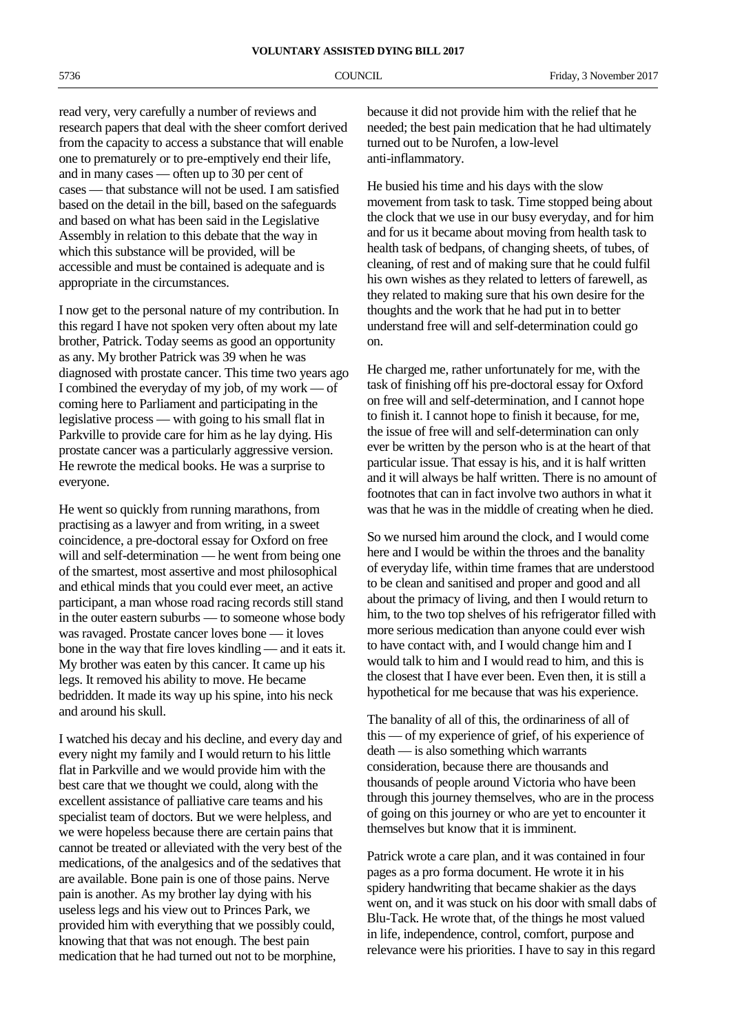read very, very carefully a number of reviews and research papers that deal with the sheer comfort derived from the capacity to access a substance that will enable one to prematurely or to pre-emptively end their life, and in many cases — often up to 30 per cent of cases — that substance will not be used. I am satisfied based on the detail in the bill, based on the safeguards and based on what has been said in the Legislative Assembly in relation to this debate that the way in which this substance will be provided, will be accessible and must be contained is adequate and is appropriate in the circumstances.

I now get to the personal nature of my contribution. In this regard I have not spoken very often about my late brother, Patrick. Today seems as good an opportunity as any. My brother Patrick was 39 when he was diagnosed with prostate cancer. This time two years ago I combined the everyday of my job, of my work — of coming here to Parliament and participating in the legislative process — with going to his small flat in Parkville to provide care for him as he lay dying. His prostate cancer was a particularly aggressive version. He rewrote the medical books. He was a surprise to everyone.

He went so quickly from running marathons, from practising as a lawyer and from writing, in a sweet coincidence, a pre-doctoral essay for Oxford on free will and self-determination — he went from being one of the smartest, most assertive and most philosophical and ethical minds that you could ever meet, an active participant, a man whose road racing records still stand in the outer eastern suburbs — to someone whose body was ravaged. Prostate cancer loves bone — it loves bone in the way that fire loves kindling — and it eats it. My brother was eaten by this cancer. It came up his legs. It removed his ability to move. He became bedridden. It made its way up his spine, into his neck and around his skull.

I watched his decay and his decline, and every day and every night my family and I would return to his little flat in Parkville and we would provide him with the best care that we thought we could, along with the excellent assistance of palliative care teams and his specialist team of doctors. But we were helpless, and we were hopeless because there are certain pains that cannot be treated or alleviated with the very best of the medications, of the analgesics and of the sedatives that are available. Bone pain is one of those pains. Nerve pain is another. As my brother lay dying with his useless legs and his view out to Princes Park, we provided him with everything that we possibly could, knowing that that was not enough. The best pain medication that he had turned out not to be morphine, because it did not provide him with the relief that he needed; the best pain medication that he had ultimately turned out to be Nurofen, a low-level anti-inflammatory.

He busied his time and his days with the slow movement from task to task. Time stopped being about the clock that we use in our busy everyday, and for him and for us it became about moving from health task to health task of bedpans, of changing sheets, of tubes, of cleaning, of rest and of making sure that he could fulfil his own wishes as they related to letters of farewell, as they related to making sure that his own desire for the thoughts and the work that he had put in to better understand free will and self-determination could go on.

He charged me, rather unfortunately for me, with the task of finishing off his pre-doctoral essay for Oxford on free will and self-determination, and I cannot hope to finish it. I cannot hope to finish it because, for me, the issue of free will and self-determination can only ever be written by the person who is at the heart of that particular issue. That essay is his, and it is half written and it will always be half written. There is no amount of footnotes that can in fact involve two authors in what it was that he was in the middle of creating when he died.

So we nursed him around the clock, and I would come here and I would be within the throes and the banality of everyday life, within time frames that are understood to be clean and sanitised and proper and good and all about the primacy of living, and then I would return to him, to the two top shelves of his refrigerator filled with more serious medication than anyone could ever wish to have contact with, and I would change him and I would talk to him and I would read to him, and this is the closest that I have ever been. Even then, it is still a hypothetical for me because that was his experience.

The banality of all of this, the ordinariness of all of this — of my experience of grief, of his experience of death — is also something which warrants consideration, because there are thousands and thousands of people around Victoria who have been through this journey themselves, who are in the process of going on this journey or who are yet to encounter it themselves but know that it is imminent.

Patrick wrote a care plan, and it was contained in four pages as a pro forma document. He wrote it in his spidery handwriting that became shakier as the days went on, and it was stuck on his door with small dabs of Blu-Tack. He wrote that, of the things he most valued in life, independence, control, comfort, purpose and relevance were his priorities. I have to say in this regard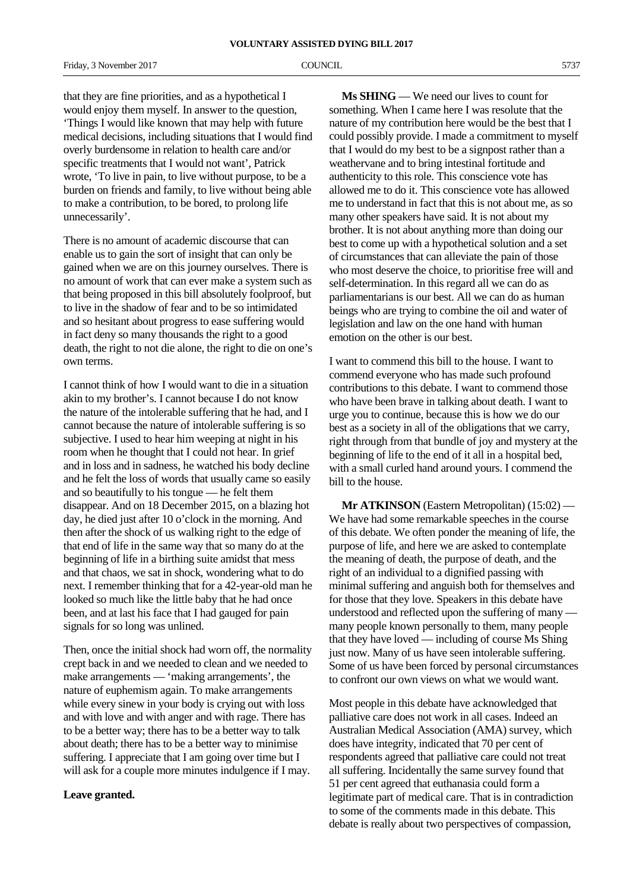that they are fine priorities, and as a hypothetical I would enjoy them myself. In answer to the question, 'Things I would like known that may help with future medical decisions, including situations that I would find overly burdensome in relation to health care and/or specific treatments that I would not want', Patrick wrote, 'To live in pain, to live without purpose, to be a burden on friends and family, to live without being able to make a contribution, to be bored, to prolong life unnecessarily'.

There is no amount of academic discourse that can enable us to gain the sort of insight that can only be gained when we are on this journey ourselves. There is no amount of work that can ever make a system such as that being proposed in this bill absolutely foolproof, but to live in the shadow of fear and to be so intimidated and so hesitant about progress to ease suffering would in fact deny so many thousands the right to a good death, the right to not die alone, the right to die on one's own terms.

I cannot think of how I would want to die in a situation akin to my brother's. I cannot because I do not know the nature of the intolerable suffering that he had, and I cannot because the nature of intolerable suffering is so subjective. I used to hear him weeping at night in his room when he thought that I could not hear. In grief and in loss and in sadness, he watched his body decline and he felt the loss of words that usually came so easily and so beautifully to his tongue — he felt them disappear. And on 18 December 2015, on a blazing hot day, he died just after 10 o'clock in the morning. And then after the shock of us walking right to the edge of that end of life in the same way that so many do at the beginning of life in a birthing suite amidst that mess and that chaos, we sat in shock, wondering what to do next. I remember thinking that for a 42-year-old man he looked so much like the little baby that he had once been, and at last his face that I had gauged for pain signals for so long was unlined.

Then, once the initial shock had worn off, the normality crept back in and we needed to clean and we needed to make arrangements — 'making arrangements', the nature of euphemism again. To make arrangements while every sinew in your body is crying out with loss and with love and with anger and with rage. There has to be a better way; there has to be a better way to talk about death; there has to be a better way to minimise suffering. I appreciate that I am going over time but I will ask for a couple more minutes indulgence if I may.

**Leave granted.**

**Ms SHING** — We need our lives to count for something. When I came here I was resolute that the nature of my contribution here would be the best that I could possibly provide. I made a commitment to myself that I would do my best to be a signpost rather than a weathervane and to bring intestinal fortitude and authenticity to this role. This conscience vote has allowed me to do it. This conscience vote has allowed me to understand in fact that this is not about me, as so many other speakers have said. It is not about my brother. It is not about anything more than doing our best to come up with a hypothetical solution and a set of circumstances that can alleviate the pain of those who most deserve the choice, to prioritise free will and self-determination. In this regard all we can do as parliamentarians is our best. All we can do as human beings who are trying to combine the oil and water of legislation and law on the one hand with human emotion on the other is our best.

I want to commend this bill to the house. I want to commend everyone who has made such profound contributions to this debate. I want to commend those who have been brave in talking about death. I want to urge you to continue, because this is how we do our best as a society in all of the obligations that we carry, right through from that bundle of joy and mystery at the beginning of life to the end of it all in a hospital bed, with a small curled hand around yours. I commend the bill to the house.

**Mr ATKINSON** (Eastern Metropolitan) (15:02) — We have had some remarkable speeches in the course of this debate. We often ponder the meaning of life, the purpose of life, and here we are asked to contemplate the meaning of death, the purpose of death, and the right of an individual to a dignified passing with minimal suffering and anguish both for themselves and for those that they love. Speakers in this debate have understood and reflected upon the suffering of many — many people known personally to them, many people that they have loved — including of course Ms Shing just now. Many of us have seen intolerable suffering. Some of us have been forced by personal circumstances to confront our own views on what we would want.

Most people in this debate have acknowledged that palliative care does not work in all cases. Indeed an Australian Medical Association (AMA) survey, which does have integrity, indicated that 70 per cent of respondents agreed that palliative care could not treat all suffering. Incidentally the same survey found that 51 per cent agreed that euthanasia could form a legitimate part of medical care. That is in contradiction to some of the comments made in this debate. This debate is really about two perspectives of compassion,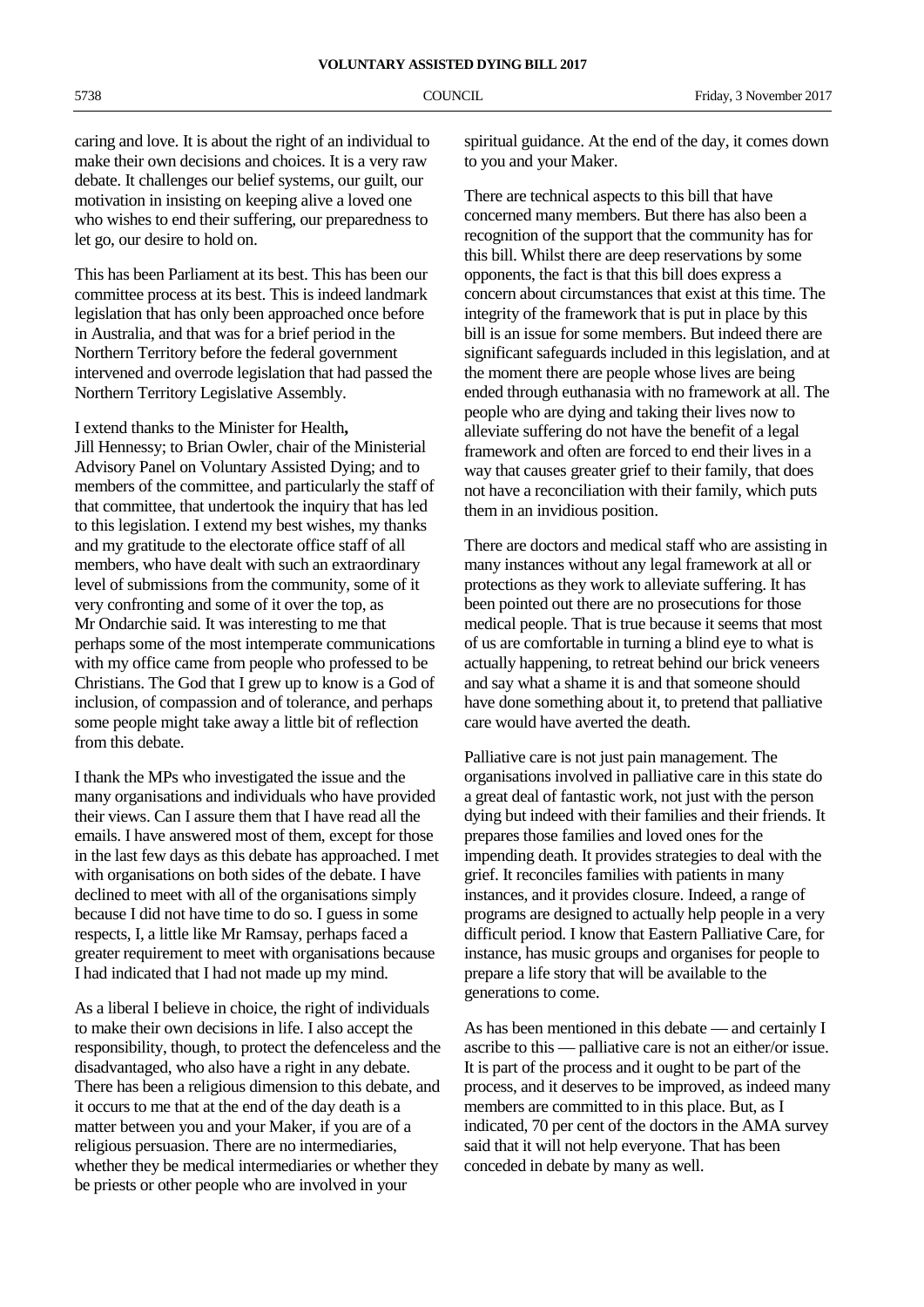caring and love. It is about the right of an individual to make their own decisions and choices. It is a very raw debate. It challenges our belief systems, our guilt, our motivation in insisting on keeping alive a loved one who wishes to end their suffering, our preparedness to let go, our desire to hold on.

This has been Parliament at its best. This has been our committee process at its best. This is indeed landmark legislation that has only been approached once before in Australia, and that was for a brief period in the Northern Territory before the federal government intervened and overrode legislation that had passed the Northern Territory Legislative Assembly.

I extend thanks to the Minister for Health**,** Jill Hennessy; to Brian Owler, chair of the Ministerial Advisory Panel on Voluntary Assisted Dying; and to members of the committee, and particularly the staff of that committee, that undertook the inquiry that has led to this legislation. I extend my best wishes, my thanks and my gratitude to the electorate office staff of all members, who have dealt with such an extraordinary level of submissions from the community, some of it very confronting and some of it over the top, as Mr Ondarchie said. It was interesting to me that perhaps some of the most intemperate communications with my office came from people who professed to be Christians. The God that I grew up to know is a God of inclusion, of compassion and of tolerance, and perhaps some people might take away a little bit of reflection from this debate.

I thank the MPs who investigated the issue and the many organisations and individuals who have provided their views. Can I assure them that I have read all the emails. I have answered most of them, except for those in the last few days as this debate has approached. I met with organisations on both sides of the debate. I have declined to meet with all of the organisations simply because I did not have time to do so. I guess in some respects, I, a little like Mr Ramsay, perhaps faced a greater requirement to meet with organisations because I had indicated that I had not made up my mind.

As a liberal I believe in choice, the right of individuals to make their own decisions in life. I also accept the responsibility, though, to protect the defenceless and the disadvantaged, who also have a right in any debate. There has been a religious dimension to this debate, and it occurs to me that at the end of the day death is a matter between you and your Maker, if you are of a religious persuasion. There are no intermediaries, whether they be medical intermediaries or whether they be priests or other people who are involved in your spiritual guidance. At the end of the day, it comes down to you and your Maker.

There are technical aspects to this bill that have concerned many members. But there has also been a recognition of the support that the community has for this bill. Whilst there are deep reservations by some opponents, the fact is that this bill does express a concern about circumstances that exist at this time. The integrity of the framework that is put in place by this bill is an issue for some members. But indeed there are significant safeguards included in this legislation, and at the moment there are people whose lives are being ended through euthanasia with no framework at all. The people who are dying and taking their lives now to alleviate suffering do not have the benefit of a legal framework and often are forced to end their lives in a way that causes greater grief to their family, that does not have a reconciliation with their family, which puts them in an invidious position.

There are doctors and medical staff who are assisting in many instances without any legal framework at all or protections as they work to alleviate suffering. It has been pointed out there are no prosecutions for those medical people. That is true because it seems that most of us are comfortable in turning a blind eye to what is actually happening, to retreat behind our brick veneers and say what a shame it is and that someone should have done something about it, to pretend that palliative care would have averted the death.

Palliative care is not just pain management. The organisations involved in palliative care in this state do a great deal of fantastic work, not just with the person dying but indeed with their families and their friends. It prepares those families and loved ones for the impending death. It provides strategies to deal with the grief. It reconciles families with patients in many instances, and it provides closure. Indeed, a range of programs are designed to actually help people in a very difficult period. I know that Eastern Palliative Care, for instance, has music groups and organises for people to prepare a life story that will be available to the generations to come.

As has been mentioned in this debate — and certainly I ascribe to this — palliative care is not an either/or issue. It is part of the process and it ought to be part of the process, and it deserves to be improved, as indeed many members are committed to in this place. But, as I indicated, 70 per cent of the doctors in the AMA survey said that it will not help everyone. That has been conceded in debate by many as well.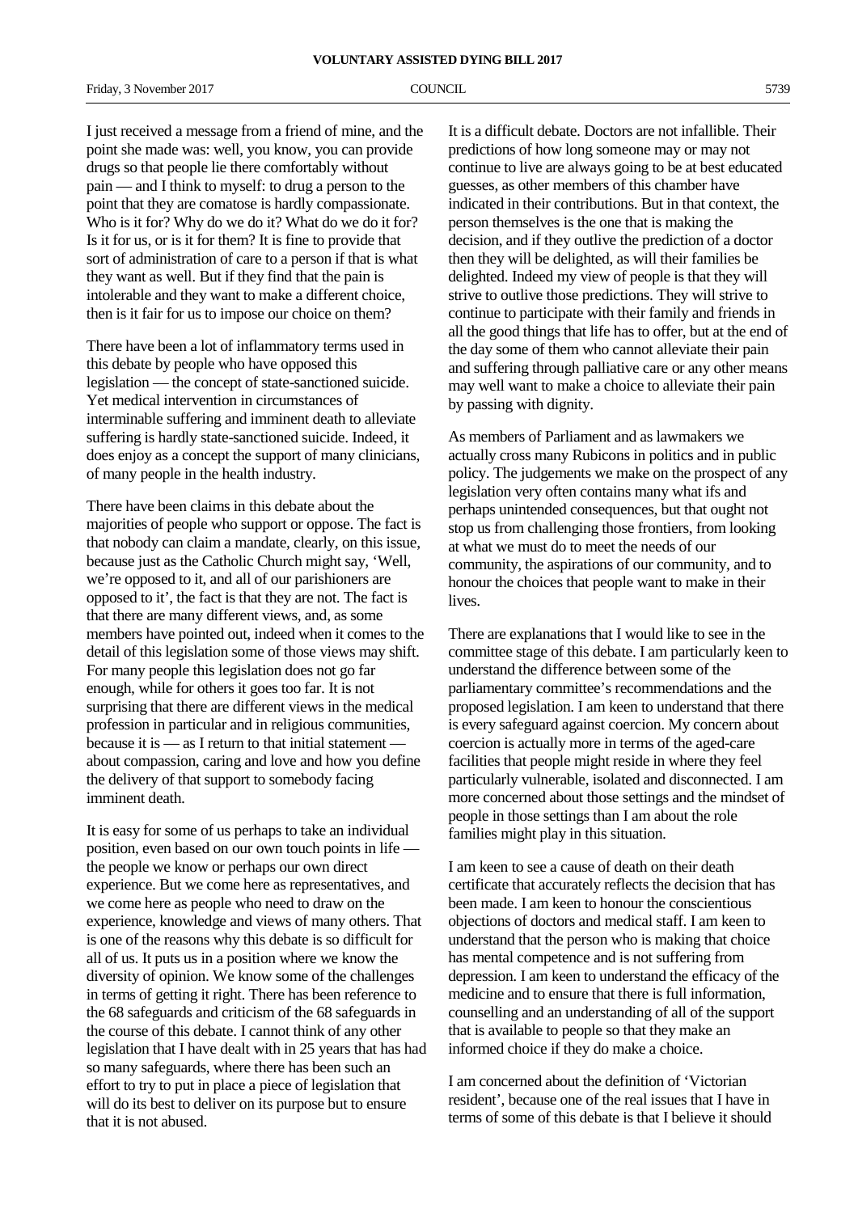I just received a message from a friend of mine, and the point she made was: well, you know, you can provide drugs so that people lie there comfortably without pain — and I think to myself: to drug a person to the point that they are comatose is hardly compassionate. Who is it for? Why do we do it? What do we do it for? Is it for us, or is it for them? It is fine to provide that sort of administration of care to a person if that is what they want as well. But if they find that the pain is intolerable and they want to make a different choice, then is it fair for us to impose our choice on them?

There have been a lot of inflammatory terms used in this debate by people who have opposed this legislation — the concept of state-sanctioned suicide. Yet medical intervention in circumstances of interminable suffering and imminent death to alleviate suffering is hardly state-sanctioned suicide. Indeed, it does enjoy as a concept the support of many clinicians, of many people in the health industry.

There have been claims in this debate about the majorities of people who support or oppose. The fact is that nobody can claim a mandate, clearly, on this issue, because just as the Catholic Church might say, 'Well, we're opposed to it, and all of our parishioners are opposed to it', the fact is that they are not. The fact is that there are many different views, and, as some members have pointed out, indeed when it comes to the detail of this legislation some of those views may shift. For many people this legislation does not go far enough, while for others it goes too far. It is not surprising that there are different views in the medical profession in particular and in religious communities, because it is — as I return to that initial statement — about compassion, caring and love and how you define the delivery of that support to somebody facing imminent death.

It is easy for some of us perhaps to take an individual position, even based on our own touch points in life — the people we know or perhaps our own direct experience. But we come here as representatives, and we come here as people who need to draw on the experience, knowledge and views of many others. That is one of the reasons why this debate is so difficult for all of us. It puts us in a position where we know the diversity of opinion. We know some of the challenges in terms of getting it right. There has been reference to the 68 safeguards and criticism of the 68 safeguards in the course of this debate. I cannot think of any other legislation that I have dealt with in 25 years that has had so many safeguards, where there has been such an effort to try to put in place a piece of legislation that will do its best to deliver on its purpose but to ensure that it is not abused.

It is a difficult debate. Doctors are not infallible. Their predictions of how long someone may or may not continue to live are always going to be at best educated guesses, as other members of this chamber have indicated in their contributions. But in that context, the person themselves is the one that is making the decision, and if they outlive the prediction of a doctor then they will be delighted, as will their families be delighted. Indeed my view of people is that they will strive to outlive those predictions. They will strive to continue to participate with their family and friends in all the good things that life has to offer, but at the end of the day some of them who cannot alleviate their pain and suffering through palliative care or any other means may well want to make a choice to alleviate their pain by passing with dignity.

As members of Parliament and as lawmakers we actually cross many Rubicons in politics and in public policy. The judgements we make on the prospect of any legislation very often contains many what ifs and perhaps unintended consequences, but that ought not stop us from challenging those frontiers, from looking at what we must do to meet the needs of our community, the aspirations of our community, and to honour the choices that people want to make in their lives.

There are explanations that I would like to see in the committee stage of this debate. I am particularly keen to understand the difference between some of the parliamentary committee's recommendations and the proposed legislation. I am keen to understand that there is every safeguard against coercion. My concern about coercion is actually more in terms of the aged-care facilities that people might reside in where they feel particularly vulnerable, isolated and disconnected. I am more concerned about those settings and the mindset of people in those settings than I am about the role families might play in this situation.

I am keen to see a cause of death on their death certificate that accurately reflects the decision that has been made. I am keen to honour the conscientious objections of doctors and medical staff. I am keen to understand that the person who is making that choice has mental competence and is not suffering from depression. I am keen to understand the efficacy of the medicine and to ensure that there is full information, counselling and an understanding of all of the support that is available to people so that they make an informed choice if they do make a choice.

I am concerned about the definition of 'Victorian resident', because one of the real issues that I have in terms of some of this debate is that I believe it should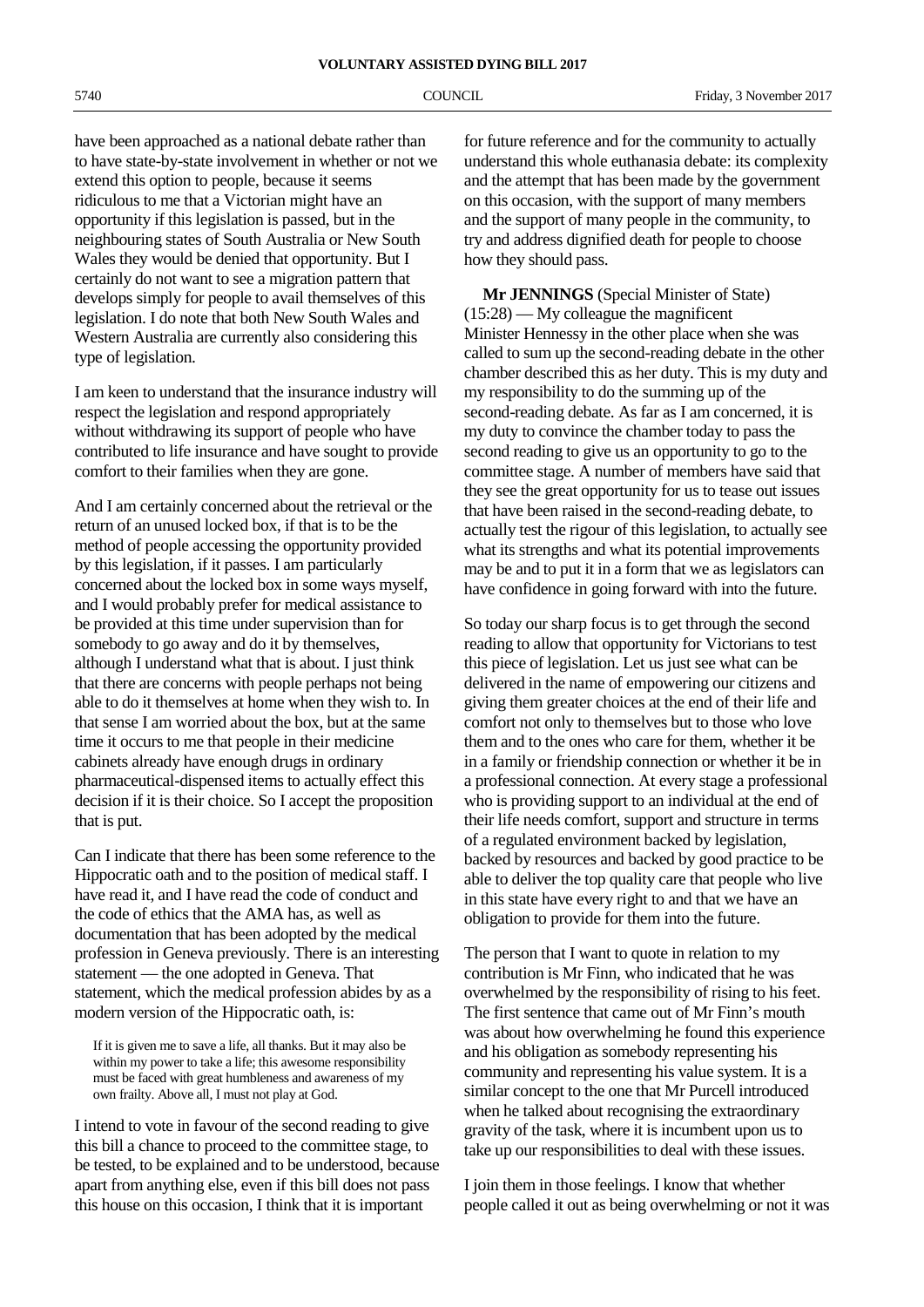have been approached as a national debate rather than to have state-by-state involvement in whether or not we extend this option to people, because it seems ridiculous to me that a Victorian might have an opportunity if this legislation is passed, but in the neighbouring states of South Australia or New South Wales they would be denied that opportunity. But I certainly do not want to see a migration pattern that develops simply for people to avail themselves of this legislation. I do note that both New South Wales and Western Australia are currently also considering this type of legislation.

I am keen to understand that the insurance industry will respect the legislation and respond appropriately without withdrawing its support of people who have contributed to life insurance and have sought to provide comfort to their families when they are gone.

And I am certainly concerned about the retrieval or the return of an unused locked box, if that is to be the method of people accessing the opportunity provided by this legislation, if it passes. I am particularly concerned about the locked box in some ways myself, and I would probably prefer for medical assistance to be provided at this time under supervision than for somebody to go away and do it by themselves, although I understand what that is about. I just think that there are concerns with people perhaps not being able to do it themselves at home when they wish to. In that sense I am worried about the box, but at the same time it occurs to me that people in their medicine cabinets already have enough drugs in ordinary pharmaceutical-dispensed items to actually effect this decision if it is their choice. So I accept the proposition that is put.

Can I indicate that there has been some reference to the Hippocratic oath and to the position of medical staff. I have read it, and I have read the code of conduct and the code of ethics that the AMA has, as well as documentation that has been adopted by the medical profession in Geneva previously. There is an interesting statement — the one adopted in Geneva. That statement, which the medical profession abides by as a modern version of the Hippocratic oath, is:

> If it is given me to save a life, all thanks. But it may also be within my power to take a life; this awesome responsibility must be faced with great humbleness and awareness of my own frailty. Above all, I must not play at God.

I intend to vote in favour of the second reading to give this bill a chance to proceed to the committee stage, to be tested, to be explained and to be understood, because apart from anything else, even if this bill does not pass this house on this occasion, I think that it is important for future reference and for the community to actually understand this whole euthanasia debate: its complexity and the attempt that has been made by the government on this occasion, with the support of many members and the support of many people in the community, to try and address dignified death for people to choose how they should pass.

**Mr JENNINGS** (Special Minister of State) (15:28) — My colleague the magnificent Minister Hennessy in the other place when she was called to sum up the second-reading debate in the other chamber described this as her duty. This is my duty and my responsibility to do the summing up of the second-reading debate. As far as I am concerned, it is my duty to convince the chamber today to pass the second reading to give us an opportunity to go to the committee stage. A number of members have said that they see the great opportunity for us to tease out issues that have been raised in the second-reading debate, to actually test the rigour of this legislation, to actually see what its strengths and what its potential improvements may be and to put it in a form that we as legislators can have confidence in going forward with into the future.

So today our sharp focus is to get through the second reading to allow that opportunity for Victorians to test this piece of legislation. Let us just see what can be delivered in the name of empowering our citizens and giving them greater choices at the end of their life and comfort not only to themselves but to those who love them and to the ones who care for them, whether it be in a family or friendship connection or whether it be in a professional connection. At every stage a professional who is providing support to an individual at the end of their life needs comfort, support and structure in terms of a regulated environment backed by legislation, backed by resources and backed by good practice to be able to deliver the top quality care that people who live in this state have every right to and that we have an obligation to provide for them into the future.

The person that I want to quote in relation to my contribution is Mr Finn, who indicated that he was overwhelmed by the responsibility of rising to his feet. The first sentence that came out of Mr Finn's mouth was about how overwhelming he found this experience and his obligation as somebody representing his community and representing his value system. It is a similar concept to the one that Mr Purcell introduced when he talked about recognising the extraordinary gravity of the task, where it is incumbent upon us to take up our responsibilities to deal with these issues.

I join them in those feelings. I know that whether people called it out as being overwhelming or not it was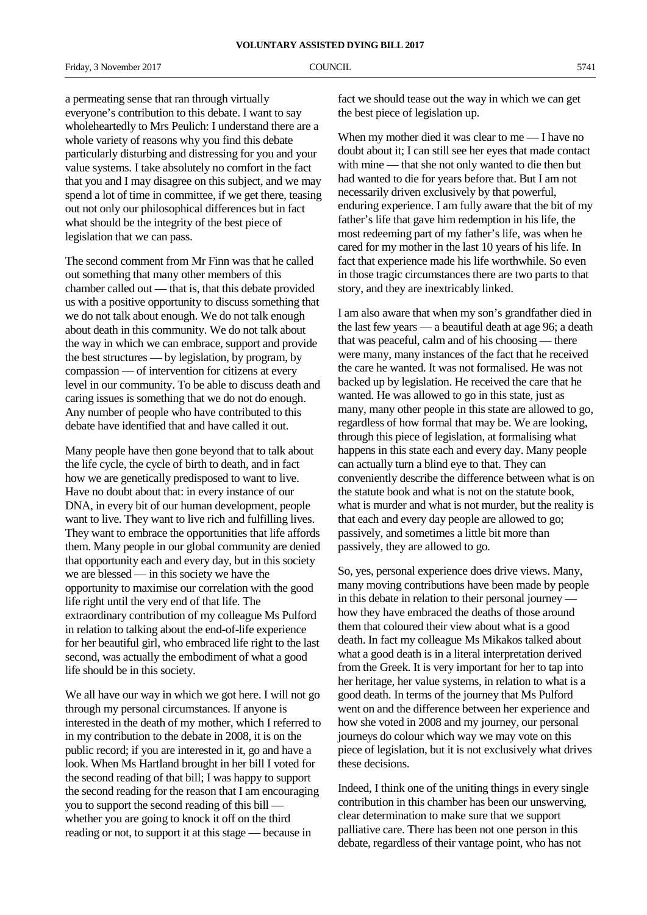a permeating sense that ran through virtually everyone's contribution to this debate. I want to say wholeheartedly to Mrs Peulich: I understand there are a whole variety of reasons why you find this debate particularly disturbing and distressing for you and your value systems. I take absolutely no comfort in the fact that you and I may disagree on this subject, and we may spend a lot of time in committee, if we get there, teasing out not only our philosophical differences but in fact what should be the integrity of the best piece of legislation that we can pass.

The second comment from Mr Finn was that he called out something that many other members of this chamber called out — that is, that this debate provided us with a positive opportunity to discuss something that we do not talk about enough. We do not talk enough about death in this community. We do not talk about the way in which we can embrace, support and provide the best structures — by legislation, by program, by compassion — of intervention for citizens at every level in our community. To be able to discuss death and caring issues is something that we do not do enough. Any number of people who have contributed to this debate have identified that and have called it out.

Many people have then gone beyond that to talk about the life cycle, the cycle of birth to death, and in fact how we are genetically predisposed to want to live. Have no doubt about that: in every instance of our DNA, in every bit of our human development, people want to live. They want to live rich and fulfilling lives. They want to embrace the opportunities that life affords them. Many people in our global community are denied that opportunity each and every day, but in this society we are blessed — in this society we have the opportunity to maximise our correlation with the good life right until the very end of that life. The extraordinary contribution of my colleague Ms Pulford in relation to talking about the end-of-life experience for her beautiful girl, who embraced life right to the last second, was actually the embodiment of what a good life should be in this society.

We all have our way in which we got here. I will not go through my personal circumstances. If anyone is interested in the death of my mother, which I referred to in my contribution to the debate in 2008, it is on the public record; if you are interested in it, go and have a look. When Ms Hartland brought in her bill I voted for the second reading of that bill; I was happy to support the second reading for the reason that I am encouraging you to support the second reading of this bill — whether you are going to knock it off on the third reading or not, to support it at this stage — because in fact we should tease out the way in which we can get the best piece of legislation up.

When my mother died it was clear to me — I have no doubt about it; I can still see her eyes that made contact with mine — that she not only wanted to die then but had wanted to die for years before that. But I am not necessarily driven exclusively by that powerful, enduring experience. I am fully aware that the bit of my father's life that gave him redemption in his life, the most redeeming part of my father's life, was when he cared for my mother in the last 10 years of his life. In fact that experience made his life worthwhile. So even in those tragic circumstances there are two parts to that story, and they are inextricably linked.

I am also aware that when my son's grandfather died in the last few years — a beautiful death at age 96; a death that was peaceful, calm and of his choosing — there were many, many instances of the fact that he received the care he wanted. It was not formalised. He was not backed up by legislation. He received the care that he wanted. He was allowed to go in this state, just as many, many other people in this state are allowed to go, regardless of how formal that may be. We are looking, through this piece of legislation, at formalising what happens in this state each and every day. Many people can actually turn a blind eye to that. They can conveniently describe the difference between what is on the statute book and what is not on the statute book, what is murder and what is not murder, but the reality is that each and every day people are allowed to go; passively, and sometimes a little bit more than passively, they are allowed to go.

So, yes, personal experience does drive views. Many, many moving contributions have been made by people in this debate in relation to their personal journey — how they have embraced the deaths of those around them that coloured their view about what is a good death. In fact my colleague Ms Mikakos talked about what a good death is in a literal interpretation derived from the Greek. It is very important for her to tap into her heritage, her value systems, in relation to what is a good death. In terms of the journey that Ms Pulford went on and the difference between her experience and how she voted in 2008 and my journey, our personal journeys do colour which way we may vote on this piece of legislation, but it is not exclusively what drives these decisions.

Indeed, I think one of the uniting things in every single contribution in this chamber has been our unswerving, clear determination to make sure that we support palliative care. There has been not one person in this debate, regardless of their vantage point, who has not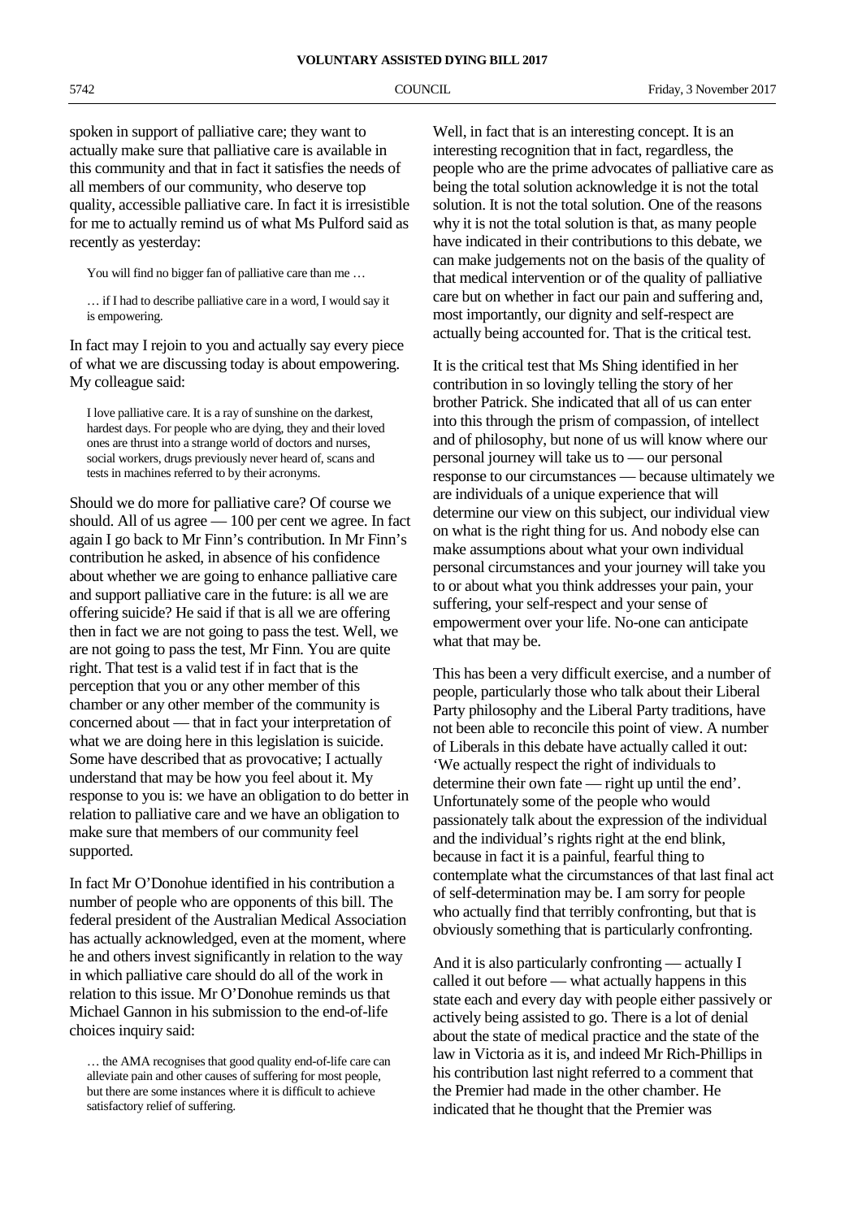spoken in support of palliative care; they want to actually make sure that palliative care is available in this community and that in fact it satisfies the needs of all members of our community, who deserve top quality, accessible palliative care. In fact it is irresistible for me to actually remind us of what Ms Pulford said as recently as yesterday:

> You will find no bigger fan of palliative care than me …
>
> … if I had to describe palliative care in a word, I would say it is empowering.

In fact may I rejoin to you and actually say every piece of what we are discussing today is about empowering. My colleague said:

> I love palliative care. It is a ray of sunshine on the darkest, hardest days. For people who are dying, they and their loved ones are thrust into a strange world of doctors and nurses, social workers, drugs previously never heard of, scans and tests in machines referred to by their acronyms.

Should we do more for palliative care? Of course we should. All of us agree — 100 per cent we agree. In fact again I go back to Mr Finn's contribution. In Mr Finn's contribution he asked, in absence of his confidence about whether we are going to enhance palliative care and support palliative care in the future: is all we are offering suicide? He said if that is all we are offering then in fact we are not going to pass the test. Well, we are not going to pass the test, Mr Finn. You are quite right. That test is a valid test if in fact that is the perception that you or any other member of this chamber or any other member of the community is concerned about — that in fact your interpretation of what we are doing here in this legislation is suicide. Some have described that as provocative; I actually understand that may be how you feel about it. My response to you is: we have an obligation to do better in relation to palliative care and we have an obligation to make sure that members of our community feel supported.

In fact Mr O'Donohue identified in his contribution a number of people who are opponents of this bill. The federal president of the Australian Medical Association has actually acknowledged, even at the moment, where he and others invest significantly in relation to the way in which palliative care should do all of the work in relation to this issue. Mr O'Donohue reminds us that Michael Gannon in his submission to the end-of-life choices inquiry said:

> … the AMA recognises that good quality end-of-life care can alleviate pain and other causes of suffering for most people, but there are some instances where it is difficult to achieve satisfactory relief of suffering.

Well, in fact that is an interesting concept. It is an interesting recognition that in fact, regardless, the people who are the prime advocates of palliative care as being the total solution acknowledge it is not the total solution. It is not the total solution. One of the reasons why it is not the total solution is that, as many people have indicated in their contributions to this debate, we can make judgements not on the basis of the quality of that medical intervention or of the quality of palliative care but on whether in fact our pain and suffering and, most importantly, our dignity and self-respect are actually being accounted for. That is the critical test.

It is the critical test that Ms Shing identified in her contribution in so lovingly telling the story of her brother Patrick. She indicated that all of us can enter into this through the prism of compassion, of intellect and of philosophy, but none of us will know where our personal journey will take us to — our personal response to our circumstances — because ultimately we are individuals of a unique experience that will determine our view on this subject, our individual view on what is the right thing for us. And nobody else can make assumptions about what your own individual personal circumstances and your journey will take you to or about what you think addresses your pain, your suffering, your self-respect and your sense of empowerment over your life. No-one can anticipate what that may be.

This has been a very difficult exercise, and a number of people, particularly those who talk about their Liberal Party philosophy and the Liberal Party traditions, have not been able to reconcile this point of view. A number of Liberals in this debate have actually called it out: 'We actually respect the right of individuals to determine their own fate — right up until the end'. Unfortunately some of the people who would passionately talk about the expression of the individual and the individual's rights right at the end blink, because in fact it is a painful, fearful thing to contemplate what the circumstances of that last final act of self-determination may be. I am sorry for people who actually find that terribly confronting, but that is obviously something that is particularly confronting.

And it is also particularly confronting — actually I called it out before — what actually happens in this state each and every day with people either passively or actively being assisted to go. There is a lot of denial about the state of medical practice and the state of the law in Victoria as it is, and indeed Mr Rich-Phillips in his contribution last night referred to a comment that the Premier had made in the other chamber. He indicated that he thought that the Premier was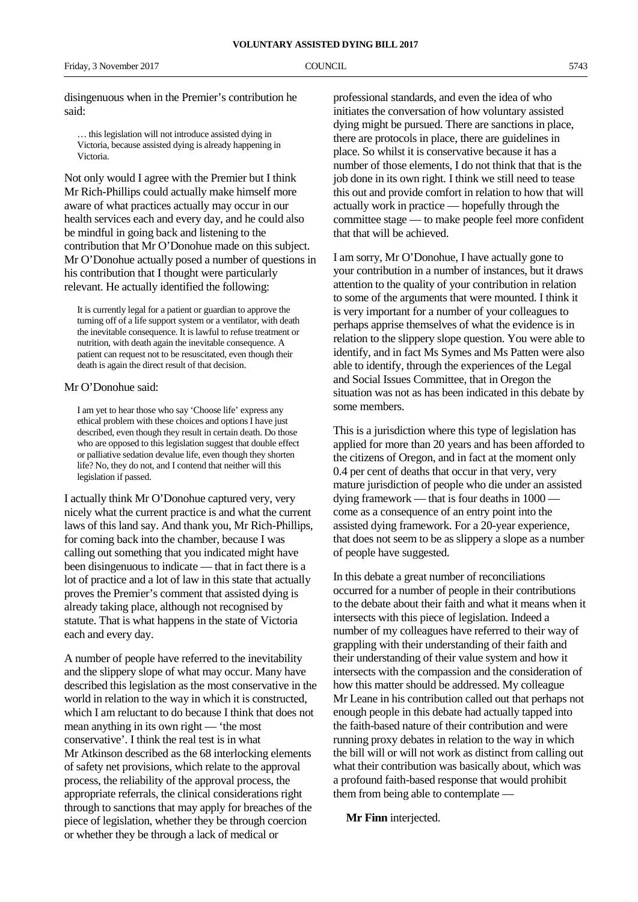disingenuous when in the Premier's contribution he said:

> … this legislation will not introduce assisted dying in Victoria, because assisted dying is already happening in Victoria.

Not only would I agree with the Premier but I think Mr Rich-Phillips could actually make himself more aware of what practices actually may occur in our health services each and every day, and he could also be mindful in going back and listening to the contribution that Mr O'Donohue made on this subject. Mr O'Donohue actually posed a number of questions in his contribution that I thought were particularly relevant. He actually identified the following:

> It is currently legal for a patient or guardian to approve the turning off of a life support system or a ventilator, with death the inevitable consequence. It is lawful to refuse treatment or nutrition, with death again the inevitable consequence. A patient can request not to be resuscitated, even though their death is again the direct result of that decision.

Mr O'Donohue said:

> I am yet to hear those who say 'Choose life' express any ethical problem with these choices and options I have just described, even though they result in certain death. Do those who are opposed to this legislation suggest that double effect or palliative sedation devalue life, even though they shorten life? No, they do not, and I contend that neither will this legislation if passed.

I actually think Mr O'Donohue captured very, very nicely what the current practice is and what the current laws of this land say. And thank you, Mr Rich-Phillips, for coming back into the chamber, because I was calling out something that you indicated might have been disingenuous to indicate — that in fact there is a lot of practice and a lot of law in this state that actually proves the Premier's comment that assisted dying is already taking place, although not recognised by statute. That is what happens in the state of Victoria each and every day.

A number of people have referred to the inevitability and the slippery slope of what may occur. Many have described this legislation as the most conservative in the world in relation to the way in which it is constructed, which I am reluctant to do because I think that does not mean anything in its own right — 'the most conservative'. I think the real test is in what Mr Atkinson described as the 68 interlocking elements of safety net provisions, which relate to the approval process, the reliability of the approval process, the appropriate referrals, the clinical considerations right through to sanctions that may apply for breaches of the piece of legislation, whether they be through coercion or whether they be through a lack of medical or professional standards, and even the idea of who initiates the conversation of how voluntary assisted dying might be pursued. There are sanctions in place, there are protocols in place, there are guidelines in place. So whilst it is conservative because it has a number of those elements, I do not think that that is the job done in its own right. I think we still need to tease this out and provide comfort in relation to how that will actually work in practice — hopefully through the committee stage — to make people feel more confident that that will be achieved.

I am sorry, Mr O'Donohue, I have actually gone to your contribution in a number of instances, but it draws attention to the quality of your contribution in relation to some of the arguments that were mounted. I think it is very important for a number of your colleagues to perhaps apprise themselves of what the evidence is in relation to the slippery slope question. You were able to identify, and in fact Ms Symes and Ms Patten were also able to identify, through the experiences of the Legal and Social Issues Committee, that in Oregon the situation was not as has been indicated in this debate by some members.

This is a jurisdiction where this type of legislation has applied for more than 20 years and has been afforded to the citizens of Oregon, and in fact at the moment only 0.4 per cent of deaths that occur in that very, very mature jurisdiction of people who die under an assisted dying framework — that is four deaths in 1000 — come as a consequence of an entry point into the assisted dying framework. For a 20-year experience, that does not seem to be as slippery a slope as a number of people have suggested.

In this debate a great number of reconciliations occurred for a number of people in their contributions to the debate about their faith and what it means when it intersects with this piece of legislation. Indeed a number of my colleagues have referred to their way of grappling with their understanding of their faith and their understanding of their value system and how it intersects with the compassion and the consideration of how this matter should be addressed. My colleague Mr Leane in his contribution called out that perhaps not enough people in this debate had actually tapped into the faith-based nature of their contribution and were running proxy debates in relation to the way in which the bill will or will not work as distinct from calling out what their contribution was basically about, which was a profound faith-based response that would prohibit them from being able to contemplate —

**Mr Finn** interjected.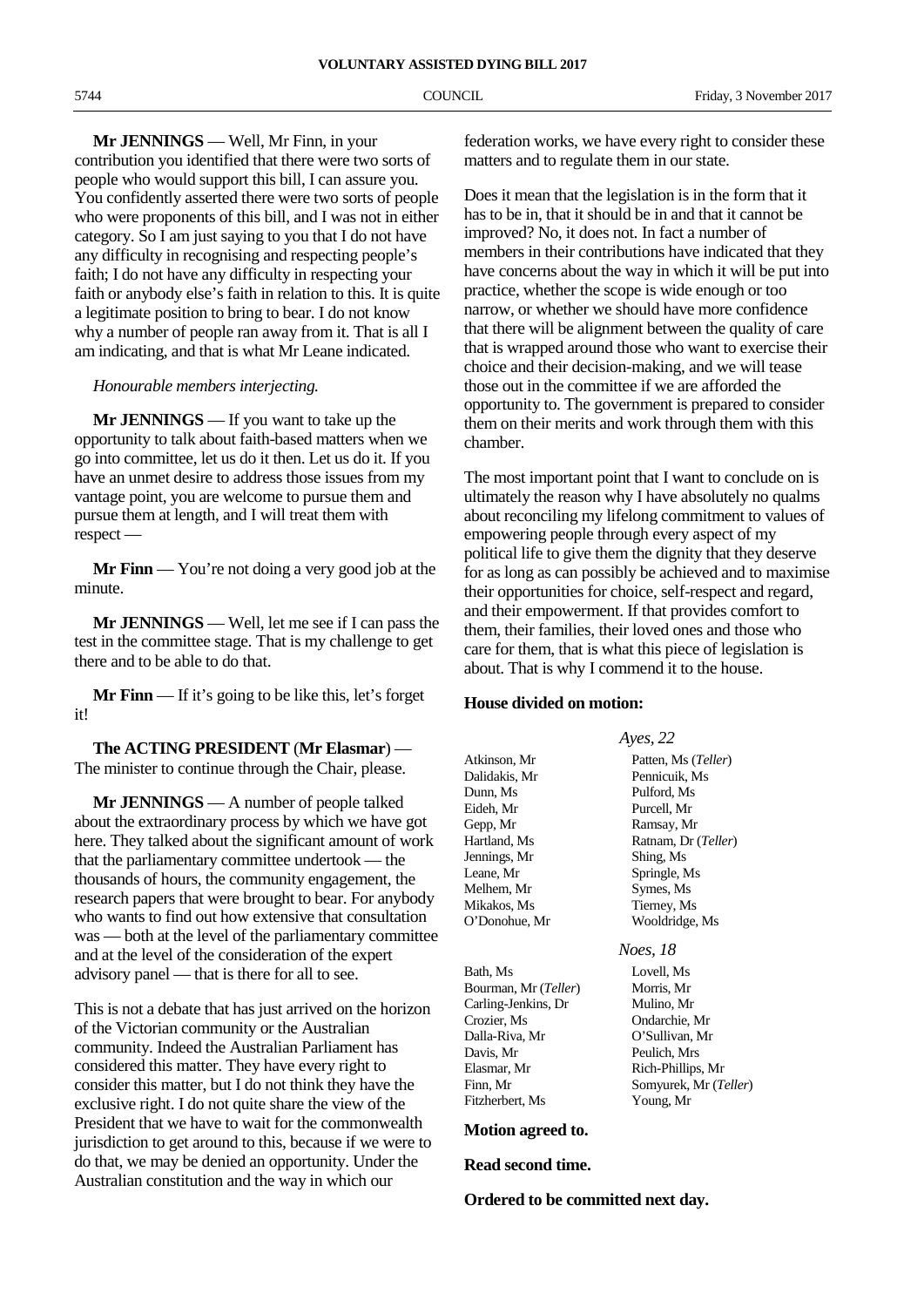**Mr JENNINGS** — Well, Mr Finn, in your contribution you identified that there were two sorts of people who would support this bill, I can assure you. You confidently asserted there were two sorts of people who were proponents of this bill, and I was not in either category. So I am just saying to you that I do not have any difficulty in recognising and respecting people's faith; I do not have any difficulty in respecting your faith or anybody else's faith in relation to this. It is quite a legitimate position to bring to bear. I do not know why a number of people ran away from it. That is all I am indicating, and that is what Mr Leane indicated.

*Honourable members interjecting.*

**Mr JENNINGS** — If you want to take up the opportunity to talk about faith-based matters when we go into committee, let us do it then. Let us do it. If you have an unmet desire to address those issues from my vantage point, you are welcome to pursue them and pursue them at length, and I will treat them with respect —

**Mr Finn** — You're not doing a very good job at the minute.

**Mr JENNINGS** — Well, let me see if I can pass the test in the committee stage. That is my challenge to get there and to be able to do that.

**Mr Finn** — If it's going to be like this, let's forget it!

**The ACTING PRESIDENT** (**Mr Elasmar**) — The minister to continue through the Chair, please.

**Mr JENNINGS** — A number of people talked about the extraordinary process by which we have got here. They talked about the significant amount of work that the parliamentary committee undertook — the thousands of hours, the community engagement, the research papers that were brought to bear. For anybody who wants to find out how extensive that consultation was — both at the level of the parliamentary committee and at the level of the consideration of the expert advisory panel — that is there for all to see.

This is not a debate that has just arrived on the horizon of the Victorian community or the Australian community. Indeed the Australian Parliament has considered this matter. They have every right to consider this matter, but I do not think they have the exclusive right. I do not quite share the view of the President that we have to wait for the commonwealth jurisdiction to get around to this, because if we were to do that, we may be denied an opportunity. Under the Australian constitution and the way in which our federation works, we have every right to consider these matters and to regulate them in our state.

Does it mean that the legislation is in the form that it has to be in, that it should be in and that it cannot be improved? No, it does not. In fact a number of members in their contributions have indicated that they have concerns about the way in which it will be put into practice, whether the scope is wide enough or too narrow, or whether we should have more confidence that there will be alignment between the quality of care that is wrapped around those who want to exercise their choice and their decision-making, and we will tease those out in the committee if we are afforded the opportunity to. The government is prepared to consider them on their merits and work through them with this chamber.

The most important point that I want to conclude on is ultimately the reason why I have absolutely no qualms about reconciling my lifelong commitment to values of empowering people through every aspect of my political life to give them the dignity that they deserve for as long as can possibly be achieved and to maximise their opportunities for choice, self-respect and regard, and their empowerment. If that provides comfort to them, their families, their loved ones and those who care for them, that is what this piece of legislation is about. That is why I commend it to the house.

**House divided on motion:**

*Ayes, 22*

| | |
|---|---|
| Atkinson, Mr | Patten, Ms (*Teller*) |
| Dalidakis, Mr | Pennicuik, Ms |
| Dunn, Ms | Pulford, Ms |
| Eideh, Mr | Purcell, Mr |
| Gepp, Mr | Ramsay, Mr |
| Hartland, Ms | Ratnam, Dr (*Teller*) |
| Jennings, Mr | Shing, Ms |
| Leane, Mr | Springle, Ms |
| Melhem, Mr | Symes, Ms |
| Mikakos, Ms | Tierney, Ms |
| O'Donohue, Mr | Wooldridge, Ms |

*Noes, 18*

| | |
|---|---|
| Bath, Ms | Lovell, Ms |
| Bourman, Mr (*Teller*) | Morris, Mr |
| Carling-Jenkins, Dr | Mulino, Mr |
| Crozier, Ms | Ondarchie, Mr |
| Dalla-Riva, Mr | O'Sullivan, Mr |
| Davis, Mr | Peulich, Mrs |
| Elasmar, Mr | Rich-Phillips, Mr |
| Finn, Mr | Somyurek, Mr (*Teller*) |
| Fitzherbert, Ms | Young, Mr |

**Motion agreed to.**

**Read second time.**

**Ordered to be committed next day.**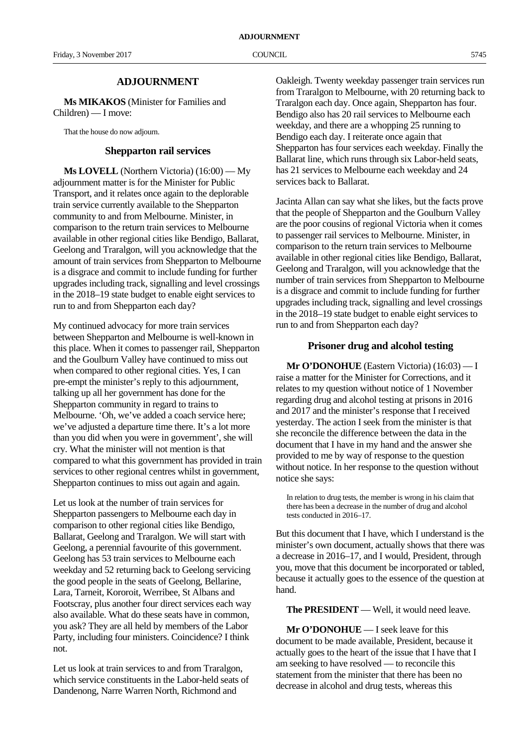# ADJOURNMENT

**Ms MIKAKOS** (Minister for Families and Children) — I move:

> That the house do now adjourn.

## Shepparton rail services

**Ms LOVELL** (Northern Victoria) (16:00) — My adjournment matter is for the Minister for Public Transport, and it relates once again to the deplorable train service currently available to the Shepparton community to and from Melbourne. Minister, in comparison to the return train services to Melbourne available in other regional cities like Bendigo, Ballarat, Geelong and Traralgon, will you acknowledge that the amount of train services from Shepparton to Melbourne is a disgrace and commit to include funding for further upgrades including track, signalling and level crossings in the 2018–19 state budget to enable eight services to run to and from Shepparton each day?

My continued advocacy for more train services between Shepparton and Melbourne is well-known in this place. When it comes to passenger rail, Shepparton and the Goulburn Valley have continued to miss out when compared to other regional cities. Yes, I can pre-empt the minister's reply to this adjournment, talking up all her government has done for the Shepparton community in regard to trains to Melbourne. 'Oh, we've added a coach service here; we've adjusted a departure time there. It's a lot more than you did when you were in government', she will cry. What the minister will not mention is that compared to what this government has provided in train services to other regional centres whilst in government, Shepparton continues to miss out again and again.

Let us look at the number of train services for Shepparton passengers to Melbourne each day in comparison to other regional cities like Bendigo, Ballarat, Geelong and Traralgon. We will start with Geelong, a perennial favourite of this government. Geelong has 53 train services to Melbourne each weekday and 52 returning back to Geelong servicing the good people in the seats of Geelong, Bellarine, Lara, Tarneit, Kororoit, Werribee, St Albans and Footscray, plus another four direct services each way also available. What do these seats have in common, you ask? They are all held by members of the Labor Party, including four ministers. Coincidence? I think not.

Let us look at train services to and from Traralgon, which service constituents in the Labor-held seats of Dandenong, Narre Warren North, Richmond and Oakleigh. Twenty weekday passenger train services run from Traralgon to Melbourne, with 20 returning back to Traralgon each day. Once again, Shepparton has four. Bendigo also has 20 rail services to Melbourne each weekday, and there are a whopping 25 running to Bendigo each day. I reiterate once again that Shepparton has four services each weekday. Finally the Ballarat line, which runs through six Labor-held seats, has 21 services to Melbourne each weekday and 24 services back to Ballarat.

Jacinta Allan can say what she likes, but the facts prove that the people of Shepparton and the Goulburn Valley are the poor cousins of regional Victoria when it comes to passenger rail services to Melbourne. Minister, in comparison to the return train services to Melbourne available in other regional cities like Bendigo, Ballarat, Geelong and Traralgon, will you acknowledge that the number of train services from Shepparton to Melbourne is a disgrace and commit to include funding for further upgrades including track, signalling and level crossings in the 2018–19 state budget to enable eight services to run to and from Shepparton each day?

## Prisoner drug and alcohol testing

**Mr O'DONOHUE** (Eastern Victoria) (16:03) — I raise a matter for the Minister for Corrections, and it relates to my question without notice of 1 November regarding drug and alcohol testing at prisons in 2016 and 2017 and the minister's response that I received yesterday. The action I seek from the minister is that she reconcile the difference between the data in the document that I have in my hand and the answer she provided to me by way of response to the question without notice. In her response to the question without notice she says:

> In relation to drug tests, the member is wrong in his claim that there has been a decrease in the number of drug and alcohol tests conducted in 2016–17.

But this document that I have, which I understand is the minister's own document, actually shows that there was a decrease in 2016–17, and I would, President, through you, move that this document be incorporated or tabled, because it actually goes to the essence of the question at hand.

**The PRESIDENT** — Well, it would need leave.

**Mr O'DONOHUE** — I seek leave for this document to be made available, President, because it actually goes to the heart of the issue that I have that I am seeking to have resolved — to reconcile this statement from the minister that there has been no decrease in alcohol and drug tests, whereas this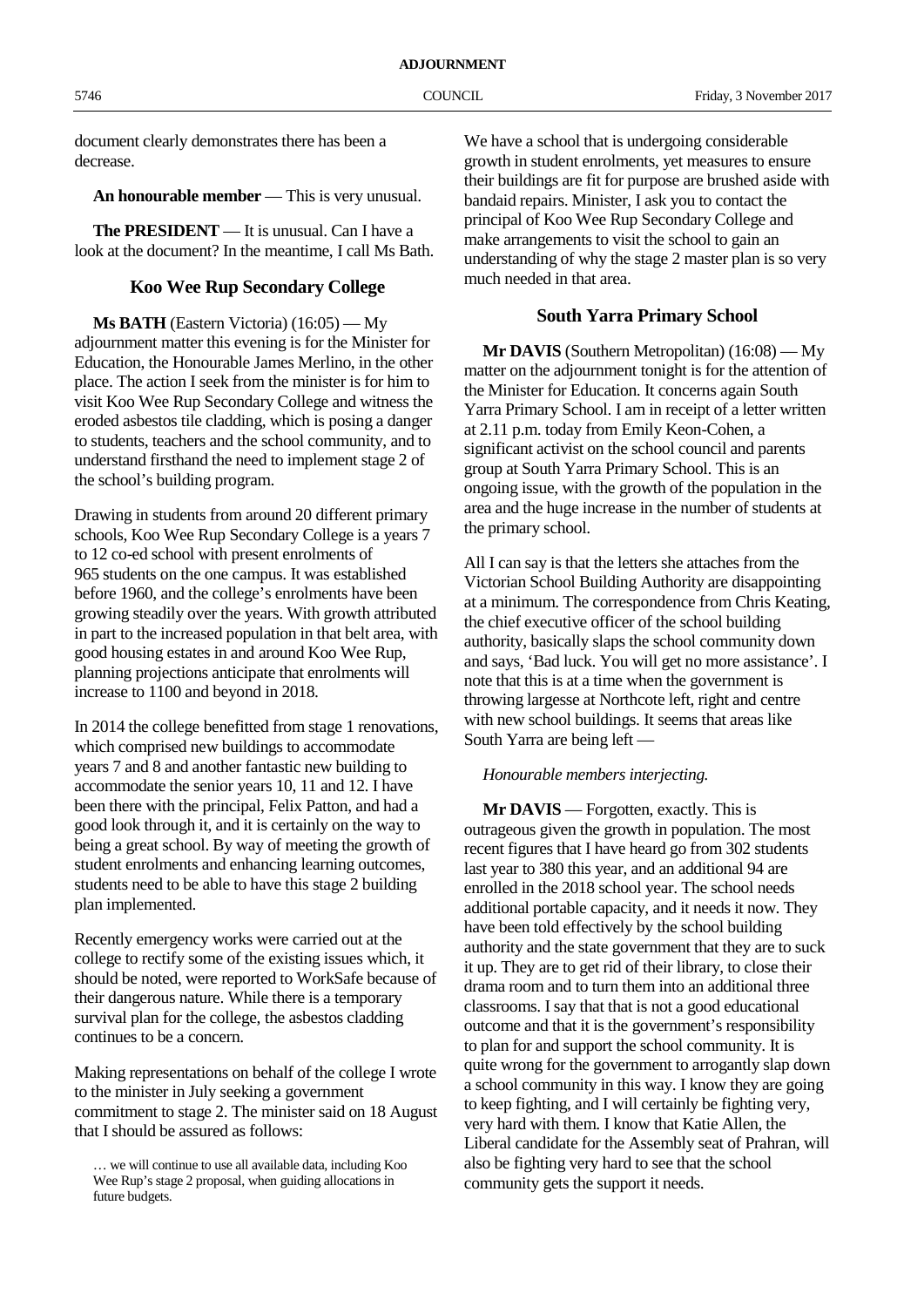document clearly demonstrates there has been a decrease.

**An honourable member** — This is very unusual.

**The PRESIDENT** — It is unusual. Can I have a look at the document? In the meantime, I call Ms Bath.

## Koo Wee Rup Secondary College

**Ms BATH** (Eastern Victoria) (16:05) — My adjournment matter this evening is for the Minister for Education, the Honourable James Merlino, in the other place. The action I seek from the minister is for him to visit Koo Wee Rup Secondary College and witness the eroded asbestos tile cladding, which is posing a danger to students, teachers and the school community, and to understand firsthand the need to implement stage 2 of the school's building program.

Drawing in students from around 20 different primary schools, Koo Wee Rup Secondary College is a years 7 to 12 co-ed school with present enrolments of 965 students on the one campus. It was established before 1960, and the college's enrolments have been growing steadily over the years. With growth attributed in part to the increased population in that belt area, with good housing estates in and around Koo Wee Rup, planning projections anticipate that enrolments will increase to 1100 and beyond in 2018.

In 2014 the college benefitted from stage 1 renovations, which comprised new buildings to accommodate years 7 and 8 and another fantastic new building to accommodate the senior years 10, 11 and 12. I have been there with the principal, Felix Patton, and had a good look through it, and it is certainly on the way to being a great school. By way of meeting the growth of student enrolments and enhancing learning outcomes, students need to be able to have this stage 2 building plan implemented.

Recently emergency works were carried out at the college to rectify some of the existing issues which, it should be noted, were reported to WorkSafe because of their dangerous nature. While there is a temporary survival plan for the college, the asbestos cladding continues to be a concern.

Making representations on behalf of the college I wrote to the minister in July seeking a government commitment to stage 2. The minister said on 18 August that I should be assured as follows:

> … we will continue to use all available data, including Koo Wee Rup's stage 2 proposal, when guiding allocations in future budgets.

We have a school that is undergoing considerable growth in student enrolments, yet measures to ensure their buildings are fit for purpose are brushed aside with bandaid repairs. Minister, I ask you to contact the principal of Koo Wee Rup Secondary College and make arrangements to visit the school to gain an understanding of why the stage 2 master plan is so very much needed in that area.

## South Yarra Primary School

**Mr DAVIS** (Southern Metropolitan) (16:08) — My matter on the adjournment tonight is for the attention of the Minister for Education. It concerns again South Yarra Primary School. I am in receipt of a letter written at 2.11 p.m. today from Emily Keon-Cohen, a significant activist on the school council and parents group at South Yarra Primary School. This is an ongoing issue, with the growth of the population in the area and the huge increase in the number of students at the primary school.

All I can say is that the letters she attaches from the Victorian School Building Authority are disappointing at a minimum. The correspondence from Chris Keating, the chief executive officer of the school building authority, basically slaps the school community down and says, 'Bad luck. You will get no more assistance'. I note that this is at a time when the government is throwing largesse at Northcote left, right and centre with new school buildings. It seems that areas like South Yarra are being left —

*Honourable members interjecting.*

**Mr DAVIS** — Forgotten, exactly. This is outrageous given the growth in population. The most recent figures that I have heard go from 302 students last year to 380 this year, and an additional 94 are enrolled in the 2018 school year. The school needs additional portable capacity, and it needs it now. They have been told effectively by the school building authority and the state government that they are to suck it up. They are to get rid of their library, to close their drama room and to turn them into an additional three classrooms. I say that that is not a good educational outcome and that it is the government's responsibility to plan for and support the school community. It is quite wrong for the government to arrogantly slap down a school community in this way. I know they are going to keep fighting, and I will certainly be fighting very, very hard with them. I know that Katie Allen, the Liberal candidate for the Assembly seat of Prahran, will also be fighting very hard to see that the school community gets the support it needs.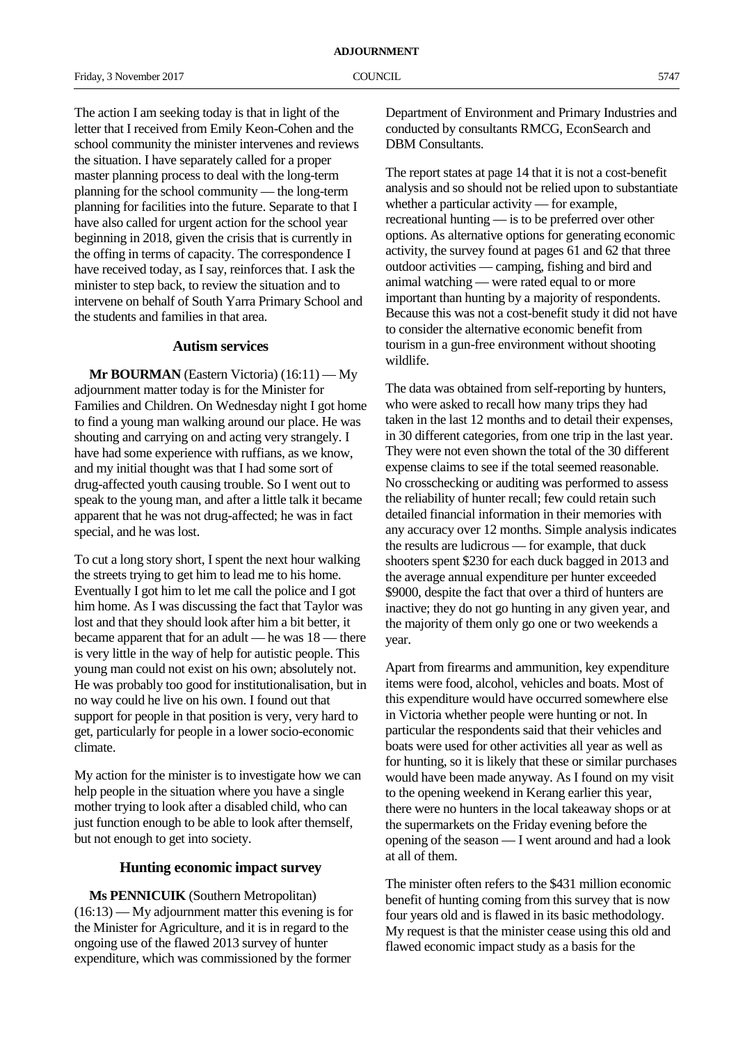The action I am seeking today is that in light of the letter that I received from Emily Keon-Cohen and the school community the minister intervenes and reviews the situation. I have separately called for a proper master planning process to deal with the long-term planning for the school community — the long-term planning for facilities into the future. Separate to that I have also called for urgent action for the school year beginning in 2018, given the crisis that is currently in the offing in terms of capacity. The correspondence I have received today, as I say, reinforces that. I ask the minister to step back, to review the situation and to intervene on behalf of South Yarra Primary School and the students and families in that area.

## Autism services

**Mr BOURMAN** (Eastern Victoria) (16:11) — My adjournment matter today is for the Minister for Families and Children. On Wednesday night I got home to find a young man walking around our place. He was shouting and carrying on and acting very strangely. I have had some experience with ruffians, as we know, and my initial thought was that I had some sort of drug-affected youth causing trouble. So I went out to speak to the young man, and after a little talk it became apparent that he was not drug-affected; he was in fact special, and he was lost.

To cut a long story short, I spent the next hour walking the streets trying to get him to lead me to his home. Eventually I got him to let me call the police and I got him home. As I was discussing the fact that Taylor was lost and that they should look after him a bit better, it became apparent that for an adult — he was 18 — there is very little in the way of help for autistic people. This young man could not exist on his own; absolutely not. He was probably too good for institutionalisation, but in no way could he live on his own. I found out that support for people in that position is very, very hard to get, particularly for people in a lower socio-economic climate.

My action for the minister is to investigate how we can help people in the situation where you have a single mother trying to look after a disabled child, who can just function enough to be able to look after themself, but not enough to get into society.

## Hunting economic impact survey

**Ms PENNICUIK** (Southern Metropolitan) (16:13) — My adjournment matter this evening is for the Minister for Agriculture, and it is in regard to the ongoing use of the flawed 2013 survey of hunter expenditure, which was commissioned by the former Department of Environment and Primary Industries and conducted by consultants RMCG, EconSearch and DBM Consultants.

The report states at page 14 that it is not a cost-benefit analysis and so should not be relied upon to substantiate whether a particular activity — for example, recreational hunting — is to be preferred over other options. As alternative options for generating economic activity, the survey found at pages 61 and 62 that three outdoor activities — camping, fishing and bird and animal watching — were rated equal to or more important than hunting by a majority of respondents. Because this was not a cost-benefit study it did not have to consider the alternative economic benefit from tourism in a gun-free environment without shooting wildlife.

The data was obtained from self-reporting by hunters, who were asked to recall how many trips they had taken in the last 12 months and to detail their expenses, in 30 different categories, from one trip in the last year. They were not even shown the total of the 30 different expense claims to see if the total seemed reasonable. No crosschecking or auditing was performed to assess the reliability of hunter recall; few could retain such detailed financial information in their memories with any accuracy over 12 months. Simple analysis indicates the results are ludicrous — for example, that duck shooters spent $230 for each duck bagged in 2013 and the average annual expenditure per hunter exceeded $9000, despite the fact that over a third of hunters are inactive; they do not go hunting in any given year, and the majority of them only go one or two weekends a year.

Apart from firearms and ammunition, key expenditure items were food, alcohol, vehicles and boats. Most of this expenditure would have occurred somewhere else in Victoria whether people were hunting or not. In particular the respondents said that their vehicles and boats were used for other activities all year as well as for hunting, so it is likely that these or similar purchases would have been made anyway. As I found on my visit to the opening weekend in Kerang earlier this year, there were no hunters in the local takeaway shops or at the supermarkets on the Friday evening before the opening of the season — I went around and had a look at all of them.

The minister often refers to the $431 million economic benefit of hunting coming from this survey that is now four years old and is flawed in its basic methodology. My request is that the minister cease using this old and flawed economic impact study as a basis for the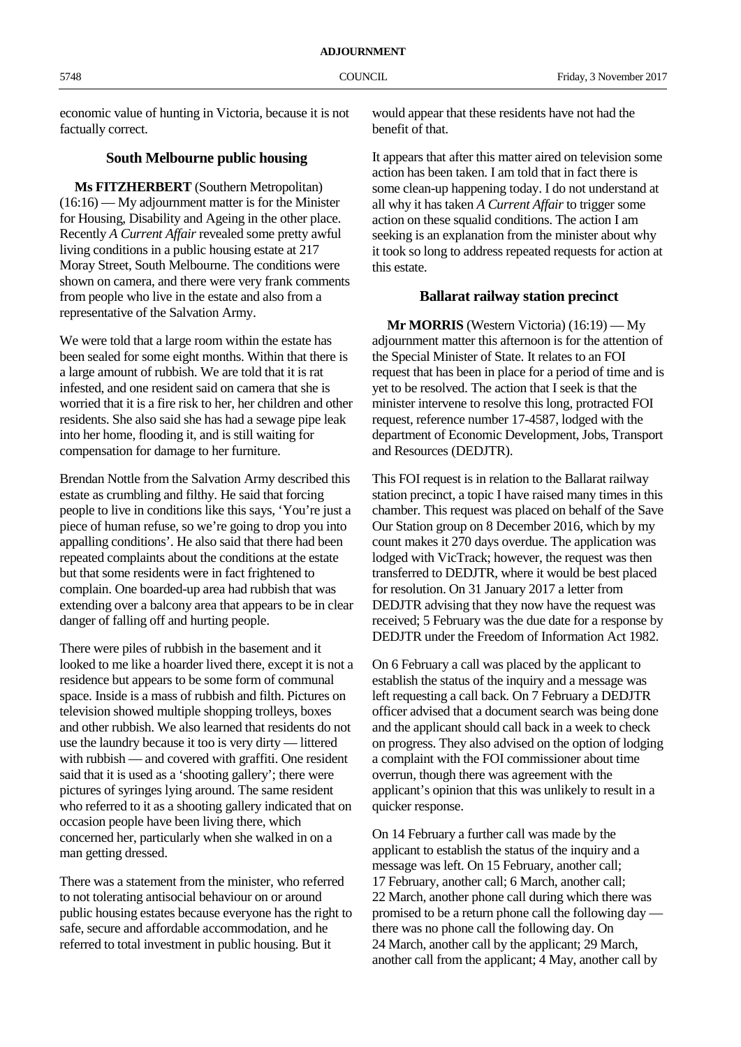economic value of hunting in Victoria, because it is not factually correct.

## South Melbourne public housing

**Ms FITZHERBERT** (Southern Metropolitan) (16:16) — My adjournment matter is for the Minister for Housing, Disability and Ageing in the other place. Recently *A Current Affair* revealed some pretty awful living conditions in a public housing estate at 217 Moray Street, South Melbourne. The conditions were shown on camera, and there were very frank comments from people who live in the estate and also from a representative of the Salvation Army.

We were told that a large room within the estate has been sealed for some eight months. Within that there is a large amount of rubbish. We are told that it is rat infested, and one resident said on camera that she is worried that it is a fire risk to her, her children and other residents. She also said she has had a sewage pipe leak into her home, flooding it, and is still waiting for compensation for damage to her furniture.

Brendan Nottle from the Salvation Army described this estate as crumbling and filthy. He said that forcing people to live in conditions like this says, 'You're just a piece of human refuse, so we're going to drop you into appalling conditions'. He also said that there had been repeated complaints about the conditions at the estate but that some residents were in fact frightened to complain. One boarded-up area had rubbish that was extending over a balcony area that appears to be in clear danger of falling off and hurting people.

There were piles of rubbish in the basement and it looked to me like a hoarder lived there, except it is not a residence but appears to be some form of communal space. Inside is a mass of rubbish and filth. Pictures on television showed multiple shopping trolleys, boxes and other rubbish. We also learned that residents do not use the laundry because it too is very dirty — littered with rubbish — and covered with graffiti. One resident said that it is used as a 'shooting gallery'; there were pictures of syringes lying around. The same resident who referred to it as a shooting gallery indicated that on occasion people have been living there, which concerned her, particularly when she walked in on a man getting dressed.

There was a statement from the minister, who referred to not tolerating antisocial behaviour on or around public housing estates because everyone has the right to safe, secure and affordable accommodation, and he referred to total investment in public housing. But it would appear that these residents have not had the benefit of that.

It appears that after this matter aired on television some action has been taken. I am told that in fact there is some clean-up happening today. I do not understand at all why it has taken *A Current Affair* to trigger some action on these squalid conditions. The action I am seeking is an explanation from the minister about why it took so long to address repeated requests for action at this estate.

## Ballarat railway station precinct

**Mr MORRIS** (Western Victoria) (16:19) — My adjournment matter this afternoon is for the attention of the Special Minister of State. It relates to an FOI request that has been in place for a period of time and is yet to be resolved. The action that I seek is that the minister intervene to resolve this long, protracted FOI request, reference number 17-4587, lodged with the department of Economic Development, Jobs, Transport and Resources (DEDJTR).

This FOI request is in relation to the Ballarat railway station precinct, a topic I have raised many times in this chamber. This request was placed on behalf of the Save Our Station group on 8 December 2016, which by my count makes it 270 days overdue. The application was lodged with VicTrack; however, the request was then transferred to DEDJTR, where it would be best placed for resolution. On 31 January 2017 a letter from DEDJTR advising that they now have the request was received; 5 February was the due date for a response by DEDJTR under the Freedom of Information Act 1982.

On 6 February a call was placed by the applicant to establish the status of the inquiry and a message was left requesting a call back. On 7 February a DEDJTR officer advised that a document search was being done and the applicant should call back in a week to check on progress. They also advised on the option of lodging a complaint with the FOI commissioner about time overrun, though there was agreement with the applicant's opinion that this was unlikely to result in a quicker response.

On 14 February a further call was made by the applicant to establish the status of the inquiry and a message was left. On 15 February, another call; 17 February, another call; 6 March, another call; 22 March, another phone call during which there was promised to be a return phone call the following day — there was no phone call the following day. On 24 March, another call by the applicant; 29 March, another call from the applicant; 4 May, another call by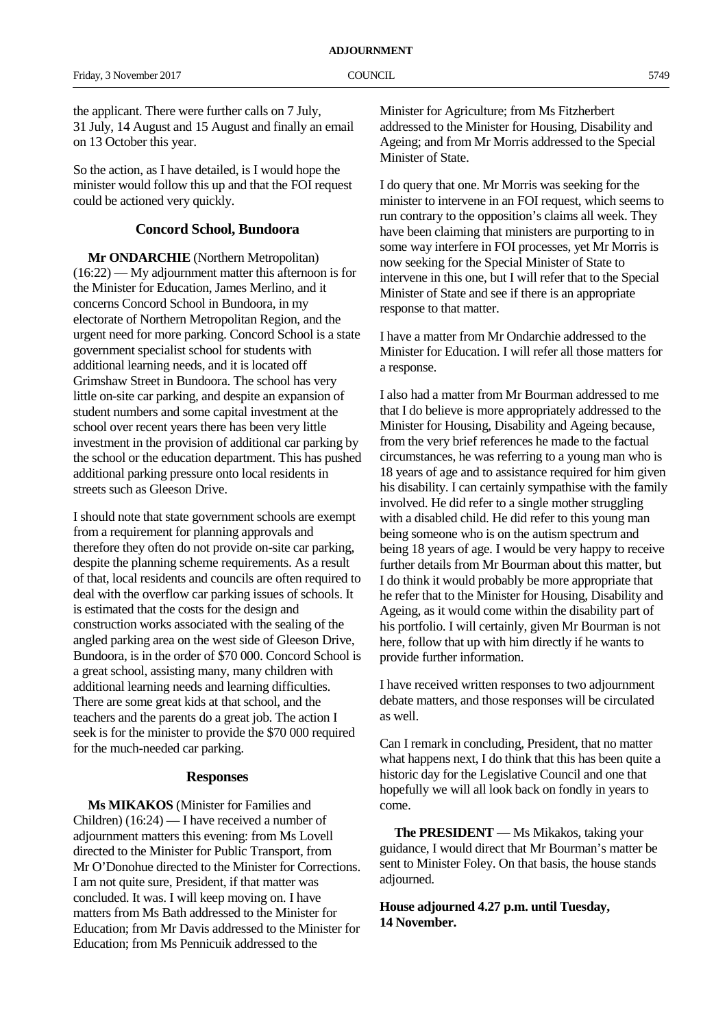the applicant. There were further calls on 7 July, 31 July, 14 August and 15 August and finally an email on 13 October this year.

So the action, as I have detailed, is I would hope the minister would follow this up and that the FOI request could be actioned very quickly.

### Concord School, Bundoora

**Mr ONDARCHIE** (Northern Metropolitan) (16:22) — My adjournment matter this afternoon is for the Minister for Education, James Merlino, and it concerns Concord School in Bundoora, in my electorate of Northern Metropolitan Region, and the urgent need for more parking. Concord School is a state government specialist school for students with additional learning needs, and it is located off Grimshaw Street in Bundoora. The school has very little on-site car parking, and despite an expansion of student numbers and some capital investment at the school over recent years there has been very little investment in the provision of additional car parking by the school or the education department. This has pushed additional parking pressure onto local residents in streets such as Gleeson Drive.

I should note that state government schools are exempt from a requirement for planning approvals and therefore they often do not provide on-site car parking, despite the planning scheme requirements. As a result of that, local residents and councils are often required to deal with the overflow car parking issues of schools. It is estimated that the costs for the design and construction works associated with the sealing of the angled parking area on the west side of Gleeson Drive, Bundoora, is in the order of $70 000. Concord School is a great school, assisting many, many children with additional learning needs and learning difficulties. There are some great kids at that school, and the teachers and the parents do a great job. The action I seek is for the minister to provide the $70 000 required for the much-needed car parking.

### Responses

**Ms MIKAKOS** (Minister for Families and Children) (16:24) — I have received a number of adjournment matters this evening: from Ms Lovell directed to the Minister for Public Transport, from Mr O'Donohue directed to the Minister for Corrections. I am not quite sure, President, if that matter was concluded. It was. I will keep moving on. I have matters from Ms Bath addressed to the Minister for Education; from Mr Davis addressed to the Minister for Education; from Ms Pennicuik addressed to the Minister for Agriculture; from Ms Fitzherbert addressed to the Minister for Housing, Disability and Ageing; and from Mr Morris addressed to the Special Minister of State.

I do query that one. Mr Morris was seeking for the minister to intervene in an FOI request, which seems to run contrary to the opposition's claims all week. They have been claiming that ministers are purporting to in some way interfere in FOI processes, yet Mr Morris is now seeking for the Special Minister of State to intervene in this one, but I will refer that to the Special Minister of State and see if there is an appropriate response to that matter.

I have a matter from Mr Ondarchie addressed to the Minister for Education. I will refer all those matters for a response.

I also had a matter from Mr Bourman addressed to me that I do believe is more appropriately addressed to the Minister for Housing, Disability and Ageing because, from the very brief references he made to the factual circumstances, he was referring to a young man who is 18 years of age and to assistance required for him given his disability. I can certainly sympathise with the family involved. He did refer to a single mother struggling with a disabled child. He did refer to this young man being someone who is on the autism spectrum and being 18 years of age. I would be very happy to receive further details from Mr Bourman about this matter, but I do think it would probably be more appropriate that he refer that to the Minister for Housing, Disability and Ageing, as it would come within the disability part of his portfolio. I will certainly, given Mr Bourman is not here, follow that up with him directly if he wants to provide further information.

I have received written responses to two adjournment debate matters, and those responses will be circulated as well.

Can I remark in concluding, President, that no matter what happens next, I do think that this has been quite a historic day for the Legislative Council and one that hopefully we will all look back on fondly in years to come.

**The PRESIDENT** — Ms Mikakos, taking your guidance, I would direct that Mr Bourman's matter be sent to Minister Foley. On that basis, the house stands adjourned.

**House adjourned 4.27 p.m. until Tuesday, 14 November.**